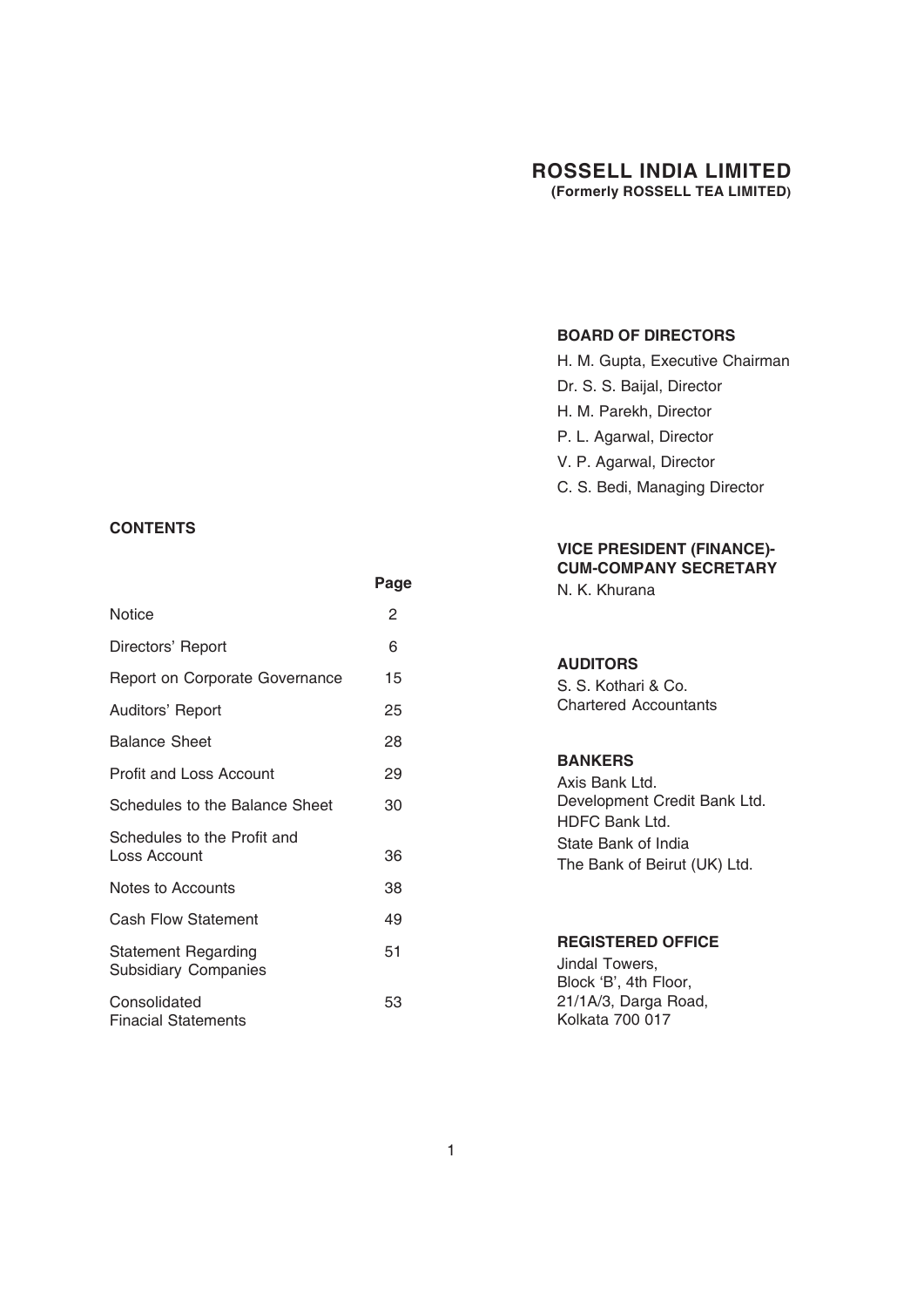# ROSSELL INDIA LIMITED

**(Formerly ROSSELL TEA LIMITED)**

**BOARD OF DIRECTORS**

H. M. Gupta, Executive Chairman

Dr. S. S. Baijal, Director

H. M. Parekh, Director

P. L. Agarwal, Director

V. P. Agarwal, Director

C. S. Bedi, Managing Director

**VICE PRESIDENT (FINANCE)-CUM-COMPANY SECRETARY**

N. K. Khurana

**AUDITORS**

S. S. Kothari & Co.
Chartered Accountants

**BANKERS**

Axis Bank Ltd.
Development Credit Bank Ltd.
HDFC Bank Ltd.
State Bank of India
The Bank of Beirut (UK) Ltd.

**REGISTERED OFFICE**

Jindal Towers,
Block 'B', 4th Floor,
21/1A/3, Darga Road,
Kolkata 700 017

**CONTENTS**

| | Page |
|---|---|
| Notice | 2 |
| Directors' Report | 6 |
| Report on Corporate Governance | 15 |
| Auditors' Report | 25 |
| Balance Sheet | 28 |
| Profit and Loss Account | 29 |
| Schedules to the Balance Sheet | 30 |
| Schedules to the Profit and Loss Account | 36 |
| Notes to Accounts | 38 |
| Cash Flow Statement | 49 |
| Statement Regarding Subsidiary Companies | 51 |
| Consolidated Finacial Statements | 53 |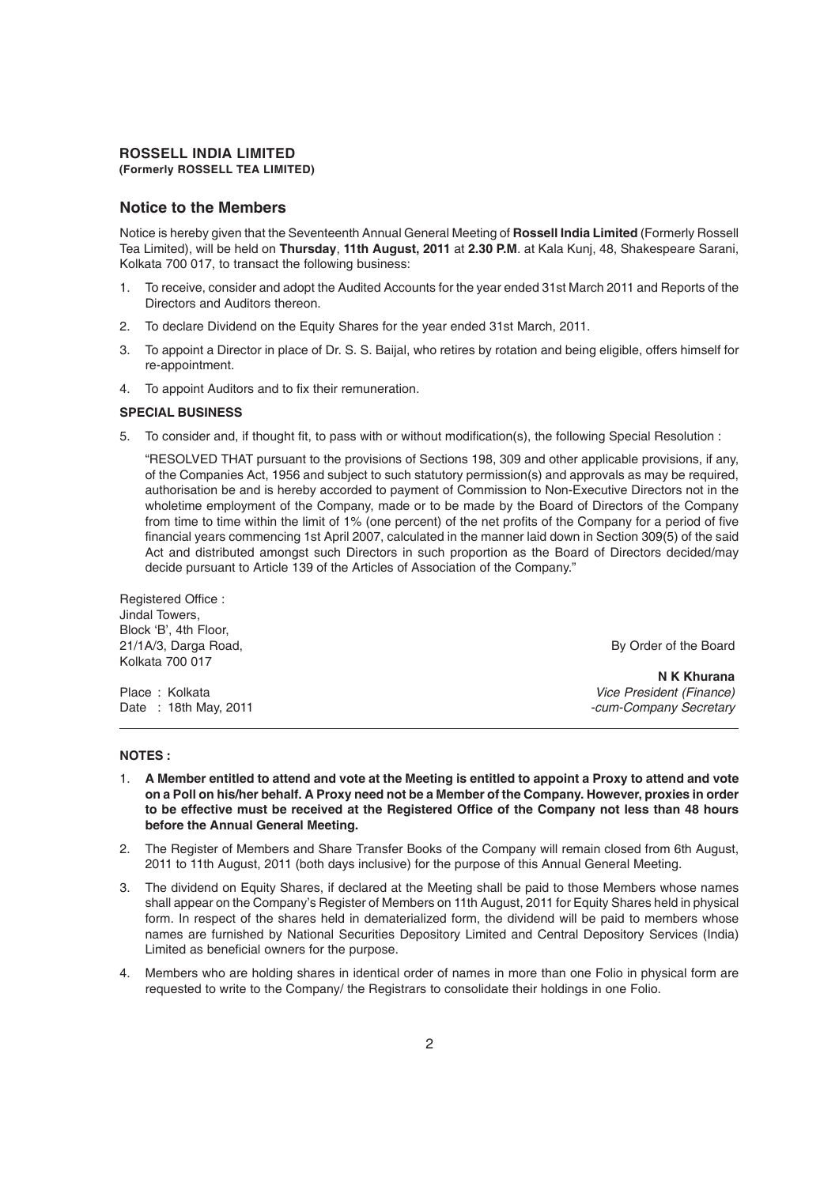**ROSSELL INDIA LIMITED**
**(Formerly ROSSELL TEA LIMITED)**

## Notice to the Members

Notice is hereby given that the Seventeenth Annual General Meeting of **Rossell India Limited** (Formerly Rossell Tea Limited), will be held on **Thursday**, **11th August, 2011** at **2.30 P.M**. at Kala Kunj, 48, Shakespeare Sarani, Kolkata 700 017, to transact the following business:

1. To receive, consider and adopt the Audited Accounts for the year ended 31st March 2011 and Reports of the Directors and Auditors thereon.
2. To declare Dividend on the Equity Shares for the year ended 31st March, 2011.
3. To appoint a Director in place of Dr. S. S. Baijal, who retires by rotation and being eligible, offers himself for re-appointment.
4. To appoint Auditors and to fix their remuneration.

**SPECIAL BUSINESS**

5. To consider and, if thought fit, to pass with or without modification(s), the following Special Resolution :

   "RESOLVED THAT pursuant to the provisions of Sections 198, 309 and other applicable provisions, if any, of the Companies Act, 1956 and subject to such statutory permission(s) and approvals as may be required, authorisation be and is hereby accorded to payment of Commission to Non-Executive Directors not in the wholetime employment of the Company, made or to be made by the Board of Directors of the Company from time to time within the limit of 1% (one percent) of the net profits of the Company for a period of five financial years commencing 1st April 2007, calculated in the manner laid down in Section 309(5) of the said Act and distributed amongst such Directors in such proportion as the Board of Directors decided/may decide pursuant to Article 139 of the Articles of Association of the Company."

Registered Office :
Jindal Towers,
Block 'B', 4th Floor,
21/1A/3, Darga Road,
Kolkata 700 017

Place : Kolkata
Date : 18th May, 2011

By Order of the Board

**N K Khurana**
*Vice President (Finance)*
*-cum-Company Secretary*

**NOTES :**

1. **A Member entitled to attend and vote at the Meeting is entitled to appoint a Proxy to attend and vote on a Poll on his/her behalf. A Proxy need not be a Member of the Company. However, proxies in order to be effective must be received at the Registered Office of the Company not less than 48 hours before the Annual General Meeting.**
2. The Register of Members and Share Transfer Books of the Company will remain closed from 6th August, 2011 to 11th August, 2011 (both days inclusive) for the purpose of this Annual General Meeting.
3. The dividend on Equity Shares, if declared at the Meeting shall be paid to those Members whose names shall appear on the Company's Register of Members on 11th August, 2011 for Equity Shares held in physical form. In respect of the shares held in dematerialized form, the dividend will be paid to members whose names are furnished by National Securities Depository Limited and Central Depository Services (India) Limited as beneficial owners for the purpose.
4. Members who are holding shares in identical order of names in more than one Folio in physical form are requested to write to the Company/ the Registrars to consolidate their holdings in one Folio.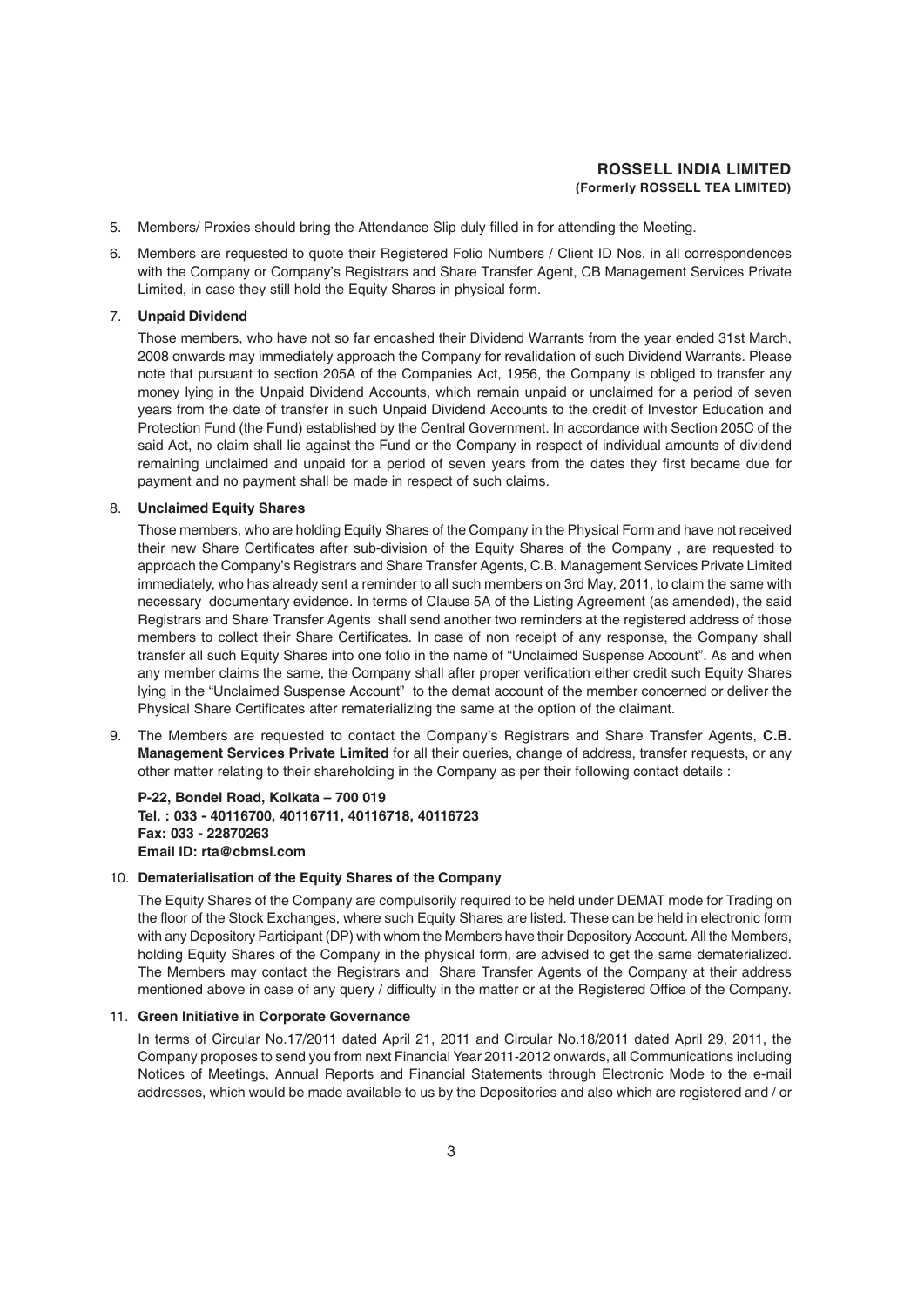5. Members/ Proxies should bring the Attendance Slip duly filled in for attending the Meeting.

6. Members are requested to quote their Registered Folio Numbers / Client ID Nos. in all correspondences with the Company or Company's Registrars and Share Transfer Agent, CB Management Services Private Limited, in case they still hold the Equity Shares in physical form.

7. **Unpaid Dividend**

   Those members, who have not so far encashed their Dividend Warrants from the year ended 31st March, 2008 onwards may immediately approach the Company for revalidation of such Dividend Warrants. Please note that pursuant to section 205A of the Companies Act, 1956, the Company is obliged to transfer any money lying in the Unpaid Dividend Accounts, which remain unpaid or unclaimed for a period of seven years from the date of transfer in such Unpaid Dividend Accounts to the credit of Investor Education and Protection Fund (the Fund) established by the Central Government. In accordance with Section 205C of the said Act, no claim shall lie against the Fund or the Company in respect of individual amounts of dividend remaining unclaimed and unpaid for a period of seven years from the dates they first became due for payment and no payment shall be made in respect of such claims.

8. **Unclaimed Equity Shares**

   Those members, who are holding Equity Shares of the Company in the Physical Form and have not received their new Share Certificates after sub-division of the Equity Shares of the Company , are requested to approach the Company's Registrars and Share Transfer Agents, C.B. Management Services Private Limited immediately, who has already sent a reminder to all such members on 3rd May, 2011, to claim the same with necessary documentary evidence. In terms of Clause 5A of the Listing Agreement (as amended), the said Registrars and Share Transfer Agents shall send another two reminders at the registered address of those members to collect their Share Certificates. In case of non receipt of any response, the Company shall transfer all such Equity Shares into one folio in the name of "Unclaimed Suspense Account". As and when any member claims the same, the Company shall after proper verification either credit such Equity Shares lying in the "Unclaimed Suspense Account" to the demat account of the member concerned or deliver the Physical Share Certificates after rematerializing the same at the option of the claimant.

9. The Members are requested to contact the Company's Registrars and Share Transfer Agents, **C.B. Management Services Private Limited** for all their queries, change of address, transfer requests, or any other matter relating to their shareholding in the Company as per their following contact details :

   **P-22, Bondel Road, Kolkata – 700 019**
   **Tel. : 033 - 40116700, 40116711, 40116718, 40116723**
   **Fax: 033 - 22870263**
   **Email ID: rta@cbmsl.com**

10. **Dematerialisation of the Equity Shares of the Company**

    The Equity Shares of the Company are compulsorily required to be held under DEMAT mode for Trading on the floor of the Stock Exchanges, where such Equity Shares are listed. These can be held in electronic form with any Depository Participant (DP) with whom the Members have their Depository Account. All the Members, holding Equity Shares of the Company in the physical form, are advised to get the same dematerialized. The Members may contact the Registrars and Share Transfer Agents of the Company at their address mentioned above in case of any query / difficulty in the matter or at the Registered Office of the Company.

11. **Green Initiative in Corporate Governance**

    In terms of Circular No.17/2011 dated April 21, 2011 and Circular No.18/2011 dated April 29, 2011, the Company proposes to send you from next Financial Year 2011-2012 onwards, all Communications including Notices of Meetings, Annual Reports and Financial Statements through Electronic Mode to the e-mail addresses, which would be made available to us by the Depositories and also which are registered and / or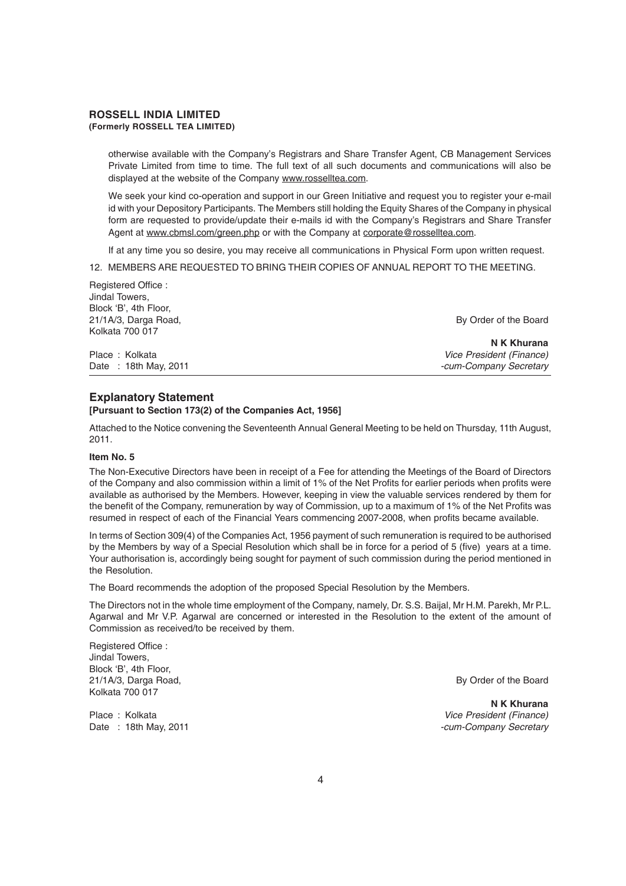otherwise available with the Company's Registrars and Share Transfer Agent, CB Management Services Private Limited from time to time. The full text of all such documents and communications will also be displayed at the website of the Company www.rosselltea.com.

We seek your kind co-operation and support in our Green Initiative and request you to register your e-mail id with your Depository Participants. The Members still holding the Equity Shares of the Company in physical form are requested to provide/update their e-mails id with the Company's Registrars and Share Transfer Agent at www.cbmsl.com/green.php or with the Company at corporate@rosselltea.com.

If at any time you so desire, you may receive all communications in Physical Form upon written request.

12. MEMBERS ARE REQUESTED TO BRING THEIR COPIES OF ANNUAL REPORT TO THE MEETING.

Registered Office :
Jindal Towers,
Block 'B', 4th Floor,
21/1A/3, Darga Road,
Kolkata 700 017

By Order of the Board

**N K Khurana**
*Vice President (Finance)*
*-cum-Company Secretary*

Place : Kolkata
Date : 18th May, 2011

## Explanatory Statement

**[Pursuant to Section 173(2) of the Companies Act, 1956]**

Attached to the Notice convening the Seventeenth Annual General Meeting to be held on Thursday, 11th August, 2011.

**Item No. 5**

The Non-Executive Directors have been in receipt of a Fee for attending the Meetings of the Board of Directors of the Company and also commission within a limit of 1% of the Net Profits for earlier periods when profits were available as authorised by the Members. However, keeping in view the valuable services rendered by them for the benefit of the Company, remuneration by way of Commission, up to a maximum of 1% of the Net Profits was resumed in respect of each of the Financial Years commencing 2007-2008, when profits became available.

In terms of Section 309(4) of the Companies Act, 1956 payment of such remuneration is required to be authorised by the Members by way of a Special Resolution which shall be in force for a period of 5 (five) years at a time. Your authorisation is, accordingly being sought for payment of such commission during the period mentioned in the Resolution.

The Board recommends the adoption of the proposed Special Resolution by the Members.

The Directors not in the whole time employment of the Company, namely, Dr. S.S. Baijal, Mr H.M. Parekh, Mr P.L. Agarwal and Mr V.P. Agarwal are concerned or interested in the Resolution to the extent of the amount of Commission as received/to be received by them.

Registered Office :
Jindal Towers,
Block 'B', 4th Floor,
21/1A/3, Darga Road,
Kolkata 700 017

By Order of the Board

**N K Khurana**
*Vice President (Finance)*
*-cum-Company Secretary*

Place : Kolkata
Date : 18th May, 2011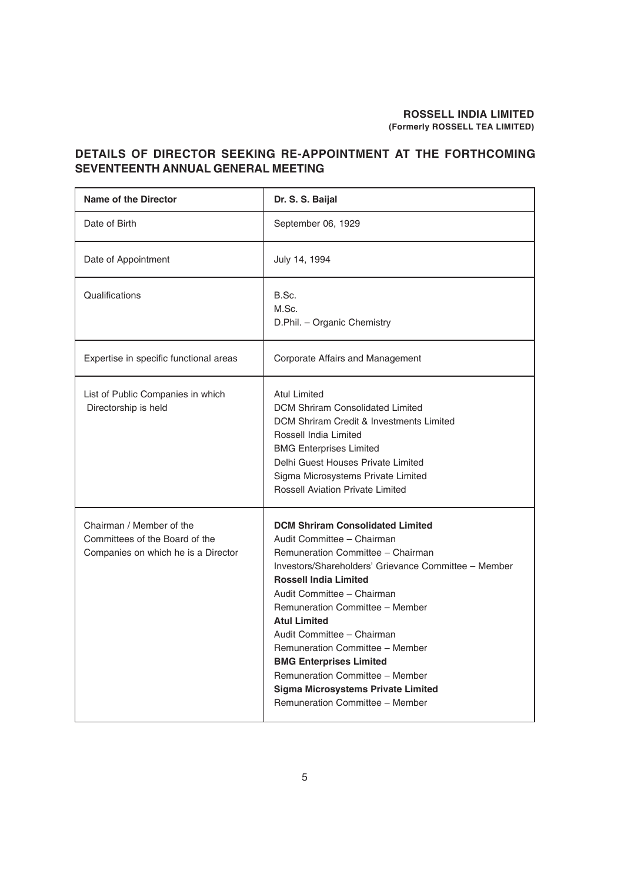**ROSSELL INDIA LIMITED**
**(Formerly ROSSELL TEA LIMITED)**

## DETAILS OF DIRECTOR SEEKING RE-APPOINTMENT AT THE FORTHCOMING SEVENTEENTH ANNUAL GENERAL MEETING

| Name of the Director | Dr. S. S. Baijal |
|---|---|
| Date of Birth | September 06, 1929 |
| Date of Appointment | July 14, 1994 |
| Qualifications | B.Sc.<br>M.Sc.<br>D.Phil. – Organic Chemistry |
| Expertise in specific functional areas | Corporate Affairs and Management |
| List of Public Companies in which Directorship is held | Atul Limited<br>DCM Shriram Consolidated Limited<br>DCM Shriram Credit & Investments Limited<br>Rossell India Limited<br>BMG Enterprises Limited<br>Delhi Guest Houses Private Limited<br>Sigma Microsystems Private Limited<br>Rossell Aviation Private Limited |
| Chairman / Member of the Committees of the Board of the Companies on which he is a Director | **DCM Shriram Consolidated Limited**<br>Audit Committee – Chairman<br>Remuneration Committee – Chairman<br>Investors/Shareholders' Grievance Committee – Member<br>**Rossell India Limited**<br>Audit Committee – Chairman<br>Remuneration Committee – Member<br>**Atul Limited**<br>Audit Committee – Chairman<br>Remuneration Committee – Member<br>**BMG Enterprises Limited**<br>Remuneration Committee – Member<br>**Sigma Microsystems Private Limited**<br>Remuneration Committee – Member |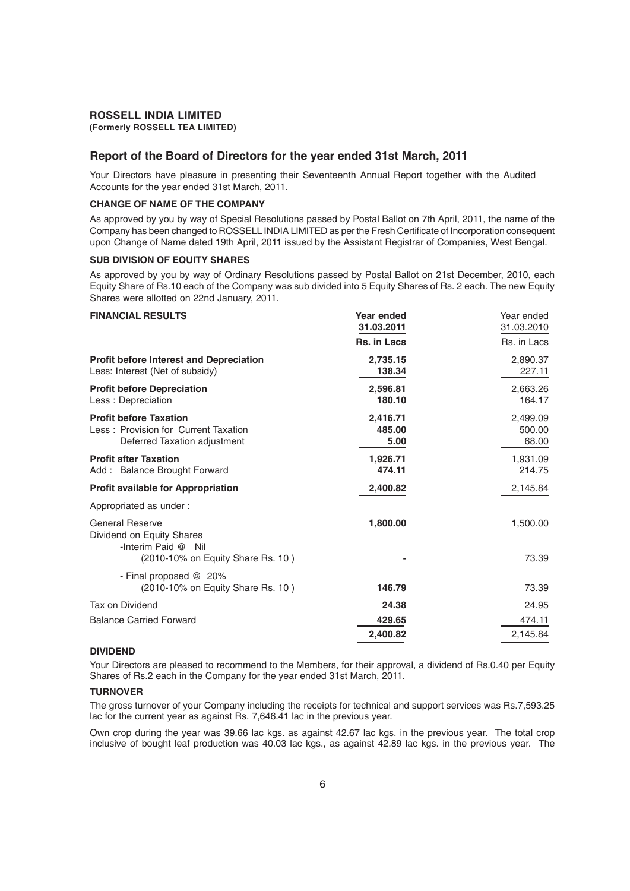**ROSSELL INDIA LIMITED**
**(Formerly ROSSELL TEA LIMITED)**

## Report of the Board of Directors for the year ended 31st March, 2011

Your Directors have pleasure in presenting their Seventeenth Annual Report together with the Audited Accounts for the year ended 31st March, 2011.

### CHANGE OF NAME OF THE COMPANY

As approved by you by way of Special Resolutions passed by Postal Ballot on 7th April, 2011, the name of the Company has been changed to ROSSELL INDIA LIMITED as per the Fresh Certificate of Incorporation consequent upon Change of Name dated 19th April, 2011 issued by the Assistant Registrar of Companies, West Bengal.

### SUB DIVISION OF EQUITY SHARES

As approved by you by way of Ordinary Resolutions passed by Postal Ballot on 21st December, 2010, each Equity Share of Rs.10 each of the Company was sub divided into 5 Equity Shares of Rs. 2 each. The new Equity Shares were allotted on 22nd January, 2011.

| **FINANCIAL RESULTS** | **Year ended 31.03.2011** | Year ended 31.03.2010 |
|---|---|---|
| | **Rs. in Lacs** | Rs. in Lacs |
| **Profit before Interest and Depreciation** | **2,735.15** | 2,890.37 |
| Less: Interest (Net of subsidy) | **138.34** | 227.11 |
| **Profit before Depreciation** | **2,596.81** | 2,663.26 |
| Less : Depreciation | **180.10** | 164.17 |
| **Profit before Taxation** | **2,416.71** | 2,499.09 |
| Less : Provision for Current Taxation | **485.00** | 500.00 |
| Deferred Taxation adjustment | **5.00** | 68.00 |
| **Profit after Taxation** | **1,926.71** | 1,931.09 |
| Add : Balance Brought Forward | **474.11** | 214.75 |
| **Profit available for Appropriation** | **2,400.82** | 2,145.84 |
| Appropriated as under : | | |
| General Reserve | **1,800.00** | 1,500.00 |
| Dividend on Equity Shares | | |
| -Interim Paid @ Nil (2010-10% on Equity Share Rs. 10 ) | **-** | 73.39 |
| - Final proposed @ 20% (2010-10% on Equity Share Rs. 10 ) | **146.79** | 73.39 |
| Tax on Dividend | **24.38** | 24.95 |
| Balance Carried Forward | **429.65** | 474.11 |
| | **2,400.82** | 2,145.84 |

### DIVIDEND

Your Directors are pleased to recommend to the Members, for their approval, a dividend of Rs.0.40 per Equity Shares of Rs.2 each in the Company for the year ended 31st March, 2011.

### TURNOVER

The gross turnover of your Company including the receipts for technical and support services was Rs.7,593.25 lac for the current year as against Rs. 7,646.41 lac in the previous year.

Own crop during the year was 39.66 lac kgs. as against 42.67 lac kgs. in the previous year. The total crop inclusive of bought leaf production was 40.03 lac kgs., as against 42.89 lac kgs. in the previous year. The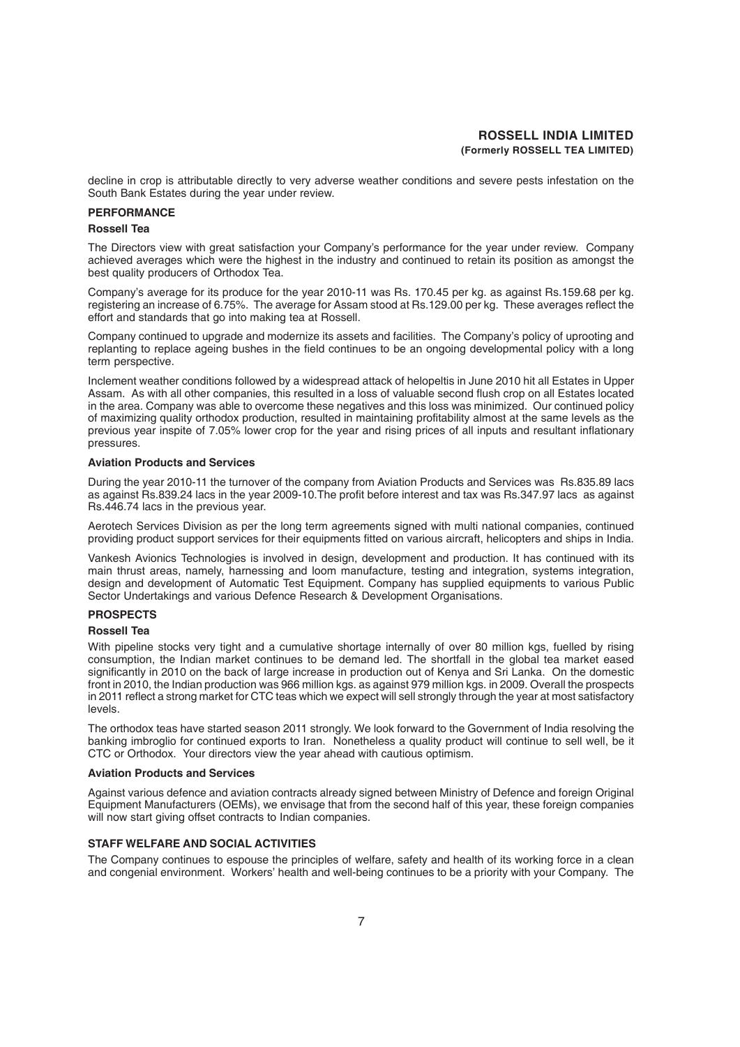decline in crop is attributable directly to very adverse weather conditions and severe pests infestation on the South Bank Estates during the year under review.

## PERFORMANCE

### Rossell Tea

The Directors view with great satisfaction your Company's performance for the year under review. Company achieved averages which were the highest in the industry and continued to retain its position as amongst the best quality producers of Orthodox Tea.

Company's average for its produce for the year 2010-11 was Rs. 170.45 per kg. as against Rs.159.68 per kg. registering an increase of 6.75%. The average for Assam stood at Rs.129.00 per kg. These averages reflect the effort and standards that go into making tea at Rossell.

Company continued to upgrade and modernize its assets and facilities. The Company's policy of uprooting and replanting to replace ageing bushes in the field continues to be an ongoing developmental policy with a long term perspective.

Inclement weather conditions followed by a widespread attack of helopeltis in June 2010 hit all Estates in Upper Assam. As with all other companies, this resulted in a loss of valuable second flush crop on all Estates located in the area. Company was able to overcome these negatives and this loss was minimized. Our continued policy of maximizing quality orthodox production, resulted in maintaining profitability almost at the same levels as the previous year inspite of 7.05% lower crop for the year and rising prices of all inputs and resultant inflationary pressures.

### Aviation Products and Services

During the year 2010-11 the turnover of the company from Aviation Products and Services was Rs.835.89 lacs as against Rs.839.24 lacs in the year 2009-10.The profit before interest and tax was Rs.347.97 lacs as against Rs.446.74 lacs in the previous year.

Aerotech Services Division as per the long term agreements signed with multi national companies, continued providing product support services for their equipments fitted on various aircraft, helicopters and ships in India.

Vankesh Avionics Technologies is involved in design, development and production. It has continued with its main thrust areas, namely, harnessing and loom manufacture, testing and integration, systems integration, design and development of Automatic Test Equipment. Company has supplied equipments to various Public Sector Undertakings and various Defence Research & Development Organisations.

## PROSPECTS

### Rossell Tea

With pipeline stocks very tight and a cumulative shortage internally of over 80 million kgs, fuelled by rising consumption, the Indian market continues to be demand led. The shortfall in the global tea market eased significantly in 2010 on the back of large increase in production out of Kenya and Sri Lanka. On the domestic front in 2010, the Indian production was 966 million kgs. as against 979 million kgs. in 2009. Overall the prospects in 2011 reflect a strong market for CTC teas which we expect will sell strongly through the year at most satisfactory levels.

The orthodox teas have started season 2011 strongly. We look forward to the Government of India resolving the banking imbroglio for continued exports to Iran. Nonetheless a quality product will continue to sell well, be it CTC or Orthodox. Your directors view the year ahead with cautious optimism.

### Aviation Products and Services

Against various defence and aviation contracts already signed between Ministry of Defence and foreign Original Equipment Manufacturers (OEMs), we envisage that from the second half of this year, these foreign companies will now start giving offset contracts to Indian companies.

## STAFF WELFARE AND SOCIAL ACTIVITIES

The Company continues to espouse the principles of welfare, safety and health of its working force in a clean and congenial environment. Workers' health and well-being continues to be a priority with your Company. The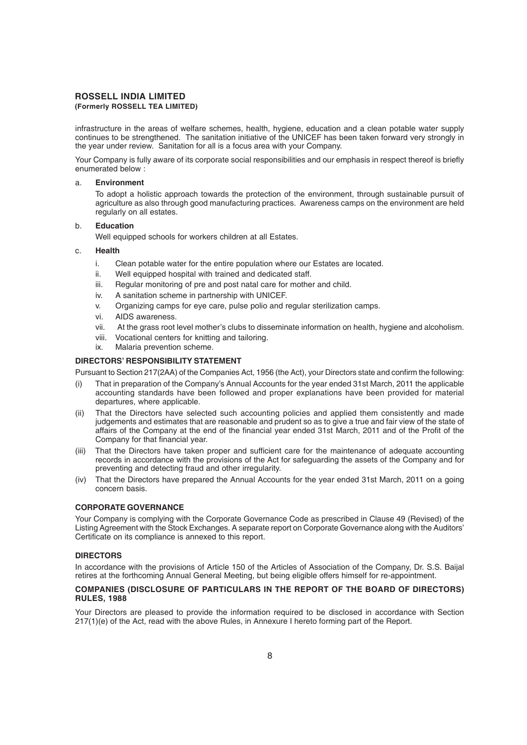infrastructure in the areas of welfare schemes, health, hygiene, education and a clean potable water supply continues to be strengthened. The sanitation initiative of the UNICEF has been taken forward very strongly in the year under review. Sanitation for all is a focus area with your Company.

Your Company is fully aware of its corporate social responsibilities and our emphasis in respect thereof is briefly enumerated below :

a. **Environment**

   To adopt a holistic approach towards the protection of the environment, through sustainable pursuit of agriculture as also through good manufacturing practices. Awareness camps on the environment are held regularly on all estates.

b. **Education**

   Well equipped schools for workers children at all Estates.

c. **Health**

   i. Clean potable water for the entire population where our Estates are located.
   ii. Well equipped hospital with trained and dedicated staff.
   iii. Regular monitoring of pre and post natal care for mother and child.
   iv. A sanitation scheme in partnership with UNICEF.
   v. Organizing camps for eye care, pulse polio and regular sterilization camps.
   vi. AIDS awareness.
   vii. At the grass root level mother's clubs to disseminate information on health, hygiene and alcoholism.
   viii. Vocational centers for knitting and tailoring.
   ix. Malaria prevention scheme.

### DIRECTORS' RESPONSIBILITY STATEMENT

Pursuant to Section 217(2AA) of the Companies Act, 1956 (the Act), your Directors state and confirm the following:

(i) That in preparation of the Company's Annual Accounts for the year ended 31st March, 2011 the applicable accounting standards have been followed and proper explanations have been provided for material departures, where applicable.

(ii) That the Directors have selected such accounting policies and applied them consistently and made judgements and estimates that are reasonable and prudent so as to give a true and fair view of the state of affairs of the Company at the end of the financial year ended 31st March, 2011 and of the Profit of the Company for that financial year.

(iii) That the Directors have taken proper and sufficient care for the maintenance of adequate accounting records in accordance with the provisions of the Act for safeguarding the assets of the Company and for preventing and detecting fraud and other irregularity.

(iv) That the Directors have prepared the Annual Accounts for the year ended 31st March, 2011 on a going concern basis.

### CORPORATE GOVERNANCE

Your Company is complying with the Corporate Governance Code as prescribed in Clause 49 (Revised) of the Listing Agreement with the Stock Exchanges. A separate report on Corporate Governance along with the Auditors' Certificate on its compliance is annexed to this report.

### DIRECTORS

In accordance with the provisions of Article 150 of the Articles of Association of the Company, Dr. S.S. Baijal retires at the forthcoming Annual General Meeting, but being eligible offers himself for re-appointment.

### COMPANIES (DISCLOSURE OF PARTICULARS IN THE REPORT OF THE BOARD OF DIRECTORS) RULES, 1988

Your Directors are pleased to provide the information required to be disclosed in accordance with Section 217(1)(e) of the Act, read with the above Rules, in Annexure I hereto forming part of the Report.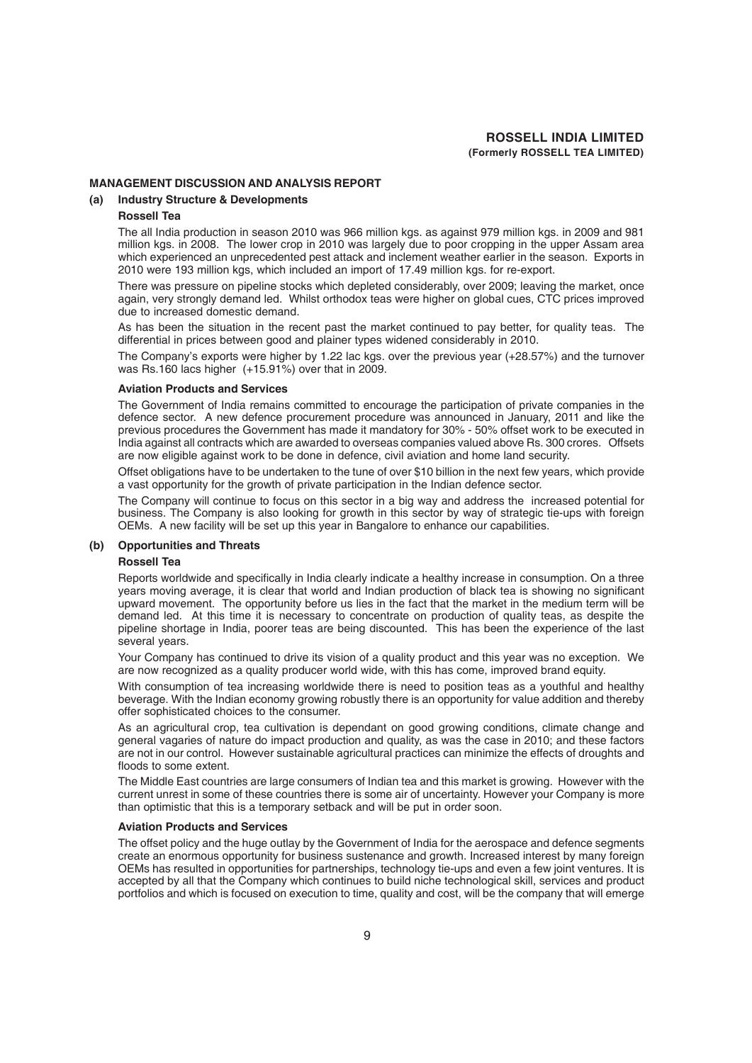## MANAGEMENT DISCUSSION AND ANALYSIS REPORT

### (a) Industry Structure & Developments

**Rossell Tea**

The all India production in season 2010 was 966 million kgs. as against 979 million kgs. in 2009 and 981 million kgs. in 2008. The lower crop in 2010 was largely due to poor cropping in the upper Assam area which experienced an unprecedented pest attack and inclement weather earlier in the season. Exports in 2010 were 193 million kgs, which included an import of 17.49 million kgs. for re-export.

There was pressure on pipeline stocks which depleted considerably, over 2009; leaving the market, once again, very strongly demand led. Whilst orthodox teas were higher on global cues, CTC prices improved due to increased domestic demand.

As has been the situation in the recent past the market continued to pay better, for quality teas. The differential in prices between good and plainer types widened considerably in 2010.

The Company's exports were higher by 1.22 lac kgs. over the previous year (+28.57%) and the turnover was Rs.160 lacs higher (+15.91%) over that in 2009.

**Aviation Products and Services**

The Government of India remains committed to encourage the participation of private companies in the defence sector. A new defence procurement procedure was announced in January, 2011 and like the previous procedures the Government has made it mandatory for 30% - 50% offset work to be executed in India against all contracts which are awarded to overseas companies valued above Rs. 300 crores. Offsets are now eligible against work to be done in defence, civil aviation and home land security.

Offset obligations have to be undertaken to the tune of over $10 billion in the next few years, which provide a vast opportunity for the growth of private participation in the Indian defence sector.

The Company will continue to focus on this sector in a big way and address the increased potential for business. The Company is also looking for growth in this sector by way of strategic tie-ups with foreign OEMs. A new facility will be set up this year in Bangalore to enhance our capabilities.

### (b) Opportunities and Threats

**Rossell Tea**

Reports worldwide and specifically in India clearly indicate a healthy increase in consumption. On a three years moving average, it is clear that world and Indian production of black tea is showing no significant upward movement. The opportunity before us lies in the fact that the market in the medium term will be demand led. At this time it is necessary to concentrate on production of quality teas, as despite the pipeline shortage in India, poorer teas are being discounted. This has been the experience of the last several years.

Your Company has continued to drive its vision of a quality product and this year was no exception. We are now recognized as a quality producer world wide, with this has come, improved brand equity.

With consumption of tea increasing worldwide there is need to position teas as a youthful and healthy beverage. With the Indian economy growing robustly there is an opportunity for value addition and thereby offer sophisticated choices to the consumer.

As an agricultural crop, tea cultivation is dependant on good growing conditions, climate change and general vagaries of nature do impact production and quality, as was the case in 2010; and these factors are not in our control. However sustainable agricultural practices can minimize the effects of droughts and floods to some extent.

The Middle East countries are large consumers of Indian tea and this market is growing. However with the current unrest in some of these countries there is some air of uncertainty. However your Company is more than optimistic that this is a temporary setback and will be put in order soon.

**Aviation Products and Services**

The offset policy and the huge outlay by the Government of India for the aerospace and defence segments create an enormous opportunity for business sustenance and growth. Increased interest by many foreign OEMs has resulted in opportunities for partnerships, technology tie-ups and even a few joint ventures. It is accepted by all that the Company which continues to build niche technological skill, services and product portfolios and which is focused on execution to time, quality and cost, will be the company that will emerge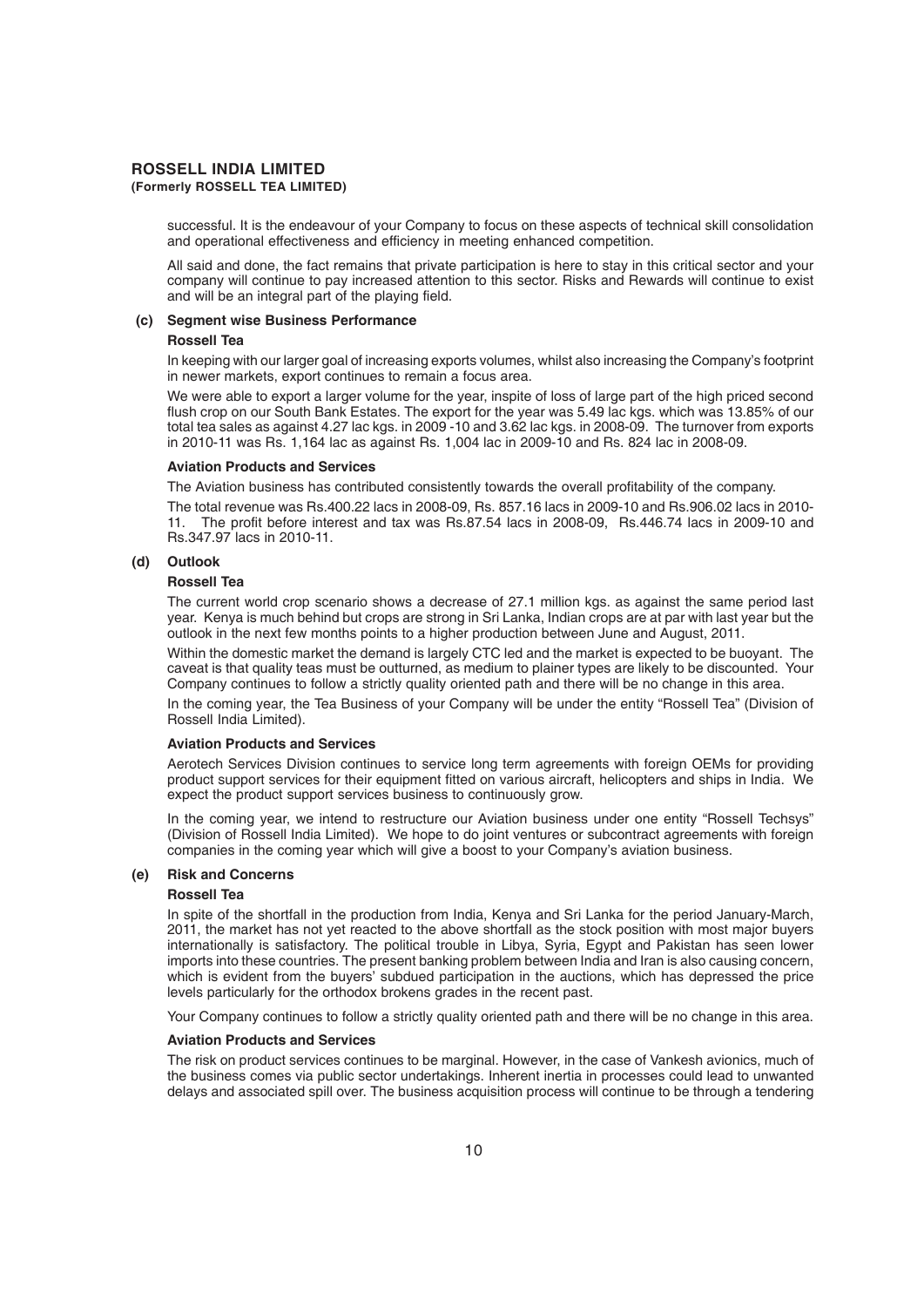successful. It is the endeavour of your Company to focus on these aspects of technical skill consolidation and operational effectiveness and efficiency in meeting enhanced competition.

All said and done, the fact remains that private participation is here to stay in this critical sector and your company will continue to pay increased attention to this sector. Risks and Rewards will continue to exist and will be an integral part of the playing field.

**(c) Segment wise Business Performance**

**Rossell Tea**

In keeping with our larger goal of increasing exports volumes, whilst also increasing the Company's footprint in newer markets, export continues to remain a focus area.

We were able to export a larger volume for the year, inspite of loss of large part of the high priced second flush crop on our South Bank Estates. The export for the year was 5.49 lac kgs. which was 13.85% of our total tea sales as against 4.27 lac kgs. in 2009 -10 and 3.62 lac kgs. in 2008-09. The turnover from exports in 2010-11 was Rs. 1,164 lac as against Rs. 1,004 lac in 2009-10 and Rs. 824 lac in 2008-09.

**Aviation Products and Services**

The Aviation business has contributed consistently towards the overall profitability of the company.

The total revenue was Rs.400.22 lacs in 2008-09, Rs. 857.16 lacs in 2009-10 and Rs.906.02 lacs in 2010-11. The profit before interest and tax was Rs.87.54 lacs in 2008-09, Rs.446.74 lacs in 2009-10 and Rs.347.97 lacs in 2010-11.

**(d) Outlook**

**Rossell Tea**

The current world crop scenario shows a decrease of 27.1 million kgs. as against the same period last year. Kenya is much behind but crops are strong in Sri Lanka, Indian crops are at par with last year but the outlook in the next few months points to a higher production between June and August, 2011.

Within the domestic market the demand is largely CTC led and the market is expected to be buoyant. The caveat is that quality teas must be outturned, as medium to plainer types are likely to be discounted. Your Company continues to follow a strictly quality oriented path and there will be no change in this area.

In the coming year, the Tea Business of your Company will be under the entity "Rossell Tea" (Division of Rossell India Limited).

**Aviation Products and Services**

Aerotech Services Division continues to service long term agreements with foreign OEMs for providing product support services for their equipment fitted on various aircraft, helicopters and ships in India. We expect the product support services business to continuously grow.

In the coming year, we intend to restructure our Aviation business under one entity "Rossell Techsys" (Division of Rossell India Limited). We hope to do joint ventures or subcontract agreements with foreign companies in the coming year which will give a boost to your Company's aviation business.

**(e) Risk and Concerns**

**Rossell Tea**

In spite of the shortfall in the production from India, Kenya and Sri Lanka for the period January-March, 2011, the market has not yet reacted to the above shortfall as the stock position with most major buyers internationally is satisfactory. The political trouble in Libya, Syria, Egypt and Pakistan has seen lower imports into these countries. The present banking problem between India and Iran is also causing concern, which is evident from the buyers' subdued participation in the auctions, which has depressed the price levels particularly for the orthodox brokens grades in the recent past.

Your Company continues to follow a strictly quality oriented path and there will be no change in this area.

**Aviation Products and Services**

The risk on product services continues to be marginal. However, in the case of Vankesh avionics, much of the business comes via public sector undertakings. Inherent inertia in processes could lead to unwanted delays and associated spill over. The business acquisition process will continue to be through a tendering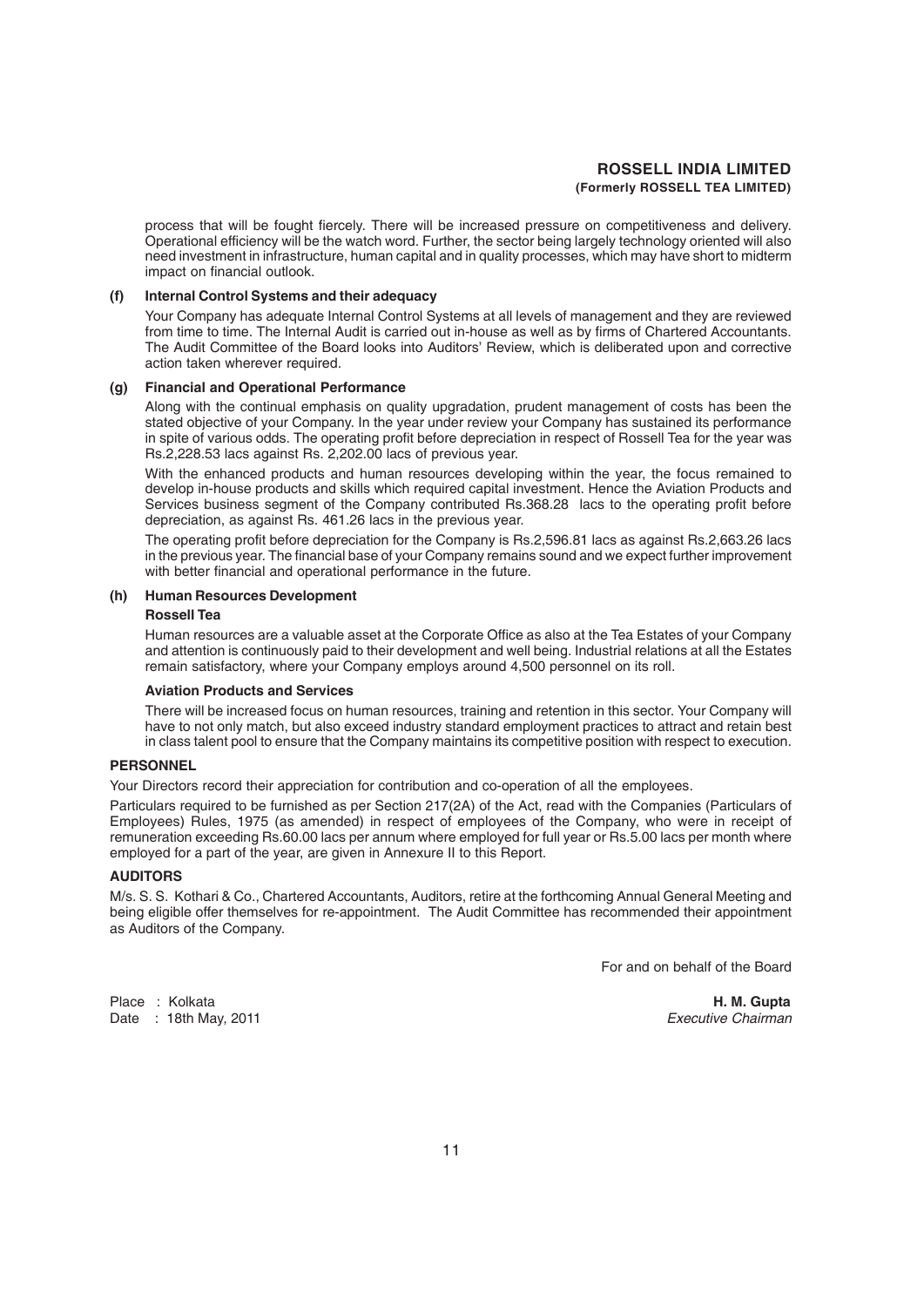process that will be fought fiercely. There will be increased pressure on competitiveness and delivery. Operational efficiency will be the watch word. Further, the sector being largely technology oriented will also need investment in infrastructure, human capital and in quality processes, which may have short to midterm impact on financial outlook.

**(f) Internal Control Systems and their adequacy**

Your Company has adequate Internal Control Systems at all levels of management and they are reviewed from time to time. The Internal Audit is carried out in-house as well as by firms of Chartered Accountants. The Audit Committee of the Board looks into Auditors' Review, which is deliberated upon and corrective action taken wherever required.

**(g) Financial and Operational Performance**

Along with the continual emphasis on quality upgradation, prudent management of costs has been the stated objective of your Company. In the year under review your Company has sustained its performance in spite of various odds. The operating profit before depreciation in respect of Rossell Tea for the year was Rs.2,228.53 lacs against Rs. 2,202.00 lacs of previous year.

With the enhanced products and human resources developing within the year, the focus remained to develop in-house products and skills which required capital investment. Hence the Aviation Products and Services business segment of the Company contributed Rs.368.28 lacs to the operating profit before depreciation, as against Rs. 461.26 lacs in the previous year.

The operating profit before depreciation for the Company is Rs.2,596.81 lacs as against Rs.2,663.26 lacs in the previous year. The financial base of your Company remains sound and we expect further improvement with better financial and operational performance in the future.

**(h) Human Resources Development**

**Rossell Tea**

Human resources are a valuable asset at the Corporate Office as also at the Tea Estates of your Company and attention is continuously paid to their development and well being. Industrial relations at all the Estates remain satisfactory, where your Company employs around 4,500 personnel on its roll.

**Aviation Products and Services**

There will be increased focus on human resources, training and retention in this sector. Your Company will have to not only match, but also exceed industry standard employment practices to attract and retain best in class talent pool to ensure that the Company maintains its competitive position with respect to execution.

## PERSONNEL

Your Directors record their appreciation for contribution and co-operation of all the employees.

Particulars required to be furnished as per Section 217(2A) of the Act, read with the Companies (Particulars of Employees) Rules, 1975 (as amended) in respect of employees of the Company, who were in receipt of remuneration exceeding Rs.60.00 lacs per annum where employed for full year or Rs.5.00 lacs per month where employed for a part of the year, are given in Annexure II to this Report.

## AUDITORS

M/s. S. S. Kothari & Co., Chartered Accountants, Auditors, retire at the forthcoming Annual General Meeting and being eligible offer themselves for re-appointment. The Audit Committee has recommended their appointment as Auditors of the Company.

For and on behalf of the Board

Place : Kolkata
Date : 18th May, 2011

**H. M. Gupta**
*Executive Chairman*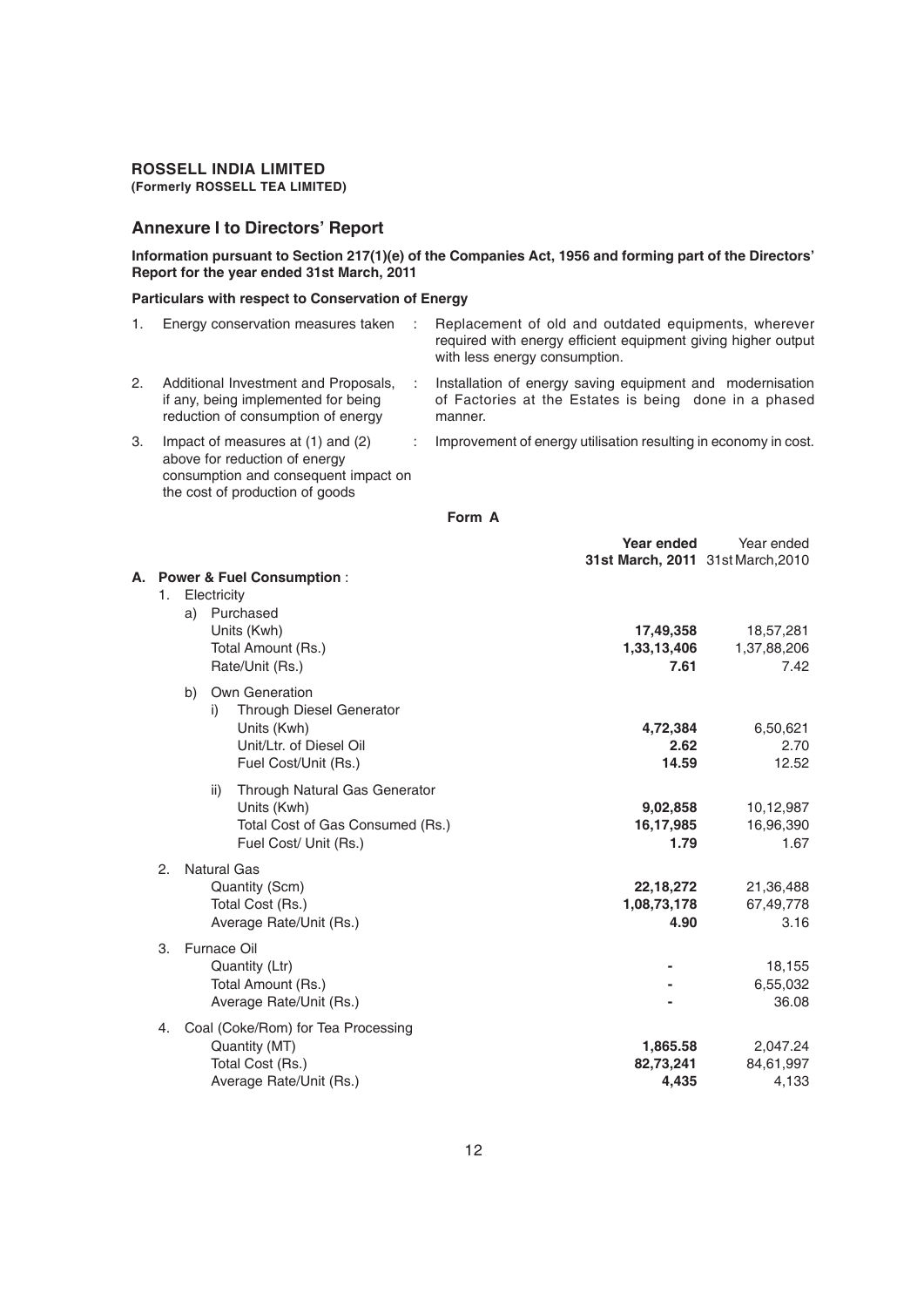**ROSSELL INDIA LIMITED**
**(Formerly ROSSELL TEA LIMITED)**

## Annexure I to Directors' Report

**Information pursuant to Section 217(1)(e) of the Companies Act, 1956 and forming part of the Directors' Report for the year ended 31st March, 2011**

**Particulars with respect to Conservation of Energy**

| | | | |
|---|---|---|---|
| 1. | Energy conservation measures taken | : | Replacement of old and outdated equipments, wherever required with energy efficient equipment giving higher output with less energy consumption. |
| 2. | Additional Investment and Proposals, if any, being implemented for being reduction of consumption of energy | : | Installation of energy saving equipment and modernisation of Factories at the Estates is being done in a phased manner. |
| 3. | Impact of measures at (1) and (2) above for reduction of energy consumption and consequent impact on the cost of production of goods | : | Improvement of energy utilisation resulting in economy in cost. |

**Form A**

| | **Year ended 31st March, 2011** | Year ended 31st March,2010 |
|---|---|---|
| **A. Power & Fuel Consumption :** | | |
| 1. Electricity | | |
| a) Purchased | | |
| Units (Kwh) | **17,49,358** | 18,57,281 |
| Total Amount (Rs.) | **1,33,13,406** | 1,37,88,206 |
| Rate/Unit (Rs.) | **7.61** | 7.42 |
| b) Own Generation | | |
| i) Through Diesel Generator | | |
| Units (Kwh) | **4,72,384** | 6,50,621 |
| Unit/Ltr. of Diesel Oil | **2.62** | 2.70 |
| Fuel Cost/Unit (Rs.) | **14.59** | 12.52 |
| ii) Through Natural Gas Generator | | |
| Units (Kwh) | **9,02,858** | 10,12,987 |
| Total Cost of Gas Consumed (Rs.) | **16,17,985** | 16,96,390 |
| Fuel Cost/ Unit (Rs.) | **1.79** | 1.67 |
| 2. Natural Gas | | |
| Quantity (Scm) | **22,18,272** | 21,36,488 |
| Total Cost (Rs.) | **1,08,73,178** | 67,49,778 |
| Average Rate/Unit (Rs.) | **4.90** | 3.16 |
| 3. Furnace Oil | | |
| Quantity (Ltr) | **-** | 18,155 |
| Total Amount (Rs.) | **-** | 6,55,032 |
| Average Rate/Unit (Rs.) | **-** | 36.08 |
| 4. Coal (Coke/Rom) for Tea Processing | | |
| Quantity (MT) | **1,865.58** | 2,047.24 |
| Total Cost (Rs.) | **82,73,241** | 84,61,997 |
| Average Rate/Unit (Rs.) | **4,435** | 4,133 |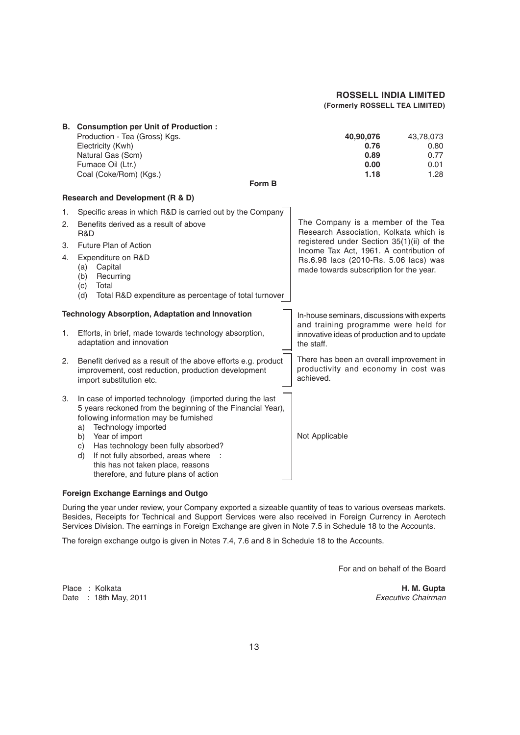### B. Consumption per Unit of Production :

| | | |
|---|---|---|
| Production - Tea (Gross) Kgs. | **40,90,076** | 43,78,073 |
| Electricity (Kwh) | **0.76** | 0.80 |
| Natural Gas (Scm) | **0.89** | 0.77 |
| Furnace Oil (Ltr.) | **0.00** | 0.01 |
| Coal (Coke/Rom) (Kgs.) | **1.18** | 1.28 |

## Form B

### Research and Development (R & D)

| | |
|---|---|
| 1. Specific areas in which R&D is carried out by the Company<br>2. Benefits derived as a result of above R&D<br>3. Future Plan of Action<br>4. Expenditure on R&D<br>(a) Capital<br>(b) Recurring<br>(c) Total<br>(d) Total R&D expenditure as percentage of total turnover | The Company is a member of the Tea Research Association, Kolkata which is registered under Section 35(1)(ii) of the Income Tax Act, 1961. A contribution of Rs.6.98 lacs (2010-Rs. 5.06 lacs) was made towards subscription for the year. |

### Technology Absorption, Adaptation and Innovation

| | |
|---|---|
| 1. Efforts, in brief, made towards technology absorption, adaptation and innovation | In-house seminars, discussions with experts and training programme were held for innovative ideas of production and to update the staff. |
| 2. Benefit derived as a result of the above efforts e.g. product improvement, cost reduction, production development import substitution etc. | There has been an overall improvement in productivity and economy in cost was achieved. |
| 3. In case of imported technology (imported during the last 5 years reckoned from the beginning of the Financial Year), following information may be furnished<br>a) Technology imported<br>b) Year of import<br>c) Has technology been fully absorbed?<br>d) If not fully absorbed, areas where this has not taken place, reasons therefore, and future plans of action | Not Applicable |

### Foreign Exchange Earnings and Outgo

During the year under review, your Company exported a sizeable quantity of teas to various overseas markets. Besides, Receipts for Technical and Support Services were also received in Foreign Currency in Aerotech Services Division. The earnings in Foreign Exchange are given in Note 7.5 in Schedule 18 to the Accounts.

The foreign exchange outgo is given in Notes 7.4, 7.6 and 8 in Schedule 18 to the Accounts.

For and on behalf of the Board

Place : Kolkata
Date : 18th May, 2011

**H. M. Gupta**
*Executive Chairman*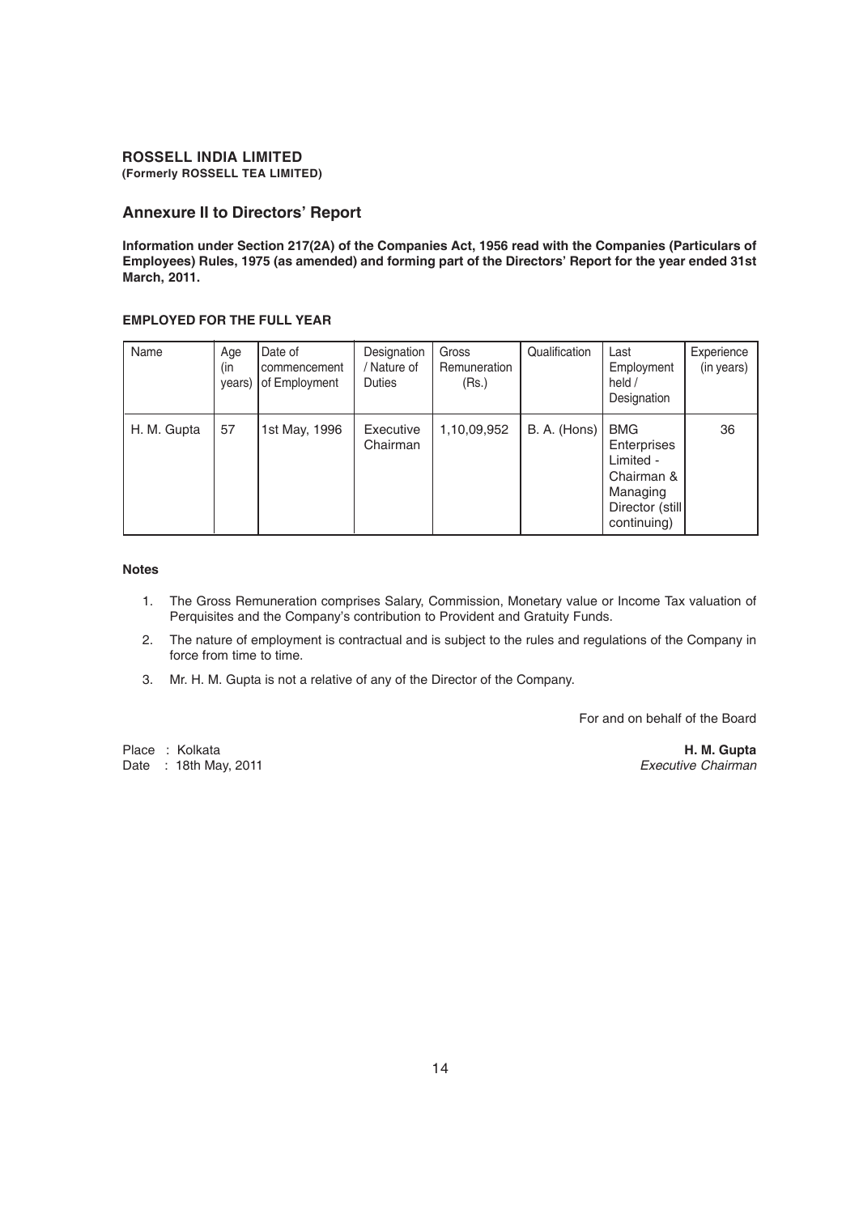**ROSSELL INDIA LIMITED**
**(Formerly ROSSELL TEA LIMITED)**

## Annexure II to Directors' Report

**Information under Section 217(2A) of the Companies Act, 1956 read with the Companies (Particulars of Employees) Rules, 1975 (as amended) and forming part of the Directors' Report for the year ended 31st March, 2011.**

### EMPLOYED FOR THE FULL YEAR

| Name | Age (in years) | Date of commencement of Employment | Designation / Nature of Duties | Gross Remuneration (Rs.) | Qualification | Last Employment held / Designation | Experience (in years) |
|---|---|---|---|---|---|---|---|
| H. M. Gupta | 57 | 1st May, 1996 | Executive Chairman | 1,10,09,952 | B. A. (Hons) | BMG Enterprises Limited - Chairman & Managing Director (still continuing) | 36 |

**Notes**

1. The Gross Remuneration comprises Salary, Commission, Monetary value or Income Tax valuation of Perquisites and the Company's contribution to Provident and Gratuity Funds.
2. The nature of employment is contractual and is subject to the rules and regulations of the Company in force from time to time.
3. Mr. H. M. Gupta is not a relative of any of the Director of the Company.

For and on behalf of the Board

Place : Kolkata
Date : 18th May, 2011

**H. M. Gupta**
*Executive Chairman*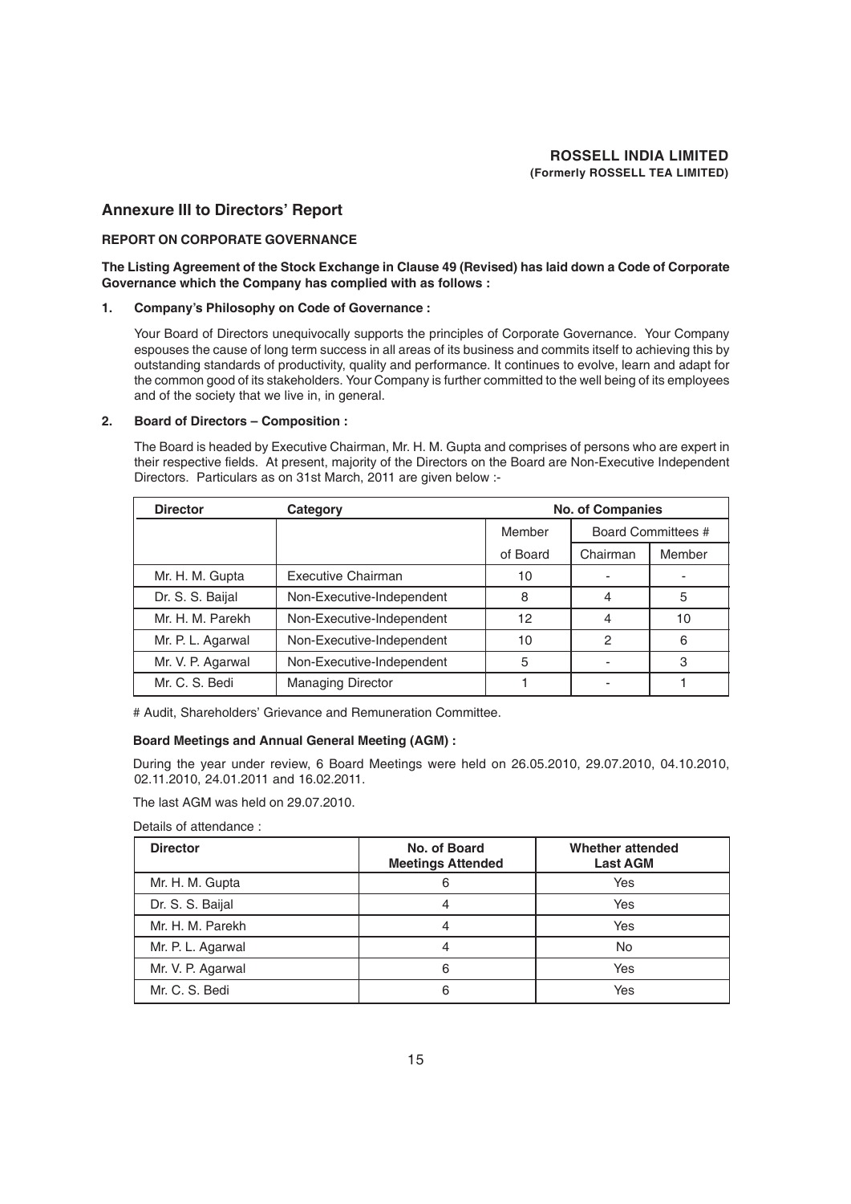**ROSSELL INDIA LIMITED**
**(Formerly ROSSELL TEA LIMITED)**

## Annexure III to Directors' Report

### REPORT ON CORPORATE GOVERNANCE

**The Listing Agreement of the Stock Exchange in Clause 49 (Revised) has laid down a Code of Corporate Governance which the Company has complied with as follows :**

**1. Company's Philosophy on Code of Governance :**

Your Board of Directors unequivocally supports the principles of Corporate Governance. Your Company espouses the cause of long term success in all areas of its business and commits itself to achieving this by outstanding standards of productivity, quality and performance. It continues to evolve, learn and adapt for the common good of its stakeholders. Your Company is further committed to the well being of its employees and of the society that we live in, in general.

**2. Board of Directors – Composition :**

The Board is headed by Executive Chairman, Mr. H. M. Gupta and comprises of persons who are expert in their respective fields. At present, majority of the Directors on the Board are Non-Executive Independent Directors. Particulars as on 31st March, 2011 are given below :-

| Director | Category | No. of Companies | | |
|---|---|---|---|---|
| | | Member | Board Committees # | |
| | | of Board | Chairman | Member |
| Mr. H. M. Gupta | Executive Chairman | 10 | - | - |
| Dr. S. S. Baijal | Non-Executive-Independent | 8 | 4 | 5 |
| Mr. H. M. Parekh | Non-Executive-Independent | 12 | 4 | 10 |
| Mr. P. L. Agarwal | Non-Executive-Independent | 10 | 2 | 6 |
| Mr. V. P. Agarwal | Non-Executive-Independent | 5 | - | 3 |
| Mr. C. S. Bedi | Managing Director | 1 | - | 1 |

# Audit, Shareholders' Grievance and Remuneration Committee.

**Board Meetings and Annual General Meeting (AGM) :**

During the year under review, 6 Board Meetings were held on 26.05.2010, 29.07.2010, 04.10.2010, 02.11.2010, 24.01.2011 and 16.02.2011.

The last AGM was held on 29.07.2010.

Details of attendance :

| Director | No. of Board Meetings Attended | Whether attended Last AGM |
|---|---|---|
| Mr. H. M. Gupta | 6 | Yes |
| Dr. S. S. Baijal | 4 | Yes |
| Mr. H. M. Parekh | 4 | Yes |
| Mr. P. L. Agarwal | 4 | No |
| Mr. V. P. Agarwal | 6 | Yes |
| Mr. C. S. Bedi | 6 | Yes |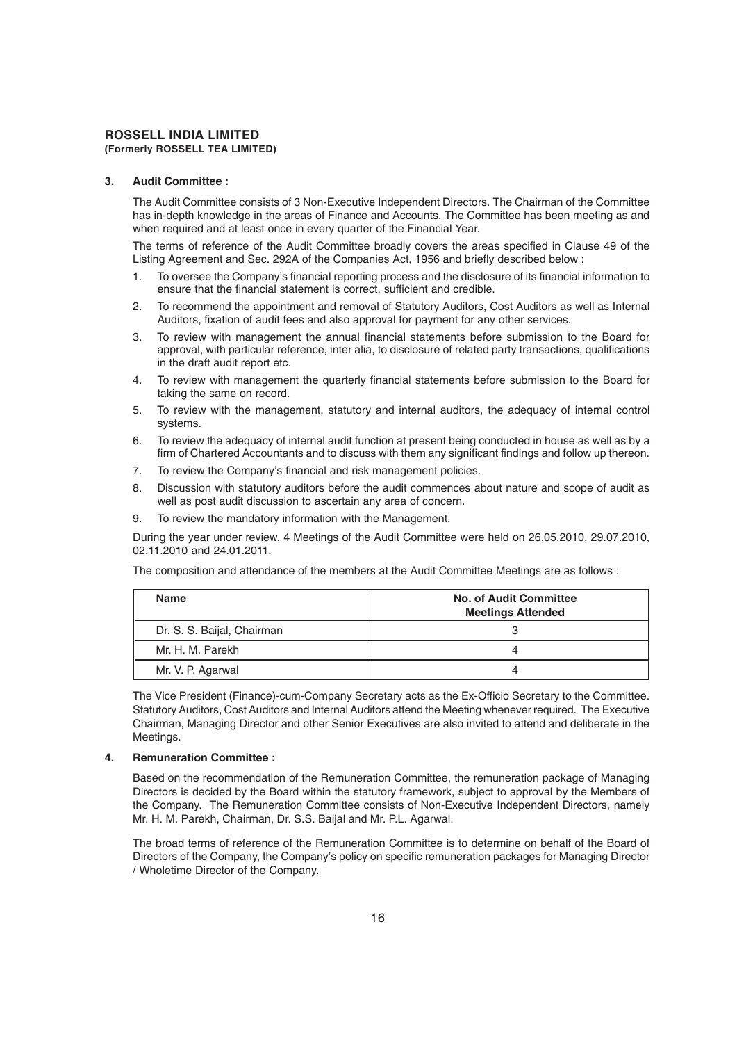### 3. Audit Committee :

The Audit Committee consists of 3 Non-Executive Independent Directors. The Chairman of the Committee has in-depth knowledge in the areas of Finance and Accounts. The Committee has been meeting as and when required and at least once in every quarter of the Financial Year.

The terms of reference of the Audit Committee broadly covers the areas specified in Clause 49 of the Listing Agreement and Sec. 292A of the Companies Act, 1956 and briefly described below :

1. To oversee the Company's financial reporting process and the disclosure of its financial information to ensure that the financial statement is correct, sufficient and credible.
2. To recommend the appointment and removal of Statutory Auditors, Cost Auditors as well as Internal Auditors, fixation of audit fees and also approval for payment for any other services.
3. To review with management the annual financial statements before submission to the Board for approval, with particular reference, inter alia, to disclosure of related party transactions, qualifications in the draft audit report etc.
4. To review with management the quarterly financial statements before submission to the Board for taking the same on record.
5. To review with the management, statutory and internal auditors, the adequacy of internal control systems.
6. To review the adequacy of internal audit function at present being conducted in house as well as by a firm of Chartered Accountants and to discuss with them any significant findings and follow up thereon.
7. To review the Company's financial and risk management policies.
8. Discussion with statutory auditors before the audit commences about nature and scope of audit as well as post audit discussion to ascertain any area of concern.
9. To review the mandatory information with the Management.

During the year under review, 4 Meetings of the Audit Committee were held on 26.05.2010, 29.07.2010, 02.11.2010 and 24.01.2011.

The composition and attendance of the members at the Audit Committee Meetings are as follows :

| Name | No. of Audit Committee Meetings Attended |
|---|---|
| Dr. S. S. Baijal, Chairman | 3 |
| Mr. H. M. Parekh | 4 |
| Mr. V. P. Agarwal | 4 |

The Vice President (Finance)-cum-Company Secretary acts as the Ex-Officio Secretary to the Committee. Statutory Auditors, Cost Auditors and Internal Auditors attend the Meeting whenever required. The Executive Chairman, Managing Director and other Senior Executives are also invited to attend and deliberate in the Meetings.

### 4. Remuneration Committee :

Based on the recommendation of the Remuneration Committee, the remuneration package of Managing Directors is decided by the Board within the statutory framework, subject to approval by the Members of the Company. The Remuneration Committee consists of Non-Executive Independent Directors, namely Mr. H. M. Parekh, Chairman, Dr. S.S. Baijal and Mr. P.L. Agarwal.

The broad terms of reference of the Remuneration Committee is to determine on behalf of the Board of Directors of the Company, the Company's policy on specific remuneration packages for Managing Director / Wholetime Director of the Company.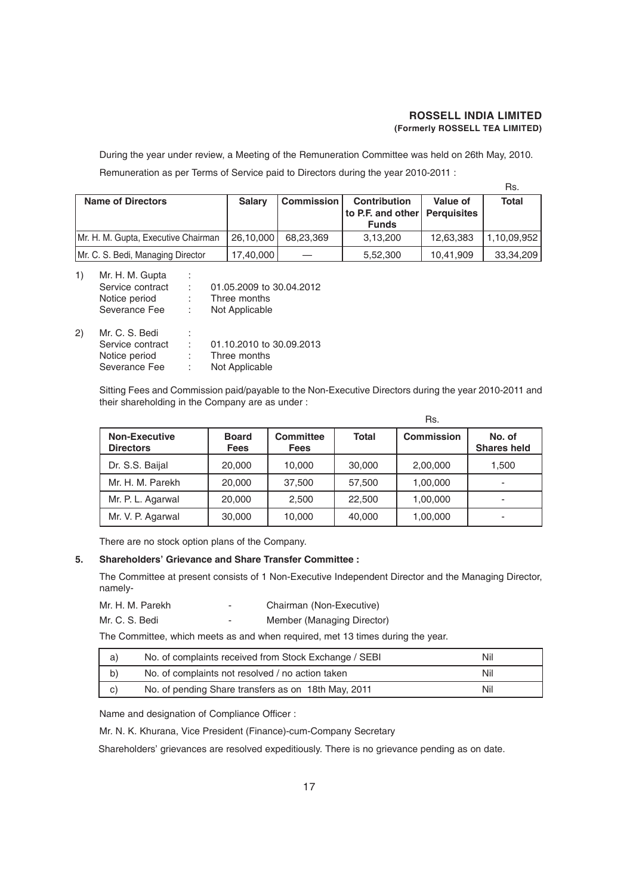During the year under review, a Meeting of the Remuneration Committee was held on 26th May, 2010.

Remuneration as per Terms of Service paid to Directors during the year 2010-2011 :

Rs.

| Name of Directors | Salary | Commission | Contribution to P.F. and other Funds | Value of Perquisites | Total |
|---|---|---|---|---|---|
| Mr. H. M. Gupta, Executive Chairman | 26,10,000 | 68,23,369 | 3,13,200 | 12,63,383 | 1,10,09,952 |
| Mr. C. S. Bedi, Managing Director | 17,40,000 | — | 5,52,300 | 10,41,909 | 33,34,209 |

1) Mr. H. M. Gupta :
   Service contract : 01.05.2009 to 30.04.2012
   Notice period : Three months
   Severance Fee : Not Applicable

2) Mr. C. S. Bedi :
   Service contract : 01.10.2010 to 30.09.2013
   Notice period : Three months
   Severance Fee : Not Applicable

Sitting Fees and Commission paid/payable to the Non-Executive Directors during the year 2010-2011 and their shareholding in the Company are as under :

Rs.

| Non-Executive Directors | Board Fees | Committee Fees | Total | Commission | No. of Shares held |
|---|---|---|---|---|---|
| Dr. S.S. Baijal | 20,000 | 10,000 | 30,000 | 2,00,000 | 1,500 |
| Mr. H. M. Parekh | 20,000 | 37,500 | 57,500 | 1,00,000 | - |
| Mr. P. L. Agarwal | 20,000 | 2,500 | 22,500 | 1,00,000 | - |
| Mr. V. P. Agarwal | 30,000 | 10,000 | 40,000 | 1,00,000 | - |

There are no stock option plans of the Company.

**5. Shareholders' Grievance and Share Transfer Committee :**

The Committee at present consists of 1 Non-Executive Independent Director and the Managing Director, namely-

Mr. H. M. Parekh - Chairman (Non-Executive)

Mr. C. S. Bedi - Member (Managing Director)

The Committee, which meets as and when required, met 13 times during the year.

| | | |
|---|---|---|
| a) | No. of complaints received from Stock Exchange / SEBI | Nil |
| b) | No. of complaints not resolved / no action taken | Nil |
| c) | No. of pending Share transfers as on 18th May, 2011 | Nil |

Name and designation of Compliance Officer :

Mr. N. K. Khurana, Vice President (Finance)-cum-Company Secretary

Shareholders' grievances are resolved expeditiously. There is no grievance pending as on date.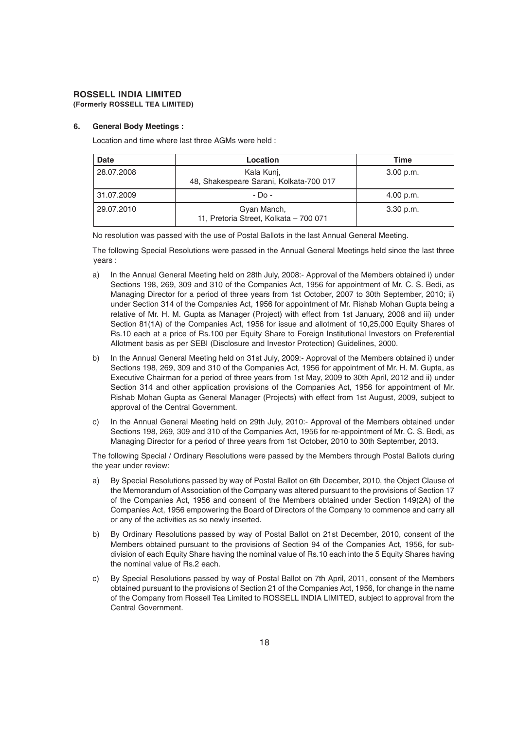**ROSSELL INDIA LIMITED**
**(Formerly ROSSELL TEA LIMITED)**

**6. General Body Meetings :**

Location and time where last three AGMs were held :

| Date | Location | Time |
|---|---|---|
| 28.07.2008 | Kala Kunj, 48, Shakespeare Sarani, Kolkata-700 017 | 3.00 p.m. |
| 31.07.2009 | - Do - | 4.00 p.m. |
| 29.07.2010 | Gyan Manch, 11, Pretoria Street, Kolkata – 700 071 | 3.30 p.m. |

No resolution was passed with the use of Postal Ballots in the last Annual General Meeting.

The following Special Resolutions were passed in the Annual General Meetings held since the last three years :

a) In the Annual General Meeting held on 28th July, 2008:- Approval of the Members obtained i) under Sections 198, 269, 309 and 310 of the Companies Act, 1956 for appointment of Mr. C. S. Bedi, as Managing Director for a period of three years from 1st October, 2007 to 30th September, 2010; ii) under Section 314 of the Companies Act, 1956 for appointment of Mr. Rishab Mohan Gupta being a relative of Mr. H. M. Gupta as Manager (Project) with effect from 1st January, 2008 and iii) under Section 81(1A) of the Companies Act, 1956 for issue and allotment of 10,25,000 Equity Shares of Rs.10 each at a price of Rs.100 per Equity Share to Foreign Institutional Investors on Preferential Allotment basis as per SEBI (Disclosure and Investor Protection) Guidelines, 2000.

b) In the Annual General Meeting held on 31st July, 2009:- Approval of the Members obtained i) under Sections 198, 269, 309 and 310 of the Companies Act, 1956 for appointment of Mr. H. M. Gupta, as Executive Chairman for a period of three years from 1st May, 2009 to 30th April, 2012 and ii) under Section 314 and other application provisions of the Companies Act, 1956 for appointment of Mr. Rishab Mohan Gupta as General Manager (Projects) with effect from 1st August, 2009, subject to approval of the Central Government.

c) In the Annual General Meeting held on 29th July, 2010:- Approval of the Members obtained under Sections 198, 269, 309 and 310 of the Companies Act, 1956 for re-appointment of Mr. C. S. Bedi, as Managing Director for a period of three years from 1st October, 2010 to 30th September, 2013.

The following Special / Ordinary Resolutions were passed by the Members through Postal Ballots during the year under review:

a) By Special Resolutions passed by way of Postal Ballot on 6th December, 2010, the Object Clause of the Memorandum of Association of the Company was altered pursuant to the provisions of Section 17 of the Companies Act, 1956 and consent of the Members obtained under Section 149(2A) of the Companies Act, 1956 empowering the Board of Directors of the Company to commence and carry all or any of the activities as so newly inserted.

b) By Ordinary Resolutions passed by way of Postal Ballot on 21st December, 2010, consent of the Members obtained pursuant to the provisions of Section 94 of the Companies Act, 1956, for sub-division of each Equity Share having the nominal value of Rs.10 each into the 5 Equity Shares having the nominal value of Rs.2 each.

c) By Special Resolutions passed by way of Postal Ballot on 7th April, 2011, consent of the Members obtained pursuant to the provisions of Section 21 of the Companies Act, 1956, for change in the name of the Company from Rossell Tea Limited to ROSSELL INDIA LIMITED, subject to approval from the Central Government.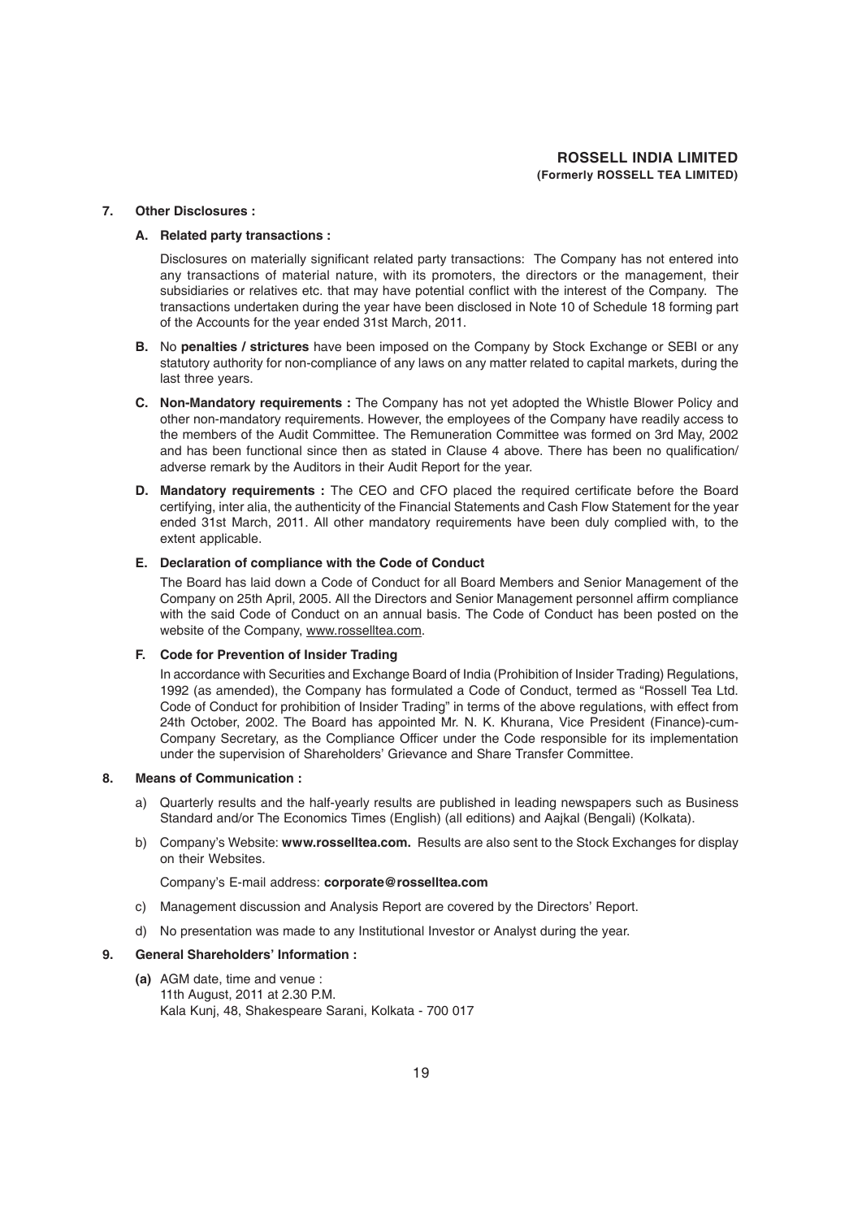## 7. Other Disclosures :

### A. Related party transactions :

Disclosures on materially significant related party transactions: The Company has not entered into any transactions of material nature, with its promoters, the directors or the management, their subsidiaries or relatives etc. that may have potential conflict with the interest of the Company. The transactions undertaken during the year have been disclosed in Note 10 of Schedule 18 forming part of the Accounts for the year ended 31st March, 2011.

**B.** No **penalties / strictures** have been imposed on the Company by Stock Exchange or SEBI or any statutory authority for non-compliance of any laws on any matter related to capital markets, during the last three years.

**C. Non-Mandatory requirements :** The Company has not yet adopted the Whistle Blower Policy and other non-mandatory requirements. However, the employees of the Company have readily access to the members of the Audit Committee. The Remuneration Committee was formed on 3rd May, 2002 and has been functional since then as stated in Clause 4 above. There has been no qualification/ adverse remark by the Auditors in their Audit Report for the year.

**D. Mandatory requirements :** The CEO and CFO placed the required certificate before the Board certifying, inter alia, the authenticity of the Financial Statements and Cash Flow Statement for the year ended 31st March, 2011. All other mandatory requirements have been duly complied with, to the extent applicable.

### E. Declaration of compliance with the Code of Conduct

The Board has laid down a Code of Conduct for all Board Members and Senior Management of the Company on 25th April, 2005. All the Directors and Senior Management personnel affirm compliance with the said Code of Conduct on an annual basis. The Code of Conduct has been posted on the website of the Company, www.rosselltea.com.

### F. Code for Prevention of Insider Trading

In accordance with Securities and Exchange Board of India (Prohibition of Insider Trading) Regulations, 1992 (as amended), the Company has formulated a Code of Conduct, termed as "Rossell Tea Ltd. Code of Conduct for prohibition of Insider Trading" in terms of the above regulations, with effect from 24th October, 2002. The Board has appointed Mr. N. K. Khurana, Vice President (Finance)-cum-Company Secretary, as the Compliance Officer under the Code responsible for its implementation under the supervision of Shareholders' Grievance and Share Transfer Committee.

## 8. Means of Communication :

a) Quarterly results and the half-yearly results are published in leading newspapers such as Business Standard and/or The Economics Times (English) (all editions) and Aajkal (Bengali) (Kolkata).

b) Company's Website: **www.rosselltea.com.** Results are also sent to the Stock Exchanges for display on their Websites.

Company's E-mail address: **corporate@rosselltea.com**

c) Management discussion and Analysis Report are covered by the Directors' Report.

d) No presentation was made to any Institutional Investor or Analyst during the year.

## 9. General Shareholders' Information :

**(a)** AGM date, time and venue :
11th August, 2011 at 2.30 P.M.
Kala Kunj, 48, Shakespeare Sarani, Kolkata - 700 017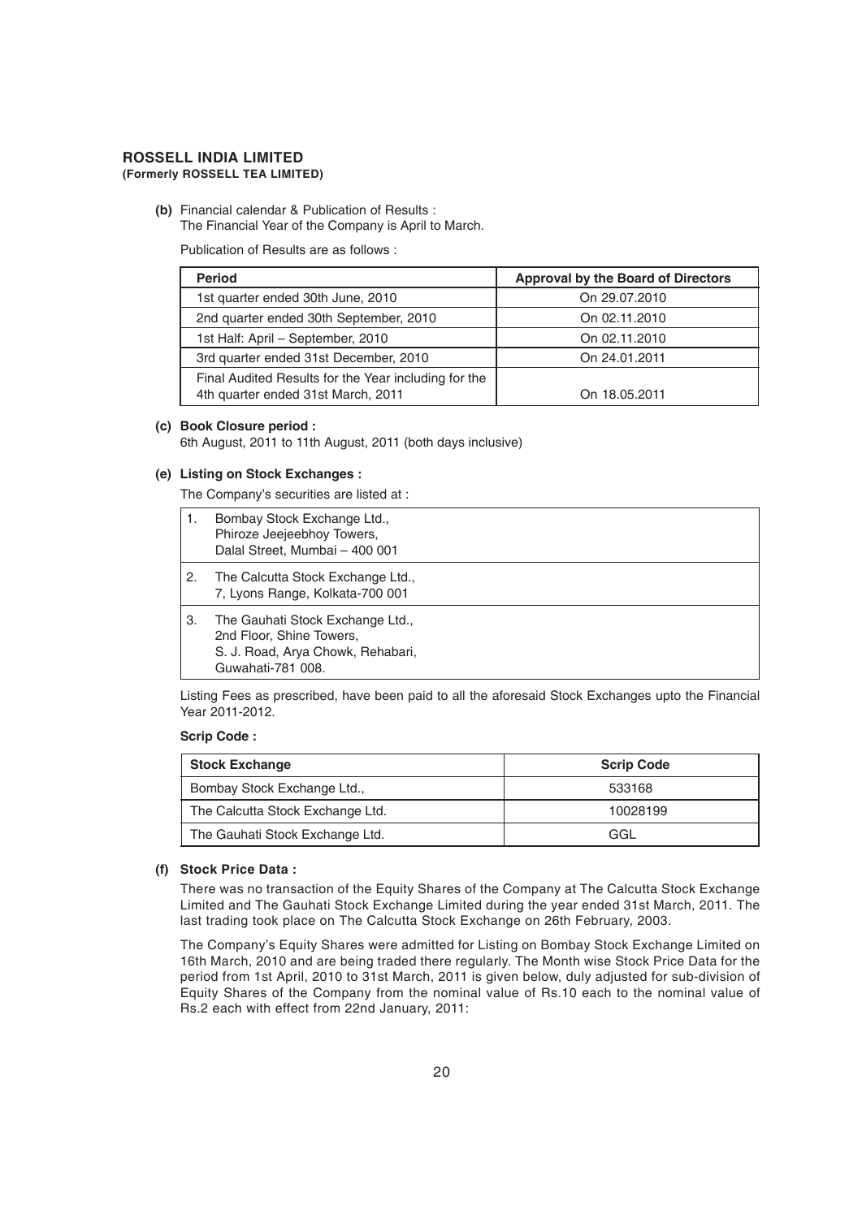**ROSSELL INDIA LIMITED**
**(Formerly ROSSELL TEA LIMITED)**

**(b)** Financial calendar & Publication of Results :
The Financial Year of the Company is April to March.

Publication of Results are as follows :

| Period | Approval by the Board of Directors |
|---|---|
| 1st quarter ended 30th June, 2010 | On 29.07.2010 |
| 2nd quarter ended 30th September, 2010 | On 02.11.2010 |
| 1st Half: April – September, 2010 | On 02.11.2010 |
| 3rd quarter ended 31st December, 2010 | On 24.01.2011 |
| Final Audited Results for the Year including for the 4th quarter ended 31st March, 2011 | On 18.05.2011 |

**(c) Book Closure period :**
6th August, 2011 to 11th August, 2011 (both days inclusive)

**(e) Listing on Stock Exchanges :**

The Company's securities are listed at :

1. Bombay Stock Exchange Ltd.,
   Phiroze Jeejeebhoy Towers,
   Dalal Street, Mumbai – 400 001
2. The Calcutta Stock Exchange Ltd.,
   7, Lyons Range, Kolkata-700 001
3. The Gauhati Stock Exchange Ltd.,
   2nd Floor, Shine Towers,
   S. J. Road, Arya Chowk, Rehabari,
   Guwahati-781 008.

Listing Fees as prescribed, have been paid to all the aforesaid Stock Exchanges upto the Financial Year 2011-2012.

**Scrip Code :**

| Stock Exchange | Scrip Code |
|---|---|
| Bombay Stock Exchange Ltd., | 533168 |
| The Calcutta Stock Exchange Ltd. | 10028199 |
| The Gauhati Stock Exchange Ltd. | GGL |

**(f) Stock Price Data :**

There was no transaction of the Equity Shares of the Company at The Calcutta Stock Exchange Limited and The Gauhati Stock Exchange Limited during the year ended 31st March, 2011. The last trading took place on The Calcutta Stock Exchange on 26th February, 2003.

The Company's Equity Shares were admitted for Listing on Bombay Stock Exchange Limited on 16th March, 2010 and are being traded there regularly. The Month wise Stock Price Data for the period from 1st April, 2010 to 31st March, 2011 is given below, duly adjusted for sub-division of Equity Shares of the Company from the nominal value of Rs.10 each to the nominal value of Rs.2 each with effect from 22nd January, 2011: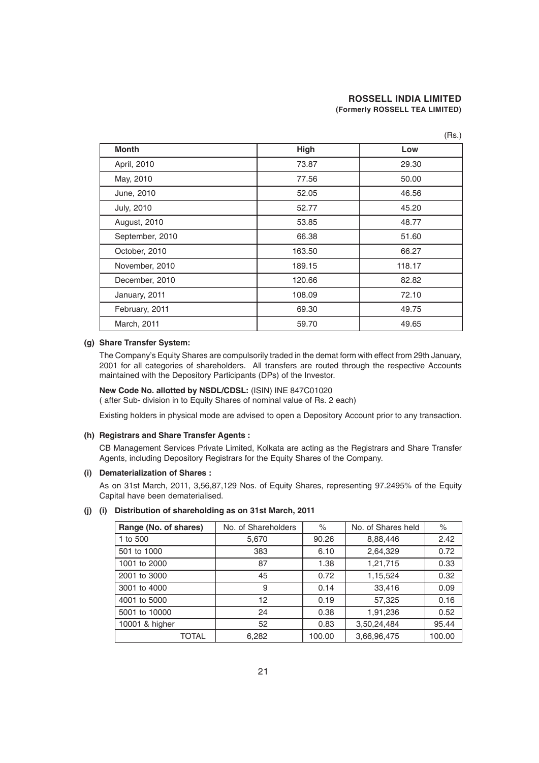(Rs.)

| Month | High | Low |
|---|---|---|
| April, 2010 | 73.87 | 29.30 |
| May, 2010 | 77.56 | 50.00 |
| June, 2010 | 52.05 | 46.56 |
| July, 2010 | 52.77 | 45.20 |
| August, 2010 | 53.85 | 48.77 |
| September, 2010 | 66.38 | 51.60 |
| October, 2010 | 163.50 | 66.27 |
| November, 2010 | 189.15 | 118.17 |
| December, 2010 | 120.66 | 82.82 |
| January, 2011 | 108.09 | 72.10 |
| February, 2011 | 69.30 | 49.75 |
| March, 2011 | 59.70 | 49.65 |

**(g) Share Transfer System:**

The Company's Equity Shares are compulsorily traded in the demat form with effect from 29th January, 2001 for all categories of shareholders. All transfers are routed through the respective Accounts maintained with the Depository Participants (DPs) of the Investor.

**New Code No. allotted by NSDL/CDSL:** (ISIN) INE 847C01020
( after Sub- division in to Equity Shares of nominal value of Rs. 2 each)

Existing holders in physical mode are advised to open a Depository Account prior to any transaction.

**(h) Registrars and Share Transfer Agents :**

CB Management Services Private Limited, Kolkata are acting as the Registrars and Share Transfer Agents, including Depository Registrars for the Equity Shares of the Company.

**(i) Dematerialization of Shares :**

As on 31st March, 2011, 3,56,87,129 Nos. of Equity Shares, representing 97.2495% of the Equity Capital have been dematerialised.

**(j) (i) Distribution of shareholding as on 31st March, 2011**

| Range (No. of shares) | No. of Shareholders | % | No. of Shares held | % |
|---|---|---|---|---|
| 1 to 500 | 5,670 | 90.26 | 8,88,446 | 2.42 |
| 501 to 1000 | 383 | 6.10 | 2,64,329 | 0.72 |
| 1001 to 2000 | 87 | 1.38 | 1,21,715 | 0.33 |
| 2001 to 3000 | 45 | 0.72 | 1,15,524 | 0.32 |
| 3001 to 4000 | 9 | 0.14 | 33,416 | 0.09 |
| 4001 to 5000 | 12 | 0.19 | 57,325 | 0.16 |
| 5001 to 10000 | 24 | 0.38 | 1,91,236 | 0.52 |
| 10001 & higher | 52 | 0.83 | 3,50,24,484 | 95.44 |
| TOTAL | 6,282 | 100.00 | 3,66,96,475 | 100.00 |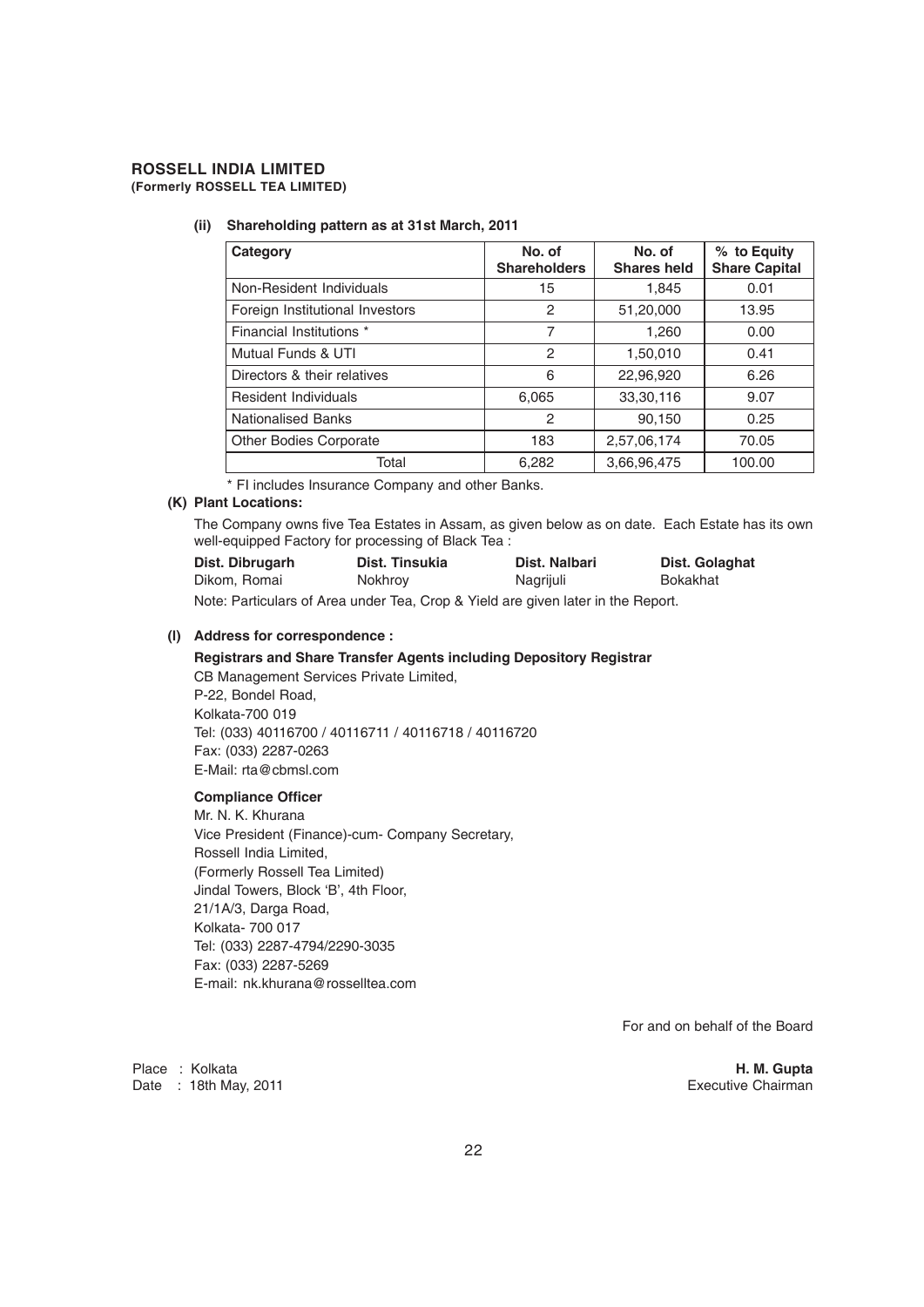**(ii) Shareholding pattern as at 31st March, 2011**

| Category | No. of Shareholders | No. of Shares held | % to Equity Share Capital |
|---|---|---|---|
| Non-Resident Individuals | 15 | 1,845 | 0.01 |
| Foreign Institutional Investors | 2 | 51,20,000 | 13.95 |
| Financial Institutions * | 7 | 1,260 | 0.00 |
| Mutual Funds & UTI | 2 | 1,50,010 | 0.41 |
| Directors & their relatives | 6 | 22,96,920 | 6.26 |
| Resident Individuals | 6,065 | 33,30,116 | 9.07 |
| Nationalised Banks | 2 | 90,150 | 0.25 |
| Other Bodies Corporate | 183 | 2,57,06,174 | 70.05 |
| Total | 6,282 | 3,66,96,475 | 100.00 |

* FI includes Insurance Company and other Banks.

**(K) Plant Locations:**

The Company owns five Tea Estates in Assam, as given below as on date. Each Estate has its own well-equipped Factory for processing of Black Tea :

| Dist. Dibrugarh | Dist. Tinsukia | Dist. Nalbari | Dist. Golaghat |
|---|---|---|---|
| Dikom, Romai | Nokhroy | Nagrijuli | Bokakhat |

Note: Particulars of Area under Tea, Crop & Yield are given later in the Report.

**(l) Address for correspondence :**

**Registrars and Share Transfer Agents including Depository Registrar**

CB Management Services Private Limited,
P-22, Bondel Road,
Kolkata-700 019
Tel: (033) 40116700 / 40116711 / 40116718 / 40116720
Fax: (033) 2287-0263
E-Mail: rta@cbmsl.com

**Compliance Officer**

Mr. N. K. Khurana
Vice President (Finance)-cum- Company Secretary,
Rossell India Limited,
(Formerly Rossell Tea Limited)
Jindal Towers, Block 'B', 4th Floor,
21/1A/3, Darga Road,
Kolkata- 700 017
Tel: (033) 2287-4794/2290-3035
Fax: (033) 2287-5269
E-mail: nk.khurana@rosselltea.com

For and on behalf of the Board

Place : Kolkata
Date : 18th May, 2011

**H. M. Gupta**
Executive Chairman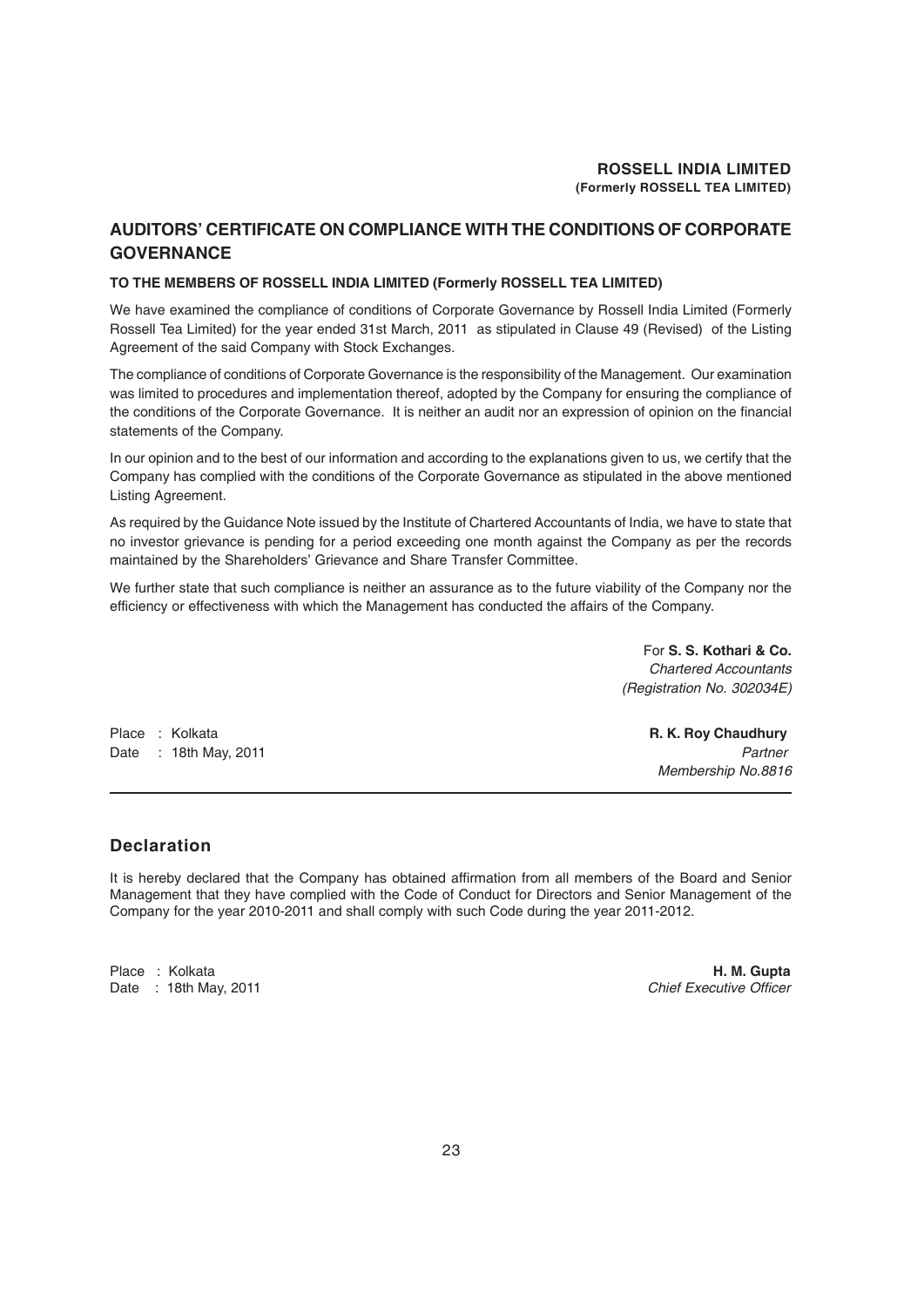## AUDITORS' CERTIFICATE ON COMPLIANCE WITH THE CONDITIONS OF CORPORATE GOVERNANCE

**TO THE MEMBERS OF ROSSELL INDIA LIMITED (Formerly ROSSELL TEA LIMITED)**

We have examined the compliance of conditions of Corporate Governance by Rossell India Limited (Formerly Rossell Tea Limited) for the year ended 31st March, 2011 as stipulated in Clause 49 (Revised) of the Listing Agreement of the said Company with Stock Exchanges.

The compliance of conditions of Corporate Governance is the responsibility of the Management. Our examination was limited to procedures and implementation thereof, adopted by the Company for ensuring the compliance of the conditions of the Corporate Governance. It is neither an audit nor an expression of opinion on the financial statements of the Company.

In our opinion and to the best of our information and according to the explanations given to us, we certify that the Company has complied with the conditions of the Corporate Governance as stipulated in the above mentioned Listing Agreement.

As required by the Guidance Note issued by the Institute of Chartered Accountants of India, we have to state that no investor grievance is pending for a period exceeding one month against the Company as per the records maintained by the Shareholders' Grievance and Share Transfer Committee.

We further state that such compliance is neither an assurance as to the future viability of the Company nor the efficiency or effectiveness with which the Management has conducted the affairs of the Company.

For **S. S. Kothari & Co.**
*Chartered Accountants*
*(Registration No. 302034E)*

Place : Kolkata
Date : 18th May, 2011

**R. K. Roy Chaudhury**
*Partner*
*Membership No.8816*

---

## Declaration

It is hereby declared that the Company has obtained affirmation from all members of the Board and Senior Management that they have complied with the Code of Conduct for Directors and Senior Management of the Company for the year 2010-2011 and shall comply with such Code during the year 2011-2012.

Place : Kolkata
Date : 18th May, 2011

**H. M. Gupta**
*Chief Executive Officer*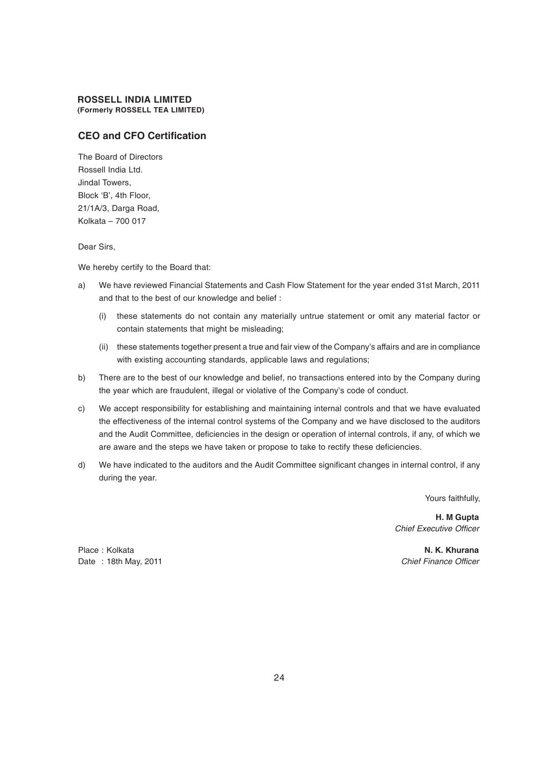**ROSSELL INDIA LIMITED**
**(Formerly ROSSELL TEA LIMITED)**

## CEO and CFO Certification

The Board of Directors
Rossell India Ltd.
Jindal Towers,
Block 'B', 4th Floor,
21/1A/3, Darga Road,
Kolkata – 700 017

Dear Sirs,

We hereby certify to the Board that:

a) We have reviewed Financial Statements and Cash Flow Statement for the year ended 31st March, 2011 and that to the best of our knowledge and belief :

   (i) these statements do not contain any materially untrue statement or omit any material factor or contain statements that might be misleading;

   (ii) these statements together present a true and fair view of the Company's affairs and are in compliance with existing accounting standards, applicable laws and regulations;

b) There are to the best of our knowledge and belief, no transactions entered into by the Company during the year which are fraudulent, illegal or violative of the Company's code of conduct.

c) We accept responsibility for establishing and maintaining internal controls and that we have evaluated the effectiveness of the internal control systems of the Company and we have disclosed to the auditors and the Audit Committee, deficiencies in the design or operation of internal controls, if any, of which we are aware and the steps we have taken or propose to take to rectify these deficiencies.

d) We have indicated to the auditors and the Audit Committee significant changes in internal control, if any during the year.

Yours faithfully,

**H. M Gupta**
*Chief Executive Officer*

**N. K. Khurana**
*Chief Finance Officer*

Place : Kolkata
Date : 18th May, 2011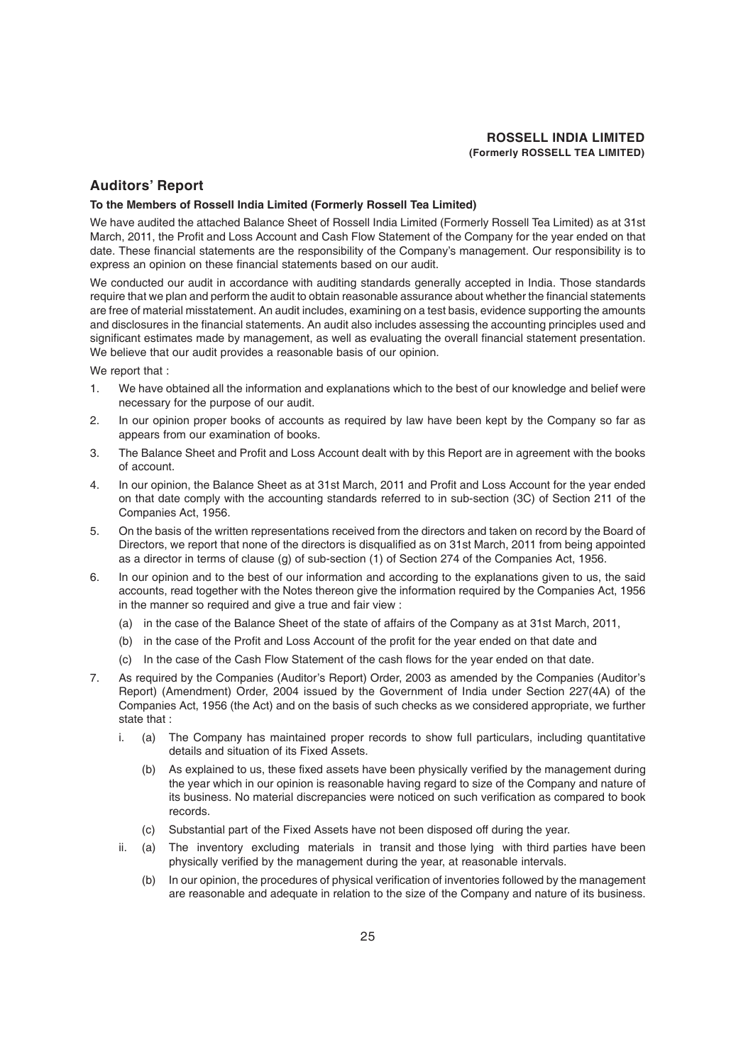## Auditors' Report

**To the Members of Rossell India Limited (Formerly Rossell Tea Limited)**

We have audited the attached Balance Sheet of Rossell India Limited (Formerly Rossell Tea Limited) as at 31st March, 2011, the Profit and Loss Account and Cash Flow Statement of the Company for the year ended on that date. These financial statements are the responsibility of the Company's management. Our responsibility is to express an opinion on these financial statements based on our audit.

We conducted our audit in accordance with auditing standards generally accepted in India. Those standards require that we plan and perform the audit to obtain reasonable assurance about whether the financial statements are free of material misstatement. An audit includes, examining on a test basis, evidence supporting the amounts and disclosures in the financial statements. An audit also includes assessing the accounting principles used and significant estimates made by management, as well as evaluating the overall financial statement presentation. We believe that our audit provides a reasonable basis of our opinion.

We report that :

1. We have obtained all the information and explanations which to the best of our knowledge and belief were necessary for the purpose of our audit.
2. In our opinion proper books of accounts as required by law have been kept by the Company so far as appears from our examination of books.
3. The Balance Sheet and Profit and Loss Account dealt with by this Report are in agreement with the books of account.
4. In our opinion, the Balance Sheet as at 31st March, 2011 and Profit and Loss Account for the year ended on that date comply with the accounting standards referred to in sub-section (3C) of Section 211 of the Companies Act, 1956.
5. On the basis of the written representations received from the directors and taken on record by the Board of Directors, we report that none of the directors is disqualified as on 31st March, 2011 from being appointed as a director in terms of clause (g) of sub-section (1) of Section 274 of the Companies Act, 1956.
6. In our opinion and to the best of our information and according to the explanations given to us, the said accounts, read together with the Notes thereon give the information required by the Companies Act, 1956 in the manner so required and give a true and fair view :
   (a) in the case of the Balance Sheet of the state of affairs of the Company as at 31st March, 2011,
   (b) in the case of the Profit and Loss Account of the profit for the year ended on that date and
   (c) In the case of the Cash Flow Statement of the cash flows for the year ended on that date.
7. As required by the Companies (Auditor's Report) Order, 2003 as amended by the Companies (Auditor's Report) (Amendment) Order, 2004 issued by the Government of India under Section 227(4A) of the Companies Act, 1956 (the Act) and on the basis of such checks as we considered appropriate, we further state that :
   i. (a) The Company has maintained proper records to show full particulars, including quantitative details and situation of its Fixed Assets.
      (b) As explained to us, these fixed assets have been physically verified by the management during the year which in our opinion is reasonable having regard to size of the Company and nature of its business. No material discrepancies were noticed on such verification as compared to book records.
      (c) Substantial part of the Fixed Assets have not been disposed off during the year.
   ii. (a) The inventory excluding materials in transit and those lying with third parties have been physically verified by the management during the year, at reasonable intervals.
      (b) In our opinion, the procedures of physical verification of inventories followed by the management are reasonable and adequate in relation to the size of the Company and nature of its business.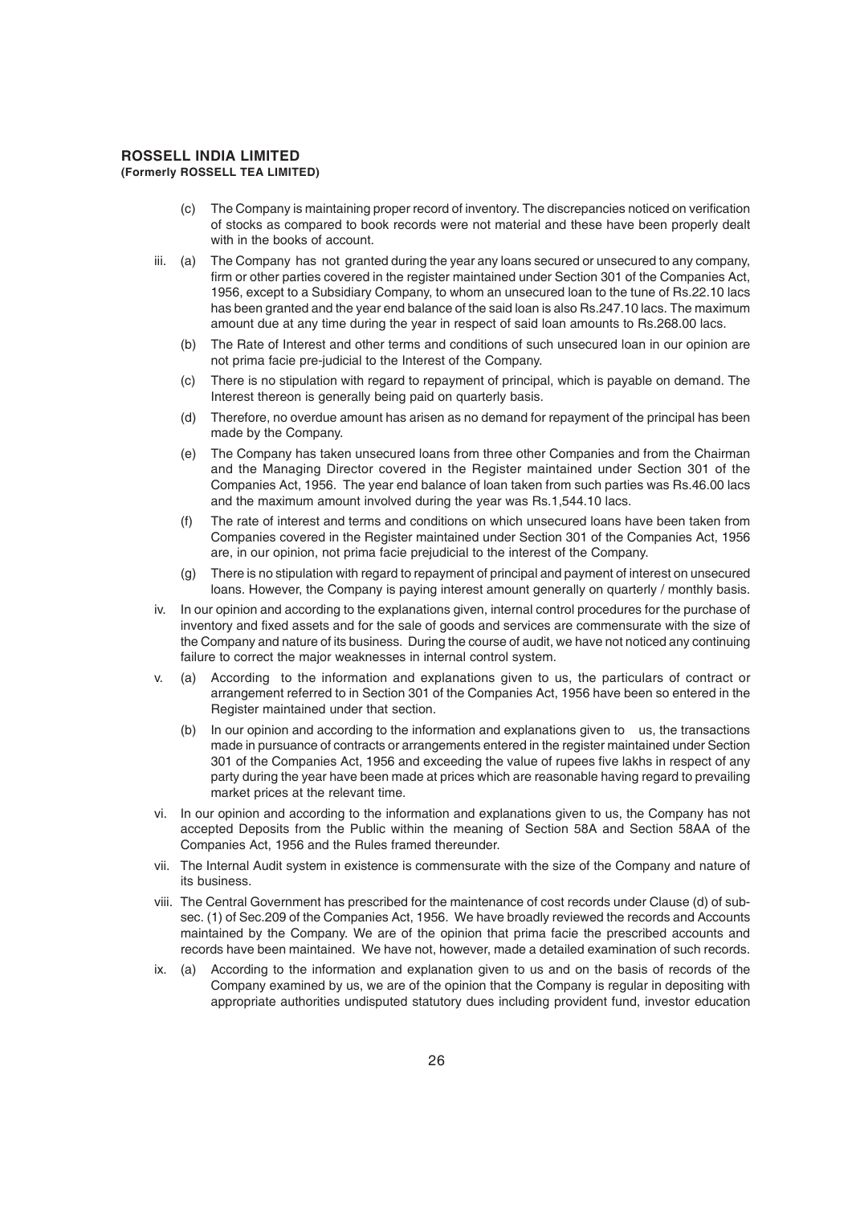(c) The Company is maintaining proper record of inventory. The discrepancies noticed on verification of stocks as compared to book records were not material and these have been properly dealt with in the books of account.

iii. (a) The Company has not granted during the year any loans secured or unsecured to any company, firm or other parties covered in the register maintained under Section 301 of the Companies Act, 1956, except to a Subsidiary Company, to whom an unsecured loan to the tune of Rs.22.10 lacs has been granted and the year end balance of the said loan is also Rs.247.10 lacs. The maximum amount due at any time during the year in respect of said loan amounts to Rs.268.00 lacs.

(b) The Rate of Interest and other terms and conditions of such unsecured loan in our opinion are not prima facie pre-judicial to the Interest of the Company.

(c) There is no stipulation with regard to repayment of principal, which is payable on demand. The Interest thereon is generally being paid on quarterly basis.

(d) Therefore, no overdue amount has arisen as no demand for repayment of the principal has been made by the Company.

(e) The Company has taken unsecured loans from three other Companies and from the Chairman and the Managing Director covered in the Register maintained under Section 301 of the Companies Act, 1956. The year end balance of loan taken from such parties was Rs.46.00 lacs and the maximum amount involved during the year was Rs.1,544.10 lacs.

(f) The rate of interest and terms and conditions on which unsecured loans have been taken from Companies covered in the Register maintained under Section 301 of the Companies Act, 1956 are, in our opinion, not prima facie prejudicial to the interest of the Company.

(g) There is no stipulation with regard to repayment of principal and payment of interest on unsecured loans. However, the Company is paying interest amount generally on quarterly / monthly basis.

iv. In our opinion and according to the explanations given, internal control procedures for the purchase of inventory and fixed assets and for the sale of goods and services are commensurate with the size of the Company and nature of its business. During the course of audit, we have not noticed any continuing failure to correct the major weaknesses in internal control system.

v. (a) According to the information and explanations given to us, the particulars of contract or arrangement referred to in Section 301 of the Companies Act, 1956 have been so entered in the Register maintained under that section.

(b) In our opinion and according to the information and explanations given to us, the transactions made in pursuance of contracts or arrangements entered in the register maintained under Section 301 of the Companies Act, 1956 and exceeding the value of rupees five lakhs in respect of any party during the year have been made at prices which are reasonable having regard to prevailing market prices at the relevant time.

vi. In our opinion and according to the information and explanations given to us, the Company has not accepted Deposits from the Public within the meaning of Section 58A and Section 58AA of the Companies Act, 1956 and the Rules framed thereunder.

vii. The Internal Audit system in existence is commensurate with the size of the Company and nature of its business.

viii. The Central Government has prescribed for the maintenance of cost records under Clause (d) of sub-sec. (1) of Sec.209 of the Companies Act, 1956. We have broadly reviewed the records and Accounts maintained by the Company. We are of the opinion that prima facie the prescribed accounts and records have been maintained. We have not, however, made a detailed examination of such records.

ix. (a) According to the information and explanation given to us and on the basis of records of the Company examined by us, we are of the opinion that the Company is regular in depositing with appropriate authorities undisputed statutory dues including provident fund, investor education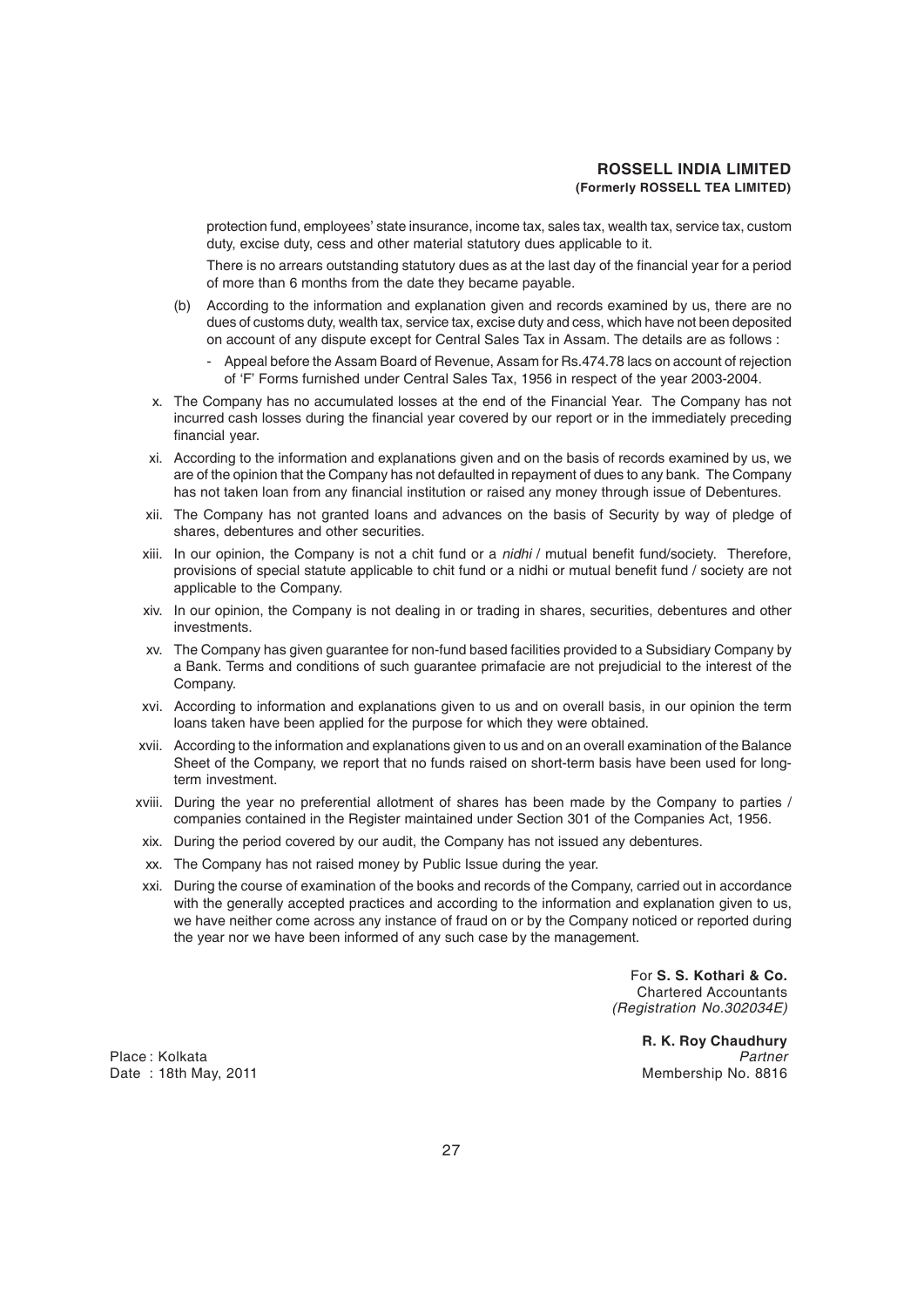protection fund, employees' state insurance, income tax, sales tax, wealth tax, service tax, custom duty, excise duty, cess and other material statutory dues applicable to it.

There is no arrears outstanding statutory dues as at the last day of the financial year for a period of more than 6 months from the date they became payable.

(b) According to the information and explanation given and records examined by us, there are no dues of customs duty, wealth tax, service tax, excise duty and cess, which have not been deposited on account of any dispute except for Central Sales Tax in Assam. The details are as follows :

- Appeal before the Assam Board of Revenue, Assam for Rs.474.78 lacs on account of rejection of 'F' Forms furnished under Central Sales Tax, 1956 in respect of the year 2003-2004.

x. The Company has no accumulated losses at the end of the Financial Year. The Company has not incurred cash losses during the financial year covered by our report or in the immediately preceding financial year.

xi. According to the information and explanations given and on the basis of records examined by us, we are of the opinion that the Company has not defaulted in repayment of dues to any bank. The Company has not taken loan from any financial institution or raised any money through issue of Debentures.

xii. The Company has not granted loans and advances on the basis of Security by way of pledge of shares, debentures and other securities.

xiii. In our opinion, the Company is not a chit fund or a *nidhi* / mutual benefit fund/society. Therefore, provisions of special statute applicable to chit fund or a nidhi or mutual benefit fund / society are not applicable to the Company.

xiv. In our opinion, the Company is not dealing in or trading in shares, securities, debentures and other investments.

xv. The Company has given guarantee for non-fund based facilities provided to a Subsidiary Company by a Bank. Terms and conditions of such guarantee primafacie are not prejudicial to the interest of the Company.

xvi. According to information and explanations given to us and on overall basis, in our opinion the term loans taken have been applied for the purpose for which they were obtained.

xvii. According to the information and explanations given to us and on an overall examination of the Balance Sheet of the Company, we report that no funds raised on short-term basis have been used for long-term investment.

xviii. During the year no preferential allotment of shares has been made by the Company to parties / companies contained in the Register maintained under Section 301 of the Companies Act, 1956.

xix. During the period covered by our audit, the Company has not issued any debentures.

xx. The Company has not raised money by Public Issue during the year.

xxi. During the course of examination of the books and records of the Company, carried out in accordance with the generally accepted practices and according to the information and explanation given to us, we have neither come across any instance of fraud on or by the Company noticed or reported during the year nor we have been informed of any such case by the management.

For **S. S. Kothari & Co.**
Chartered Accountants
*(Registration No.302034E)*

**R. K. Roy Chaudhury**
*Partner*
Membership No. 8816

Place : Kolkata
Date : 18th May, 2011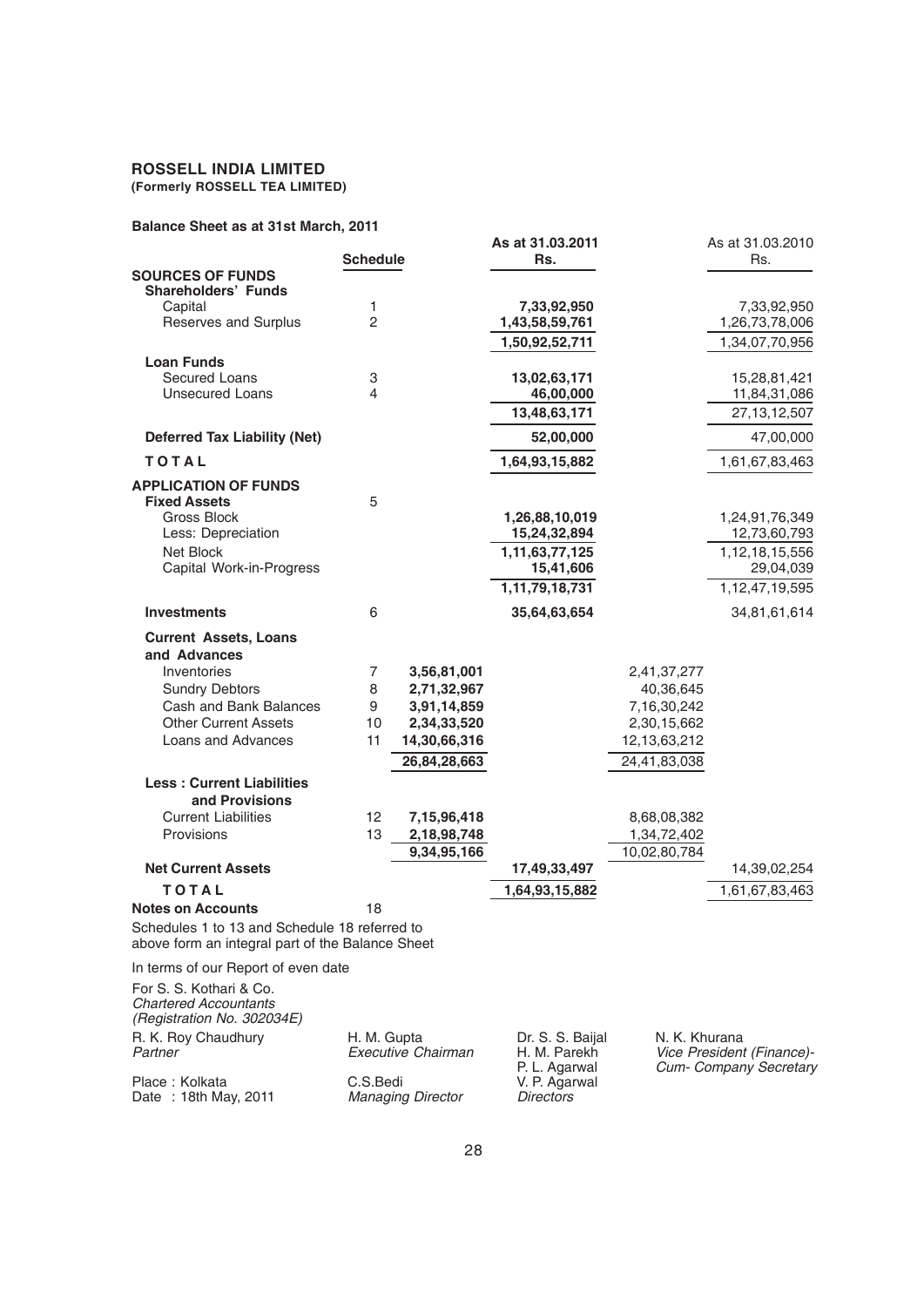# ROSSELL INDIA LIMITED
**(Formerly ROSSELL TEA LIMITED)**

**Balance Sheet as at 31st March, 2011**

| | Schedule | | As at 31.03.2011 Rs. | | As at 31.03.2010 Rs. |
|---|---|---|---|---|---|
| **SOURCES OF FUNDS** | | | | | |
| **Shareholders' Funds** | | | | | |
| Capital | 1 | | **7,33,92,950** | | 7,33,92,950 |
| Reserves and Surplus | 2 | | **1,43,58,59,761** | | 1,26,73,78,006 |
| | | | **1,50,92,52,711** | | 1,34,07,70,956 |
| **Loan Funds** | | | | | |
| Secured Loans | 3 | | **13,02,63,171** | | 15,28,81,421 |
| Unsecured Loans | 4 | | **46,00,000** | | 11,84,31,086 |
| | | | **13,48,63,171** | | 27,13,12,507 |
| **Deferred Tax Liability (Net)** | | | **52,00,000** | | 47,00,000 |
| **TOTAL** | | | **1,64,93,15,882** | | 1,61,67,83,463 |
| **APPLICATION OF FUNDS** | | | | | |
| **Fixed Assets** | 5 | | | | |
| Gross Block | | | **1,26,88,10,019** | | 1,24,91,76,349 |
| Less: Depreciation | | | **15,24,32,894** | | 12,73,60,793 |
| Net Block | | | **1,11,63,77,125** | | 1,12,18,15,556 |
| Capital Work-in-Progress | | | **15,41,606** | | 29,04,039 |
| | | | **1,11,79,18,731** | | 1,12,47,19,595 |
| **Investments** | 6 | | **35,64,63,654** | | 34,81,61,614 |
| **Current Assets, Loans and Advances** | | | | | |
| Inventories | 7 | **3,56,81,001** | | 2,41,37,277 | |
| Sundry Debtors | 8 | **2,71,32,967** | | 40,36,645 | |
| Cash and Bank Balances | 9 | **3,91,14,859** | | 7,16,30,242 | |
| Other Current Assets | 10 | **2,34,33,520** | | 2,30,15,662 | |
| Loans and Advances | 11 | **14,30,66,316** | | 12,13,63,212 | |
| | | **26,84,28,663** | | 24,41,83,038 | |
| **Less : Current Liabilities and Provisions** | | | | | |
| Current Liabilities | 12 | **7,15,96,418** | | 8,68,08,382 | |
| Provisions | 13 | **2,18,98,748** | | 1,34,72,402 | |
| | | **9,34,95,166** | | 10,02,80,784 | |
| **Net Current Assets** | | | **17,49,33,497** | | 14,39,02,254 |
| **TOTAL** | | | **1,64,93,15,882** | | 1,61,67,83,463 |
| **Notes on Accounts** | 18 | | | | |

Schedules 1 to 13 and Schedule 18 referred to above form an integral part of the Balance Sheet

In terms of our Report of even date

For S. S. Kothari & Co.
*Chartered Accountants*
*(Registration No. 302034E)*

R. K. Roy Chaudhury
*Partner*

Place : Kolkata
Date : 18th May, 2011

H. M. Gupta
*Executive Chairman*

C.S.Bedi
*Managing Director*

Dr. S. S. Baijal
H. M. Parekh
P. L. Agarwal
V. P. Agarwal
*Directors*

N. K. Khurana
*Vice President (Finance)-Cum- Company Secretary*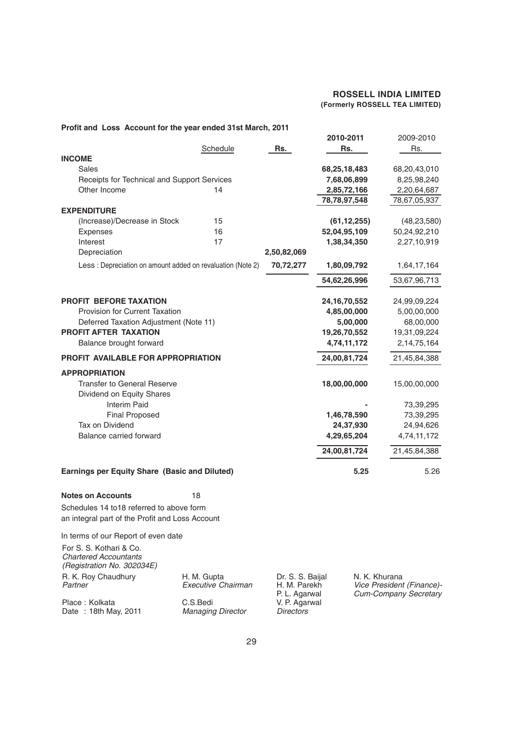**ROSSELL INDIA LIMITED**
**(Formerly ROSSELL TEA LIMITED)**

**Profit and Loss Account for the year ended 31st March, 2011**

| | Schedule | Rs. | 2010-2011 Rs. | 2009-2010 Rs. |
|---|---|---|---|---|
| **INCOME** | | | | |
| Sales | | | **68,25,18,483** | 68,20,43,010 |
| Receipts for Technical and Support Services | | | **7,68,06,899** | 8,25,98,240 |
| Other Income | 14 | | **2,85,72,166** | 2,20,64,687 |
| | | | **78,78,97,548** | 78,67,05,937 |
| **EXPENDITURE** | | | | |
| (Increase)/Decrease in Stock | 15 | | **(61,12,255)** | (48,23,580) |
| Expenses | 16 | | **52,04,95,109** | 50,24,92,210 |
| Interest | 17 | | **1,38,34,350** | 2,27,10,919 |
| Depreciation | | **2,50,82,069** | | |
| Less : Depreciation on amount added on revaluation (Note 2) | | **70,72,277** | **1,80,09,792** | 1,64,17,164 |
| | | | **54,62,26,996** | 53,67,96,713 |
| **PROFIT BEFORE TAXATION** | | | **24,16,70,552** | 24,99,09,224 |
| Provision for Current Taxation | | | **4,85,00,000** | 5,00,00,000 |
| Deferred Taxation Adjustment (Note 11) | | | **5,00,000** | 68,00,000 |
| **PROFIT AFTER TAXATION** | | | **19,26,70,552** | 19,31,09,224 |
| Balance brought forward | | | **4,74,11,172** | 2,14,75,164 |
| **PROFIT AVAILABLE FOR APPROPRIATION** | | | **24,00,81,724** | 21,45,84,388 |
| **APPROPRIATION** | | | | |
| Transfer to General Reserve | | | **18,00,00,000** | 15,00,00,000 |
| Dividend on Equity Shares | | | | |
| Interim Paid | | | **-** | 73,39,295 |
| Final Proposed | | | **1,46,78,590** | 73,39,295 |
| Tax on Dividend | | | **24,37,930** | 24,94,626 |
| Balance carried forward | | | **4,29,65,204** | 4,74,11,172 |
| | | | **24,00,81,724** | 21,45,84,388 |
| **Earnings per Equity Share (Basic and Diluted)** | | | **5.25** | 5.26 |

**Notes on Accounts** 18

Schedules 14 to18 referred to above form an integral part of the Profit and Loss Account

In terms of our Report of even date

For S. S. Kothari & Co.
*Chartered Accountants*
*(Registration No. 302034E)*

R. K. Roy Chaudhury
*Partner*

Place : Kolkata
Date : 18th May, 2011

H. M. Gupta
*Executive Chairman*

C.S.Bedi
*Managing Director*

Dr. S. S. Baijal
H. M. Parekh
P. L. Agarwal
V. P. Agarwal
*Directors*

N. K. Khurana
*Vice President (Finance)-Cum-Company Secretary*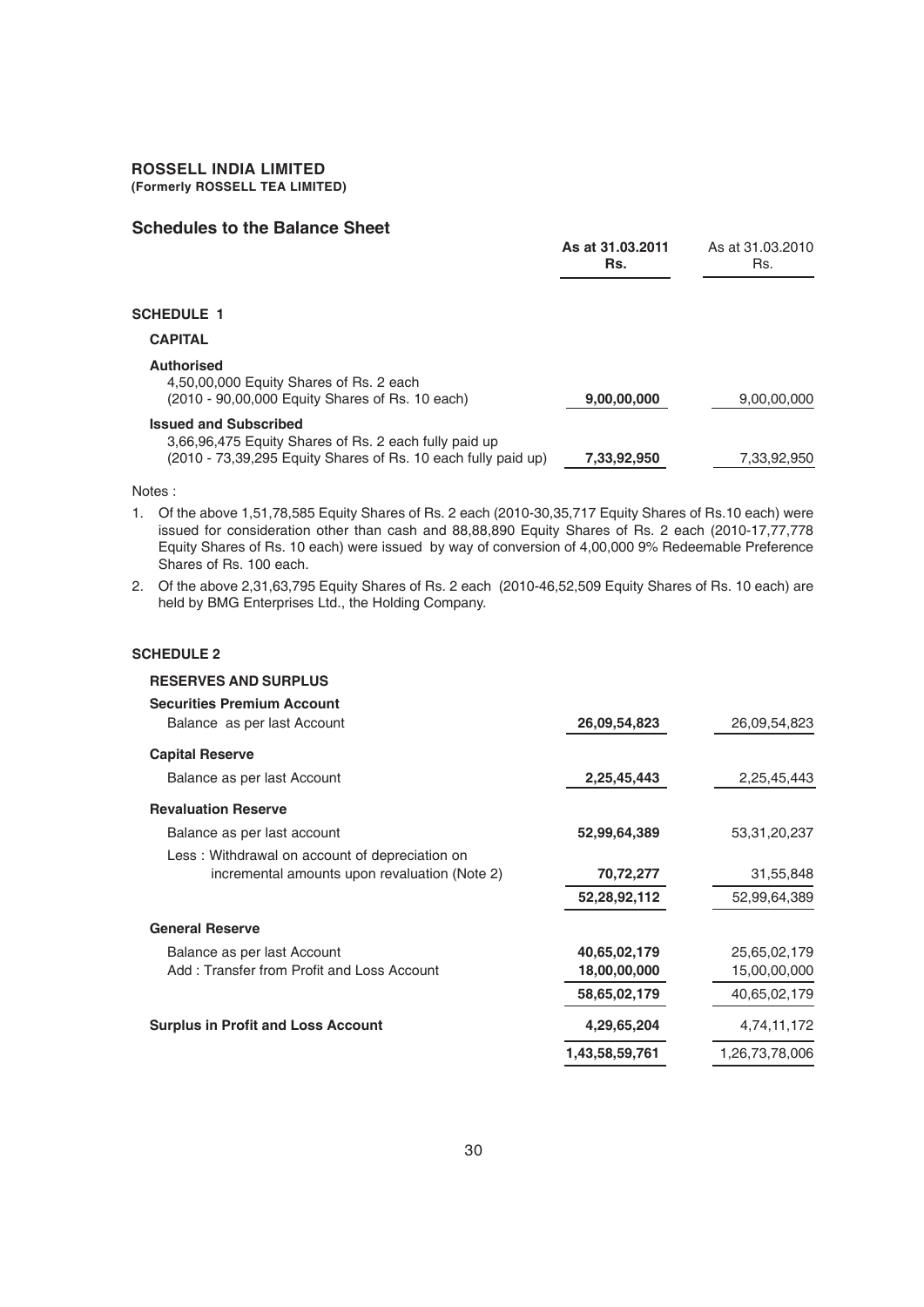**ROSSELL INDIA LIMITED**
**(Formerly ROSSELL TEA LIMITED)**

## Schedules to the Balance Sheet

| | As at 31.03.2011 Rs. | As at 31.03.2010 Rs. |
|---|---|---|
| **SCHEDULE 1** | | |
| **CAPITAL** | | |
| **Authorised** | | |
| 4,50,00,000 Equity Shares of Rs. 2 each (2010 - 90,00,000 Equity Shares of Rs. 10 each) | **9,00,00,000** | 9,00,00,000 |
| **Issued and Subscribed** | | |
| 3,66,96,475 Equity Shares of Rs. 2 each fully paid up (2010 - 73,39,295 Equity Shares of Rs. 10 each fully paid up) | **7,33,92,950** | 7,33,92,950 |

Notes :

1. Of the above 1,51,78,585 Equity Shares of Rs. 2 each (2010-30,35,717 Equity Shares of Rs.10 each) were issued for consideration other than cash and 88,88,890 Equity Shares of Rs. 2 each (2010-17,77,778 Equity Shares of Rs. 10 each) were issued by way of conversion of 4,00,000 9% Redeemable Preference Shares of Rs. 100 each.
2. Of the above 2,31,63,795 Equity Shares of Rs. 2 each (2010-46,52,509 Equity Shares of Rs. 10 each) are held by BMG Enterprises Ltd., the Holding Company.

| | As at 31.03.2011 Rs. | As at 31.03.2010 Rs. |
|---|---|---|
| **SCHEDULE 2** | | |
| **RESERVES AND SURPLUS** | | |
| **Securities Premium Account** | | |
| Balance as per last Account | **26,09,54,823** | 26,09,54,823 |
| **Capital Reserve** | | |
| Balance as per last Account | **2,25,45,443** | 2,25,45,443 |
| **Revaluation Reserve** | | |
| Balance as per last account | **52,99,64,389** | 53,31,20,237 |
| Less : Withdrawal on account of depreciation on incremental amounts upon revaluation (Note 2) | **70,72,277** | 31,55,848 |
| | **52,28,92,112** | 52,99,64,389 |
| **General Reserve** | | |
| Balance as per last Account | **40,65,02,179** | 25,65,02,179 |
| Add : Transfer from Profit and Loss Account | **18,00,00,000** | 15,00,00,000 |
| | **58,65,02,179** | 40,65,02,179 |
| **Surplus in Profit and Loss Account** | **4,29,65,204** | 4,74,11,172 |
| | **1,43,58,59,761** | 1,26,73,78,006 |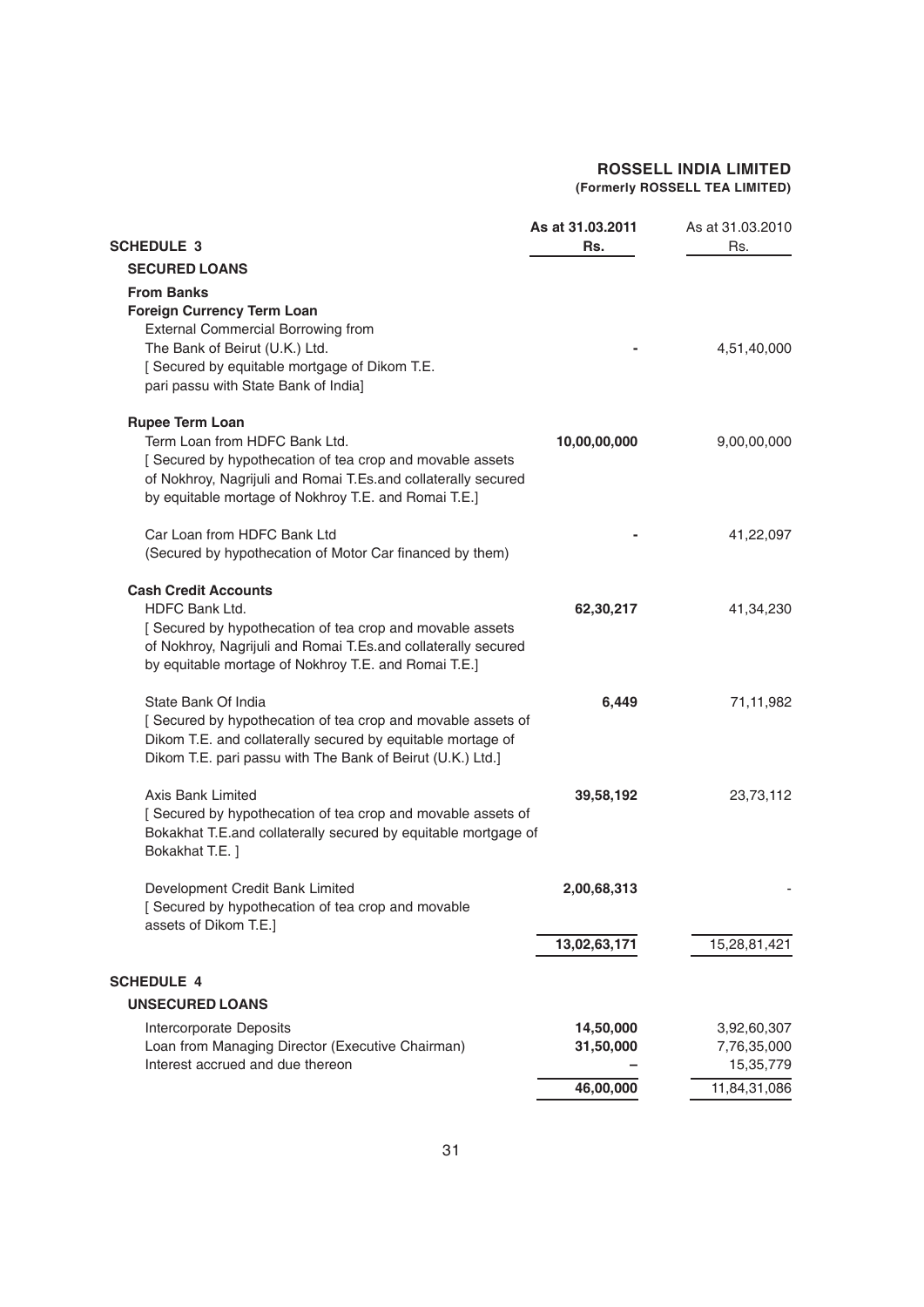| SCHEDULE 3 | As at 31.03.2011 Rs. | As at 31.03.2010 Rs. |
|---|---|---|
| **SECURED LOANS** | | |
| **From Banks** | | |
| **Foreign Currency Term Loan** | | |
| External Commercial Borrowing from The Bank of Beirut (U.K.) Ltd. [ Secured by equitable mortgage of Dikom T.E. pari passu with State Bank of India] | - | 4,51,40,000 |
| **Rupee Term Loan** | | |
| Term Loan from HDFC Bank Ltd. [ Secured by hypothecation of tea crop and movable assets of Nokhroy, Nagrijuli and Romai T.Es.and collaterally secured by equitable mortage of Nokhroy T.E. and Romai T.E.] | **10,00,00,000** | 9,00,00,000 |
| Car Loan from HDFC Bank Ltd (Secured by hypothecation of Motor Car financed by them) | - | 41,22,097 |
| **Cash Credit Accounts** | | |
| HDFC Bank Ltd. [ Secured by hypothecation of tea crop and movable assets of Nokhroy, Nagrijuli and Romai T.Es.and collaterally secured by equitable mortage of Nokhroy T.E. and Romai T.E.] | **62,30,217** | 41,34,230 |
| State Bank Of India [ Secured by hypothecation of tea crop and movable assets of Dikom T.E. and collaterally secured by equitable mortage of Dikom T.E. pari passu with The Bank of Beirut (U.K.) Ltd.] | **6,449** | 71,11,982 |
| Axis Bank Limited [ Secured by hypothecation of tea crop and movable assets of Bokakhat T.E.and collaterally secured by equitable mortgage of Bokakhat T.E. ] | **39,58,192** | 23,73,112 |
| Development Credit Bank Limited [ Secured by hypothecation of tea crop and movable assets of Dikom T.E.] | **2,00,68,313** | - |
| | **13,02,63,171** | 15,28,81,421 |

| SCHEDULE 4 | As at 31.03.2011 Rs. | As at 31.03.2010 Rs. |
|---|---|---|
| **UNSECURED LOANS** | | |
| Intercorporate Deposits | **14,50,000** | 3,92,60,307 |
| Loan from Managing Director (Executive Chairman) | **31,50,000** | 7,76,35,000 |
| Interest accrued and due thereon | **–** | 15,35,779 |
| | **46,00,000** | 11,84,31,086 |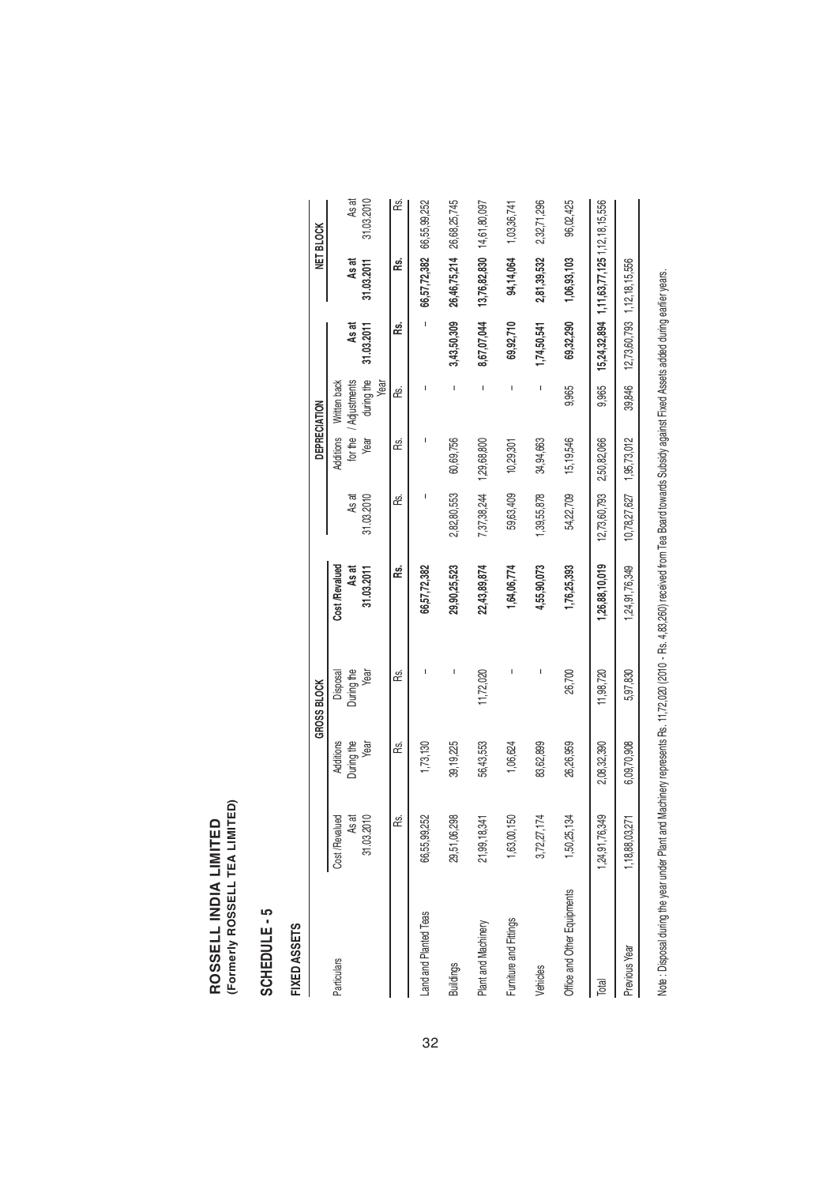# ROSSELL INDIA LIMITED
**(Formerly ROSSELL TEA LIMITED)**

## SCHEDULE - 5

### FIXED ASSETS

| Particulars | GROSS BLOCK | | | | DEPRECIATION | | | | NET BLOCK | |
|---|---|---|---|---|---|---|---|---|---|---|
| | Cost /Revalued As at 31.03.2010 | Additions During the Year | Disposal During the Year | Cost /Revalued As at 31.03.2011 | As at 31.03.2010 | Additions for the Year | Written back / Adjustments during the Year | As at 31.03.2011 | As at 31.03.2011 | As at 31.03.2010 |
| | Rs. | Rs. | Rs. | Rs. | Rs. | Rs. | Rs. | Rs. | Rs. | Rs. |
| Land and Planted Teas | 66,55,99,252 | 1,73,130 | – | **66,57,72,382** | – | – | – | – | **66,57,72,382** | 66,55,99,252 |
| Buildings | 29,51,06,298 | 39,19,225 | – | **29,90,25,523** | 2,82,80,553 | 60,69,756 | – | **3,43,50,309** | **26,46,75,214** | 26,68,25,745 |
| Plant and Machinery | 21,99,18,341 | 56,43,553 | 11,72,020 | **22,43,89,874** | 7,37,38,244 | 1,29,68,800 | – | **8,67,07,044** | **13,76,82,830** | 14,61,80,097 |
| Furniture and Fittings | 1,63,00,150 | 1,06,624 | – | **1,64,06,774** | 59,63,409 | 10,29,301 | – | **69,92,710** | **94,14,064** | 1,03,36,741 |
| Vehicles | 3,72,27,174 | 83,62,899 | – | **4,55,90,073** | 1,39,55,878 | 34,94,663 | – | **1,74,50,541** | **2,81,39,532** | 2,32,71,296 |
| Office and Other Equipments | 1,50,25,134 | 26,26,959 | 26,700 | **1,76,25,393** | 54,22,709 | 15,19,546 | 9,965 | **69,32,290** | **1,06,93,103** | 96,02,425 |
| Total | 1,24,91,76,349 | 2,08,32,390 | 11,98,720 | **1,26,88,10,019** | 12,73,60,793 | 2,50,82,066 | 9,965 | **15,24,32,894** | **1,11,63,77,125** | 1,12,18,15,556 |
| Previous Year | 1,18,88,03,271 | 6,09,70,908 | 5,97,830 | 1,24,91,76,349 | 10,78,27,627 | 1,95,73,012 | 39,846 | 12,73,60,793 | 1,12,18,15,556 | |

Note : Disposal during the year under Plant and Machinery represents Rs. 11,72,020 (2010 - Rs. 4,83,260) received from Tea Board towards Subsidy against Fixed Assets added during earlier years.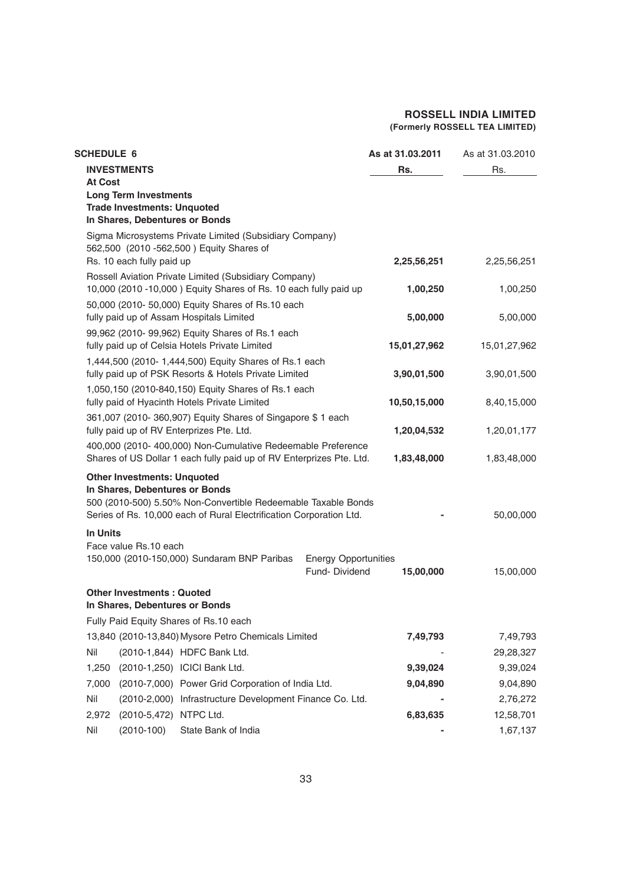**ROSSELL INDIA LIMITED**
**(Formerly ROSSELL TEA LIMITED)**

| SCHEDULE 6 | As at 31.03.2011 | As at 31.03.2010 |
|---|---|---|
| **INVESTMENTS** | **Rs.** | Rs. |
| **At Cost** | | |
| **Long Term Investments** | | |
| **Trade Investments: Unquoted** | | |
| **In Shares, Debentures or Bonds** | | |
| Sigma Microsystems Private Limited (Subsidiary Company) 562,500 (2010 -562,500 ) Equity Shares of Rs. 10 each fully paid up | **2,25,56,251** | 2,25,56,251 |
| Rossell Aviation Private Limited (Subsidiary Company) 10,000 (2010 -10,000 ) Equity Shares of Rs. 10 each fully paid up | **1,00,250** | 1,00,250 |
| 50,000 (2010- 50,000) Equity Shares of Rs.10 each fully paid up of Assam Hospitals Limited | **5,00,000** | 5,00,000 |
| 99,962 (2010- 99,962) Equity Shares of Rs.1 each fully paid up of Celsia Hotels Private Limited | **15,01,27,962** | 15,01,27,962 |
| 1,444,500 (2010- 1,444,500) Equity Shares of Rs.1 each fully paid up of PSK Resorts & Hotels Private Limited | **3,90,01,500** | 3,90,01,500 |
| 1,050,150 (2010-840,150) Equity Shares of Rs.1 each fully paid of Hyacinth Hotels Private Limited | **10,50,15,000** | 8,40,15,000 |
| 361,007 (2010- 360,907) Equity Shares of Singapore $ 1 each fully paid up of RV Enterprizes Pte. Ltd. | **1,20,04,532** | 1,20,01,177 |
| 400,000 (2010- 400,000) Non-Cumulative Redeemable Preference Shares of US Dollar 1 each fully paid up of RV Enterprizes Pte. Ltd. | **1,83,48,000** | 1,83,48,000 |
| **Other Investments: Unquoted** | | |
| **In Shares, Debentures or Bonds** | | |
| 500 (2010-500) 5.50% Non-Convertible Redeemable Taxable Bonds Series of Rs. 10,000 each of Rural Electrification Corporation Ltd. | **-** | 50,00,000 |
| **In Units** | | |
| Face value Rs.10 each | | |
| 150,000 (2010-150,000) Sundaram BNP Paribas Energy Opportunities Fund- Dividend | **15,00,000** | 15,00,000 |
| **Other Investments : Quoted** | | |
| **In Shares, Debentures or Bonds** | | |
| Fully Paid Equity Shares of Rs.10 each | | |
| 13,840 (2010-13,840) Mysore Petro Chemicals Limited | **7,49,793** | 7,49,793 |
| Nil (2010-1,844) HDFC Bank Ltd. | **-** | 29,28,327 |
| 1,250 (2010-1,250) ICICI Bank Ltd. | **9,39,024** | 9,39,024 |
| 7,000 (2010-7,000) Power Grid Corporation of India Ltd. | **9,04,890** | 9,04,890 |
| Nil (2010-2,000) Infrastructure Development Finance Co. Ltd. | **-** | 2,76,272 |
| 2,972 (2010-5,472) NTPC Ltd. | **6,83,635** | 12,58,701 |
| Nil (2010-100) State Bank of India | **-** | 1,67,137 |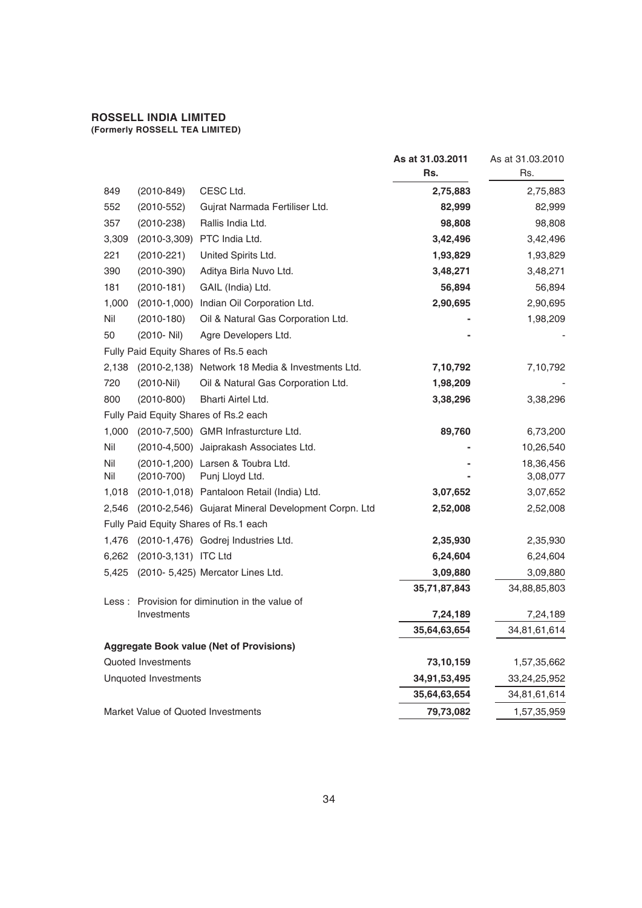**ROSSELL INDIA LIMITED**
**(Formerly ROSSELL TEA LIMITED)**

| | | | **As at 31.03.2011 Rs.** | As at 31.03.2010 Rs. |
|---|---|---|---|---|
| 849 | (2010-849) | CESC Ltd. | **2,75,883** | 2,75,883 |
| 552 | (2010-552) | Gujrat Narmada Fertiliser Ltd. | **82,999** | 82,999 |
| 357 | (2010-238) | Rallis India Ltd. | **98,808** | 98,808 |
| 3,309 | (2010-3,309) | PTC India Ltd. | **3,42,496** | 3,42,496 |
| 221 | (2010-221) | United Spirits Ltd. | **1,93,829** | 1,93,829 |
| 390 | (2010-390) | Aditya Birla Nuvo Ltd. | **3,48,271** | 3,48,271 |
| 181 | (2010-181) | GAIL (India) Ltd. | **56,894** | 56,894 |
| 1,000 | (2010-1,000) | Indian Oil Corporation Ltd. | **2,90,695** | 2,90,695 |
| Nil | (2010-180) | Oil & Natural Gas Corporation Ltd. | **-** | 1,98,209 |
| 50 | (2010- Nil) | Agre Developers Ltd. | **-** | - |
| Fully Paid Equity Shares of Rs.5 each | | | | |
| 2,138 | (2010-2,138) | Network 18 Media & Investments Ltd. | **7,10,792** | 7,10,792 |
| 720 | (2010-Nil) | Oil & Natural Gas Corporation Ltd. | **1,98,209** | - |
| 800 | (2010-800) | Bharti Airtel Ltd. | **3,38,296** | 3,38,296 |
| Fully Paid Equity Shares of Rs.2 each | | | | |
| 1,000 | (2010-7,500) | GMR Infrasturcture Ltd. | **89,760** | 6,73,200 |
| Nil | (2010-4,500) | Jaiprakash Associates Ltd. | **-** | 10,26,540 |
| Nil | (2010-1,200) | Larsen & Toubra Ltd. | **-** | 18,36,456 |
| Nil | (2010-700) | Punj Lloyd Ltd. | **-** | 3,08,077 |
| 1,018 | (2010-1,018) | Pantaloon Retail (India) Ltd. | **3,07,652** | 3,07,652 |
| 2,546 | (2010-2,546) | Gujarat Mineral Development Corpn. Ltd | **2,52,008** | 2,52,008 |
| Fully Paid Equity Shares of Rs.1 each | | | | |
| 1,476 | (2010-1,476) | Godrej Industries Ltd. | **2,35,930** | 2,35,930 |
| 6,262 | (2010-3,131) | ITC Ltd | **6,24,604** | 6,24,604 |
| 5,425 | (2010- 5,425) | Mercator Lines Ltd. | **3,09,880** | 3,09,880 |
| | | | **35,71,87,843** | 34,88,85,803 |
| Less : | Provision for diminution in the value of Investments | | **7,24,189** | 7,24,189 |
| | | | **35,64,63,654** | 34,81,61,614 |
| **Aggregate Book value (Net of Provisions)** | | | | |
| Quoted Investments | | | **73,10,159** | 1,57,35,662 |
| Unquoted Investments | | | **34,91,53,495** | 33,24,25,952 |
| | | | **35,64,63,654** | 34,81,61,614 |
| Market Value of Quoted Investments | | | **79,73,082** | 1,57,35,959 |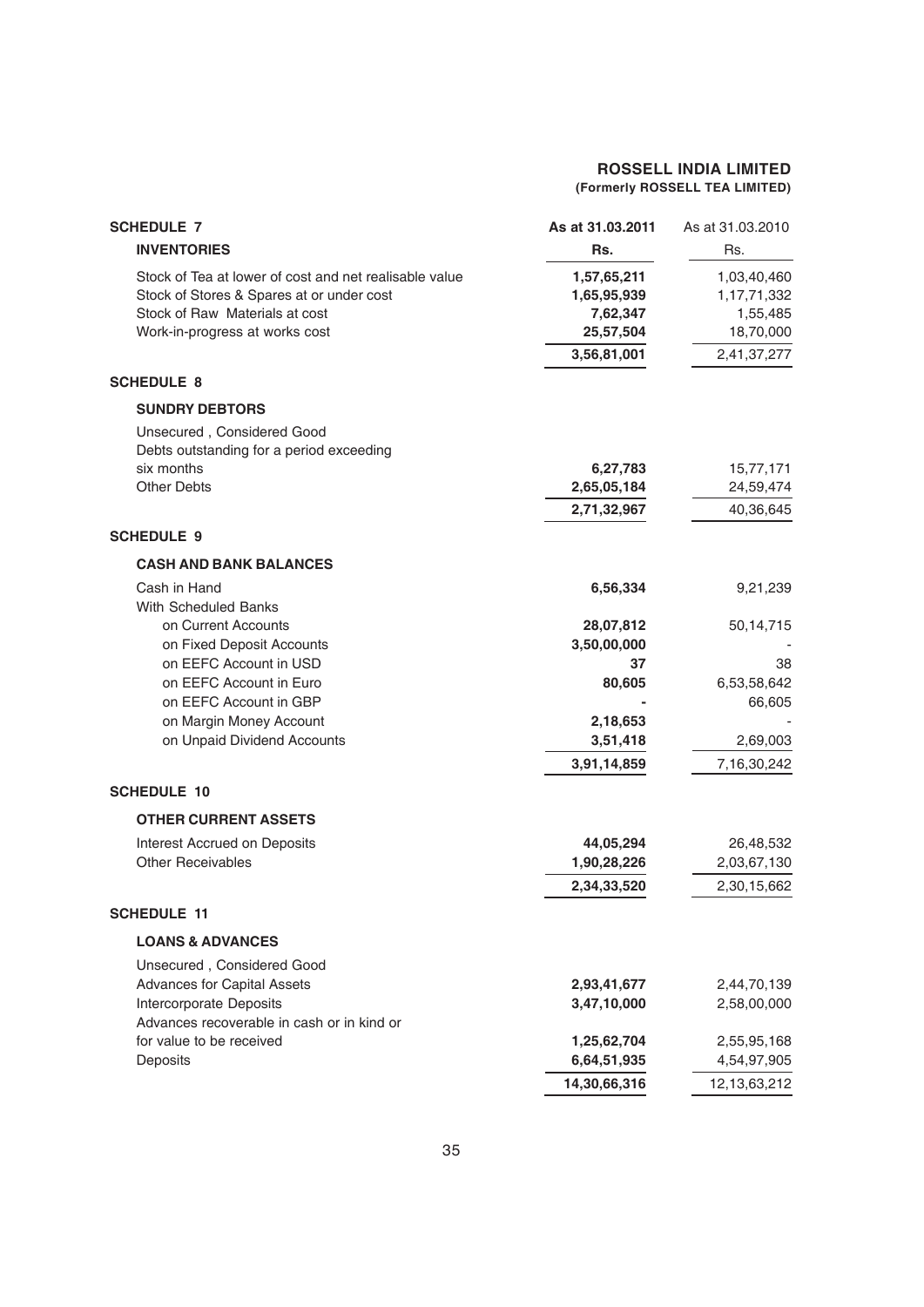**ROSSELL INDIA LIMITED**
**(Formerly ROSSELL TEA LIMITED)**

| | As at 31.03.2011 | As at 31.03.2010 |
|---|---|---|
| **SCHEDULE 7** | | |
| **INVENTORIES** | **Rs.** | Rs. |
| Stock of Tea at lower of cost and net realisable value | **1,57,65,211** | 1,03,40,460 |
| Stock of Stores & Spares at or under cost | **1,65,95,939** | 1,17,71,332 |
| Stock of Raw Materials at cost | **7,62,347** | 1,55,485 |
| Work-in-progress at works cost | **25,57,504** | 18,70,000 |
| | **3,56,81,001** | 2,41,37,277 |
| **SCHEDULE 8** | | |
| **SUNDRY DEBTORS** | | |
| Unsecured , Considered Good | | |
| Debts outstanding for a period exceeding six months | **6,27,783** | 15,77,171 |
| Other Debts | **2,65,05,184** | 24,59,474 |
| | **2,71,32,967** | 40,36,645 |
| **SCHEDULE 9** | | |
| **CASH AND BANK BALANCES** | | |
| Cash in Hand | **6,56,334** | 9,21,239 |
| With Scheduled Banks | | |
| on Current Accounts | **28,07,812** | 50,14,715 |
| on Fixed Deposit Accounts | **3,50,00,000** | - |
| on EEFC Account in USD | **37** | 38 |
| on EEFC Account in Euro | **80,605** | 6,53,58,642 |
| on EEFC Account in GBP | **-** | 66,605 |
| on Margin Money Account | **2,18,653** | - |
| on Unpaid Dividend Accounts | **3,51,418** | 2,69,003 |
| | **3,91,14,859** | 7,16,30,242 |
| **SCHEDULE 10** | | |
| **OTHER CURRENT ASSETS** | | |
| Interest Accrued on Deposits | **44,05,294** | 26,48,532 |
| Other Receivables | **1,90,28,226** | 2,03,67,130 |
| | **2,34,33,520** | 2,30,15,662 |
| **SCHEDULE 11** | | |
| **LOANS & ADVANCES** | | |
| Unsecured , Considered Good | | |
| Advances for Capital Assets | **2,93,41,677** | 2,44,70,139 |
| Intercorporate Deposits | **3,47,10,000** | 2,58,00,000 |
| Advances recoverable in cash or in kind or for value to be received | **1,25,62,704** | 2,55,95,168 |
| Deposits | **6,64,51,935** | 4,54,97,905 |
| | **14,30,66,316** | 12,13,63,212 |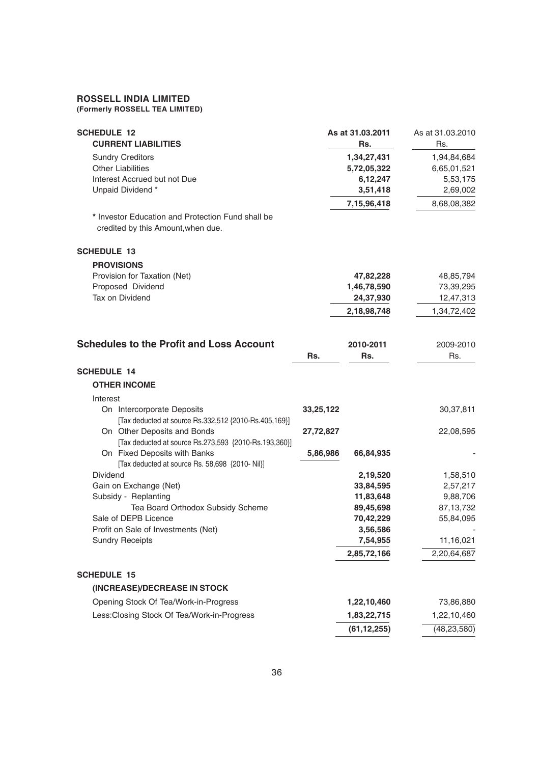**ROSSELL INDIA LIMITED**
**(Formerly ROSSELL TEA LIMITED)**

| SCHEDULE 12 | As at 31.03.2011 | As at 31.03.2010 |
|---|---|---|
| **CURRENT LIABILITIES** | **Rs.** | Rs. |
| Sundry Creditors | **1,34,27,431** | 1,94,84,684 |
| Other Liabilities | **5,72,05,322** | 6,65,01,521 |
| Interest Accrued but not Due | **6,12,247** | 5,53,175 |
| Unpaid Dividend * | **3,51,418** | 2,69,002 |
| | **7,15,96,418** | 8,68,08,382 |

\* Investor Education and Protection Fund shall be credited by this Amount,when due.

| SCHEDULE 13 | | |
|---|---|---|
| **PROVISIONS** | | |
| Provision for Taxation (Net) | **47,82,228** | 48,85,794 |
| Proposed Dividend | **1,46,78,590** | 73,39,295 |
| Tax on Dividend | **24,37,930** | 12,47,313 |
| | **2,18,98,748** | 1,34,72,402 |

## Schedules to the Profit and Loss Account

| | Rs. | 2010-2011 Rs. | 2009-2010 Rs. |
|---|---|---|---|
| **SCHEDULE 14** | | | |
| **OTHER INCOME** | | | |
| Interest | | | |
| On Intercorporate Deposits [Tax deducted at source Rs.332,512 {2010-Rs.405,169}] | **33,25,122** | | 30,37,811 |
| On Other Deposits and Bonds [Tax deducted at source Rs.273,593 {2010-Rs.193,360}] | **27,72,827** | | 22,08,595 |
| On Fixed Deposits with Banks [Tax deducted at source Rs. 58,698 {2010- Nil}] | **5,86,986** | **66,84,935** | - |
| Dividend | | **2,19,520** | 1,58,510 |
| Gain on Exchange (Net) | | **33,84,595** | 2,57,217 |
| Subsidy - Replanting | | **11,83,648** | 9,88,706 |
| Tea Board Orthodox Subsidy Scheme | | **89,45,698** | 87,13,732 |
| Sale of DEPB Licence | | **70,42,229** | 55,84,095 |
| Profit on Sale of Investments (Net) | | **3,56,586** | - |
| Sundry Receipts | | **7,54,955** | 11,16,021 |
| | | **2,85,72,166** | 2,20,64,687 |

| SCHEDULE 15 | | |
|---|---|---|
| **(INCREASE)/DECREASE IN STOCK** | | |
| Opening Stock Of Tea/Work-in-Progress | **1,22,10,460** | 73,86,880 |
| Less:Closing Stock Of Tea/Work-in-Progress | **1,83,22,715** | 1,22,10,460 |
| | **(61,12,255)** | (48,23,580) |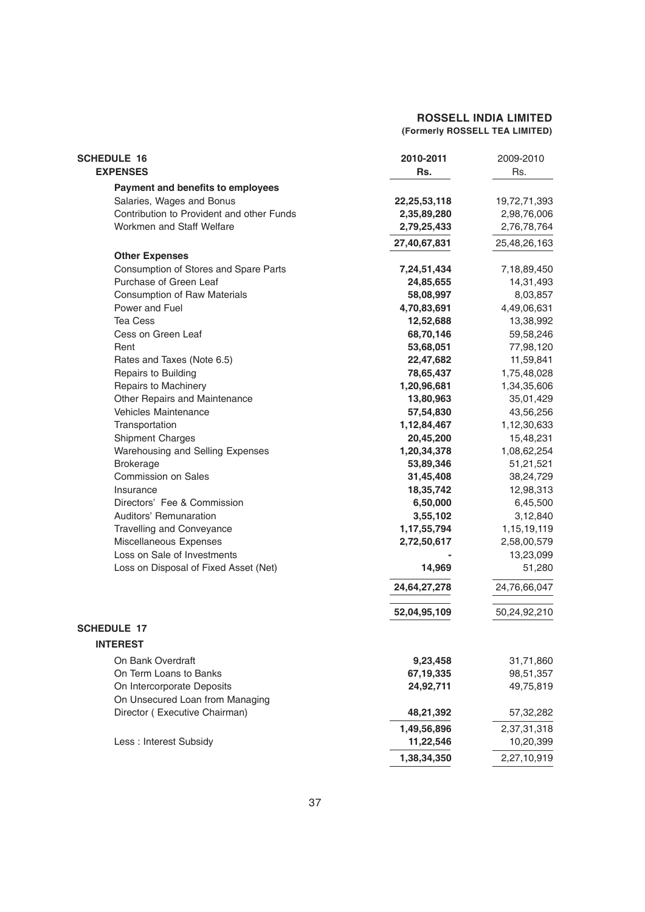**ROSSELL INDIA LIMITED**
**(Formerly ROSSELL TEA LIMITED)**

| **SCHEDULE 16** | **2010-2011** | 2009-2010 |
|---|---|---|
| **EXPENSES** | **Rs.** | Rs. |
| **Payment and benefits to employees** | | |
| Salaries, Wages and Bonus | **22,25,53,118** | 19,72,71,393 |
| Contribution to Provident and other Funds | **2,35,89,280** | 2,98,76,006 |
| Workmen and Staff Welfare | **2,79,25,433** | 2,76,78,764 |
| | **27,40,67,831** | 25,48,26,163 |
| **Other Expenses** | | |
| Consumption of Stores and Spare Parts | **7,24,51,434** | 7,18,89,450 |
| Purchase of Green Leaf | **24,85,655** | 14,31,493 |
| Consumption of Raw Materials | **58,08,997** | 8,03,857 |
| Power and Fuel | **4,70,83,691** | 4,49,06,631 |
| Tea Cess | **12,52,688** | 13,38,992 |
| Cess on Green Leaf | **68,70,146** | 59,58,246 |
| Rent | **53,68,051** | 77,98,120 |
| Rates and Taxes (Note 6.5) | **22,47,682** | 11,59,841 |
| Repairs to Building | **78,65,437** | 1,75,48,028 |
| Repairs to Machinery | **1,20,96,681** | 1,34,35,606 |
| Other Repairs and Maintenance | **13,80,963** | 35,01,429 |
| Vehicles Maintenance | **57,54,830** | 43,56,256 |
| Transportation | **1,12,84,467** | 1,12,30,633 |
| Shipment Charges | **20,45,200** | 15,48,231 |
| Warehousing and Selling Expenses | **1,20,34,378** | 1,08,62,254 |
| Brokerage | **53,89,346** | 51,21,521 |
| Commission on Sales | **31,45,408** | 38,24,729 |
| Insurance | **18,35,742** | 12,98,313 |
| Directors' Fee & Commission | **6,50,000** | 6,45,500 |
| Auditors' Remunaration | **3,55,102** | 3,12,840 |
| Travelling and Conveyance | **1,17,55,794** | 1,15,19,119 |
| Miscellaneous Expenses | **2,72,50,617** | 2,58,00,579 |
| Loss on Sale of Investments | **-** | 13,23,099 |
| Loss on Disposal of Fixed Asset (Net) | **14,969** | 51,280 |
| | **24,64,27,278** | 24,76,66,047 |
| | **52,04,95,109** | 50,24,92,210 |

| **SCHEDULE 17** | | |
|---|---|---|
| **INTEREST** | | |
| On Bank Overdraft | **9,23,458** | 31,71,860 |
| On Term Loans to Banks | **67,19,335** | 98,51,357 |
| On Intercorporate Deposits | **24,92,711** | 49,75,819 |
| On Unsecured Loan from Managing Director ( Executive Chairman) | **48,21,392** | 57,32,282 |
| | **1,49,56,896** | 2,37,31,318 |
| Less : Interest Subsidy | **11,22,546** | 10,20,399 |
| | **1,38,34,350** | 2,27,10,919 |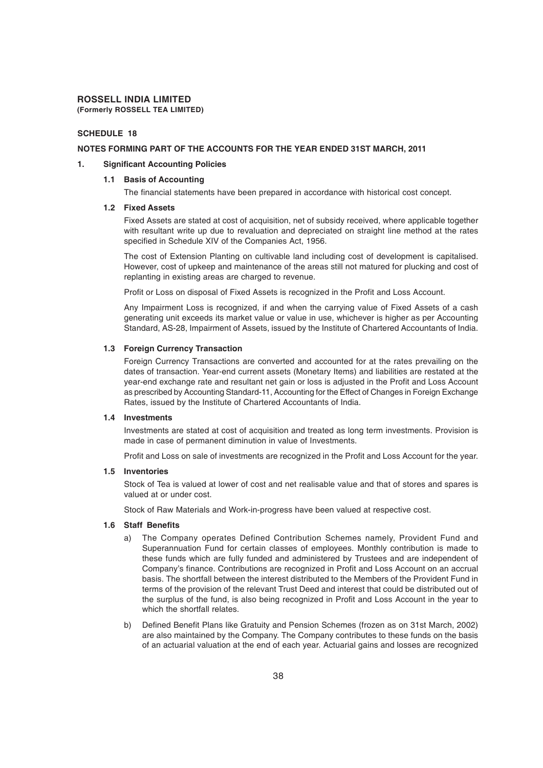**ROSSELL INDIA LIMITED**
**(Formerly ROSSELL TEA LIMITED)**

## SCHEDULE 18

### NOTES FORMING PART OF THE ACCOUNTS FOR THE YEAR ENDED 31ST MARCH, 2011

**1. Significant Accounting Policies**

**1.1 Basis of Accounting**

The financial statements have been prepared in accordance with historical cost concept.

**1.2 Fixed Assets**

Fixed Assets are stated at cost of acquisition, net of subsidy received, where applicable together with resultant write up due to revaluation and depreciated on straight line method at the rates specified in Schedule XIV of the Companies Act, 1956.

The cost of Extension Planting on cultivable land including cost of development is capitalised. However, cost of upkeep and maintenance of the areas still not matured for plucking and cost of replanting in existing areas are charged to revenue.

Profit or Loss on disposal of Fixed Assets is recognized in the Profit and Loss Account.

Any Impairment Loss is recognized, if and when the carrying value of Fixed Assets of a cash generating unit exceeds its market value or value in use, whichever is higher as per Accounting Standard, AS-28, Impairment of Assets, issued by the Institute of Chartered Accountants of India.

**1.3 Foreign Currency Transaction**

Foreign Currency Transactions are converted and accounted for at the rates prevailing on the dates of transaction. Year-end current assets (Monetary Items) and liabilities are restated at the year-end exchange rate and resultant net gain or loss is adjusted in the Profit and Loss Account as prescribed by Accounting Standard-11, Accounting for the Effect of Changes in Foreign Exchange Rates, issued by the Institute of Chartered Accountants of India.

**1.4 Investments**

Investments are stated at cost of acquisition and treated as long term investments. Provision is made in case of permanent diminution in value of Investments.

Profit and Loss on sale of investments are recognized in the Profit and Loss Account for the year.

**1.5 Inventories**

Stock of Tea is valued at lower of cost and net realisable value and that of stores and spares is valued at or under cost.

Stock of Raw Materials and Work-in-progress have been valued at respective cost.

**1.6 Staff Benefits**

a) The Company operates Defined Contribution Schemes namely, Provident Fund and Superannuation Fund for certain classes of employees. Monthly contribution is made to these funds which are fully funded and administered by Trustees and are independent of Company's finance. Contributions are recognized in Profit and Loss Account on an accrual basis. The shortfall between the interest distributed to the Members of the Provident Fund in terms of the provision of the relevant Trust Deed and interest that could be distributed out of the surplus of the fund, is also being recognized in Profit and Loss Account in the year to which the shortfall relates.

b) Defined Benefit Plans like Gratuity and Pension Schemes (frozen as on 31st March, 2002) are also maintained by the Company. The Company contributes to these funds on the basis of an actuarial valuation at the end of each year. Actuarial gains and losses are recognized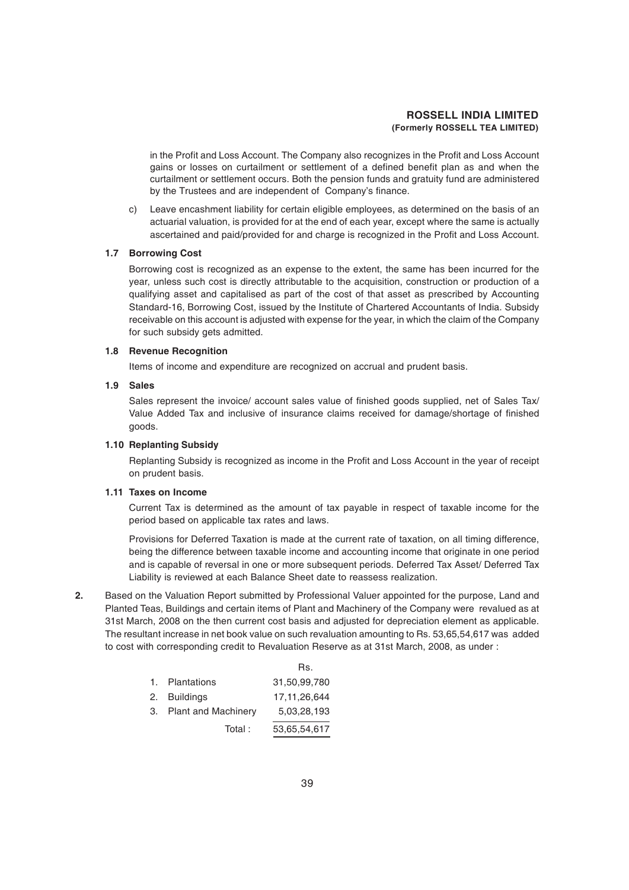in the Profit and Loss Account. The Company also recognizes in the Profit and Loss Account gains or losses on curtailment or settlement of a defined benefit plan as and when the curtailment or settlement occurs. Both the pension funds and gratuity fund are administered by the Trustees and are independent of Company's finance.

c) Leave encashment liability for certain eligible employees, as determined on the basis of an actuarial valuation, is provided for at the end of each year, except where the same is actually ascertained and paid/provided for and charge is recognized in the Profit and Loss Account.

**1.7 Borrowing Cost**

Borrowing cost is recognized as an expense to the extent, the same has been incurred for the year, unless such cost is directly attributable to the acquisition, construction or production of a qualifying asset and capitalised as part of the cost of that asset as prescribed by Accounting Standard-16, Borrowing Cost, issued by the Institute of Chartered Accountants of India. Subsidy receivable on this account is adjusted with expense for the year, in which the claim of the Company for such subsidy gets admitted.

**1.8 Revenue Recognition**

Items of income and expenditure are recognized on accrual and prudent basis.

**1.9 Sales**

Sales represent the invoice/ account sales value of finished goods supplied, net of Sales Tax/ Value Added Tax and inclusive of insurance claims received for damage/shortage of finished goods.

**1.10 Replanting Subsidy**

Replanting Subsidy is recognized as income in the Profit and Loss Account in the year of receipt on prudent basis.

**1.11 Taxes on Income**

Current Tax is determined as the amount of tax payable in respect of taxable income for the period based on applicable tax rates and laws.

Provisions for Deferred Taxation is made at the current rate of taxation, on all timing difference, being the difference between taxable income and accounting income that originate in one period and is capable of reversal in one or more subsequent periods. Deferred Tax Asset/ Deferred Tax Liability is reviewed at each Balance Sheet date to reassess realization.

**2.** Based on the Valuation Report submitted by Professional Valuer appointed for the purpose, Land and Planted Teas, Buildings and certain items of Plant and Machinery of the Company were revalued as at 31st March, 2008 on the then current cost basis and adjusted for depreciation element as applicable. The resultant increase in net book value on such revaluation amounting to Rs. 53,65,54,617 was added to cost with corresponding credit to Revaluation Reserve as at 31st March, 2008, as under :

| | Rs. |
|---|---|
| 1. Plantations | 31,50,99,780 |
| 2. Buildings | 17,11,26,644 |
| 3. Plant and Machinery | 5,03,28,193 |
| Total : | 53,65,54,617 |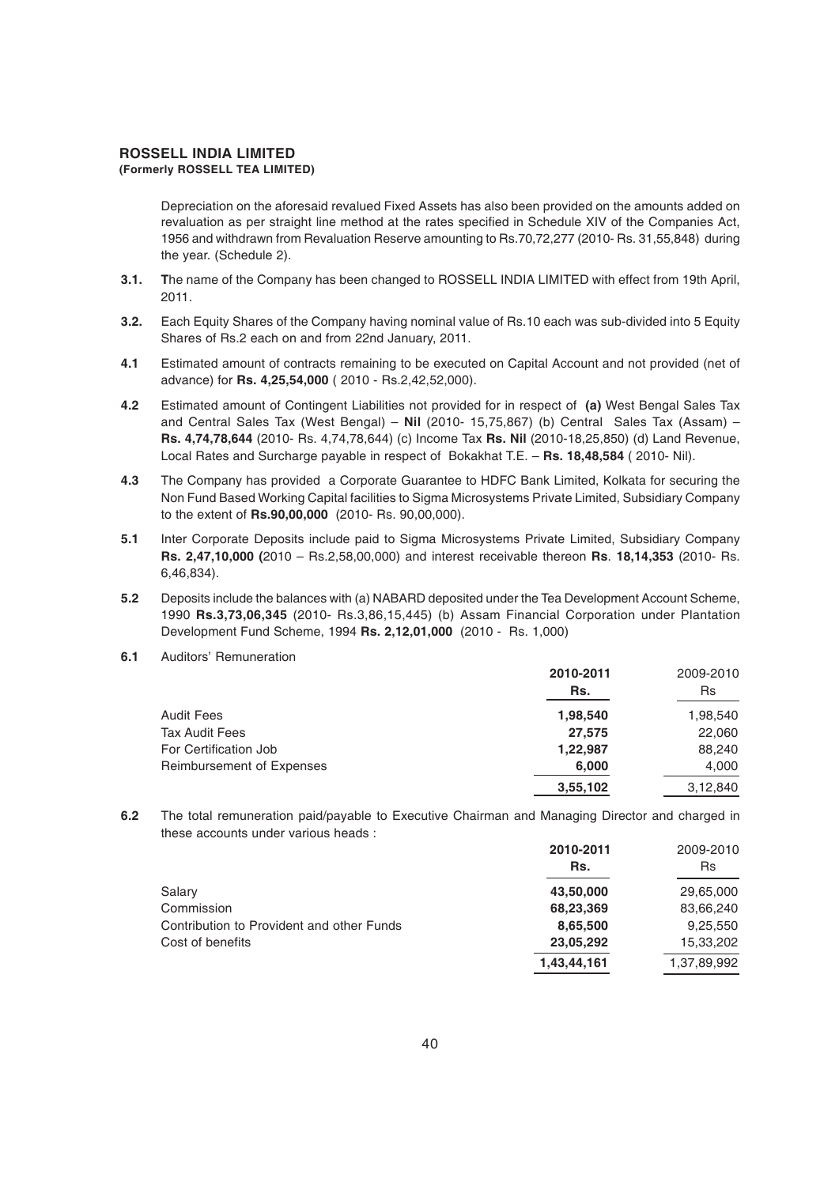Depreciation on the aforesaid revalued Fixed Assets has also been provided on the amounts added on revaluation as per straight line method at the rates specified in Schedule XIV of the Companies Act, 1956 and withdrawn from Revaluation Reserve amounting to Rs.70,72,277 (2010- Rs. 31,55,848) during the year. (Schedule 2).

**3.1.** The name of the Company has been changed to ROSSELL INDIA LIMITED with effect from 19th April, 2011.

**3.2.** Each Equity Shares of the Company having nominal value of Rs.10 each was sub-divided into 5 Equity Shares of Rs.2 each on and from 22nd January, 2011.

**4.1** Estimated amount of contracts remaining to be executed on Capital Account and not provided (net of advance) for **Rs. 4,25,54,000** ( 2010 - Rs.2,42,52,000).

**4.2** Estimated amount of Contingent Liabilities not provided for in respect of **(a)** West Bengal Sales Tax and Central Sales Tax (West Bengal) – **Nil** (2010- 15,75,867) (b) Central Sales Tax (Assam) – **Rs. 4,74,78,644** (2010- Rs. 4,74,78,644) (c) Income Tax **Rs. Nil** (2010-18,25,850) (d) Land Revenue, Local Rates and Surcharge payable in respect of Bokakhat T.E. – **Rs. 18,48,584** ( 2010- Nil).

**4.3** The Company has provided a Corporate Guarantee to HDFC Bank Limited, Kolkata for securing the Non Fund Based Working Capital facilities to Sigma Microsystems Private Limited, Subsidiary Company to the extent of **Rs.90,00,000** (2010- Rs. 90,00,000).

**5.1** Inter Corporate Deposits include paid to Sigma Microsystems Private Limited, Subsidiary Company **Rs. 2,47,10,000 (**2010 – Rs.2,58,00,000) and interest receivable thereon **Rs**. **18,14,353** (2010- Rs. 6,46,834).

**5.2** Deposits include the balances with (a) NABARD deposited under the Tea Development Account Scheme, 1990 **Rs.3,73,06,345** (2010- Rs.3,86,15,445) (b) Assam Financial Corporation under Plantation Development Fund Scheme, 1994 **Rs. 2,12,01,000** (2010 - Rs. 1,000)

**6.1** Auditors' Remuneration

| | **2010-2011** **Rs.** | 2009-2010 Rs |
|---|---|---|
| Audit Fees | **1,98,540** | 1,98,540 |
| Tax Audit Fees | **27,575** | 22,060 |
| For Certification Job | **1,22,987** | 88,240 |
| Reimbursement of Expenses | **6,000** | 4,000 |
| | **3,55,102** | 3,12,840 |

**6.2** The total remuneration paid/payable to Executive Chairman and Managing Director and charged in these accounts under various heads :

| | **2010-2011** **Rs.** | 2009-2010 Rs |
|---|---|---|
| Salary | **43,50,000** | 29,65,000 |
| Commission | **68,23,369** | 83,66,240 |
| Contribution to Provident and other Funds | **8,65,500** | 9,25,550 |
| Cost of benefits | **23,05,292** | 15,33,202 |
| | **1,43,44,161** | 1,37,89,992 |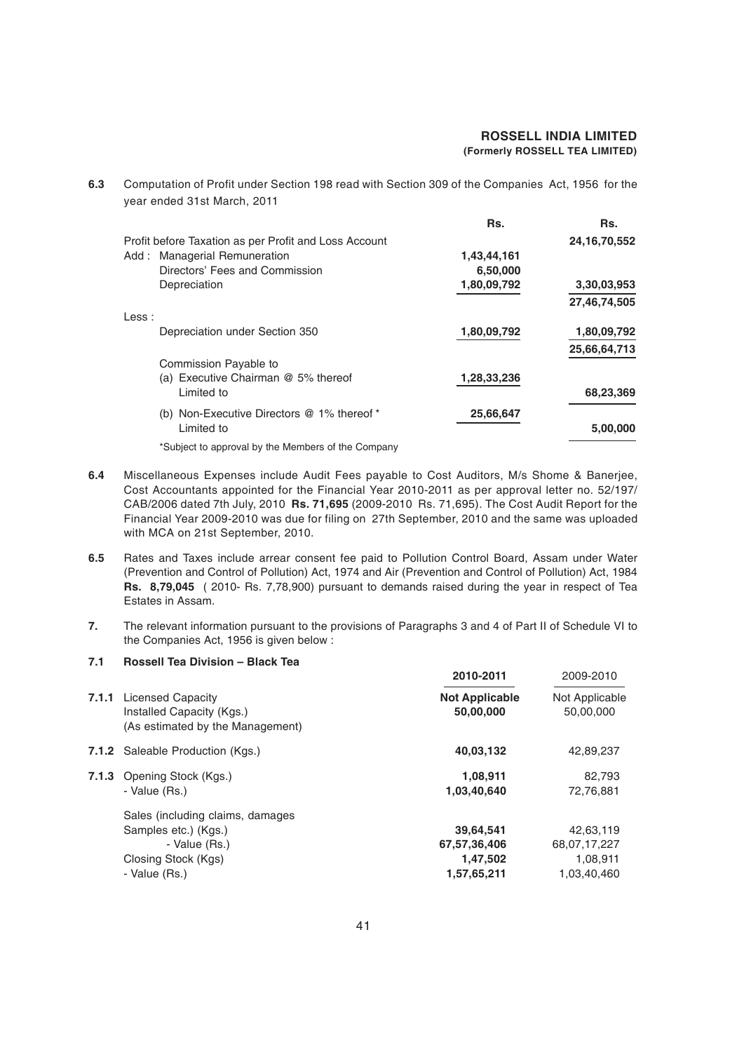**6.3** Computation of Profit under Section 198 read with Section 309 of the Companies Act, 1956 for the year ended 31st March, 2011

| | Rs. | Rs. |
|---|---|---|
| Profit before Taxation as per Profit and Loss Account | | 24,16,70,552 |
| Add : Managerial Remuneration | 1,43,44,161 | |
| Directors' Fees and Commission | 6,50,000 | |
| Depreciation | 1,80,09,792 | 3,30,03,953 |
| | | 27,46,74,505 |
| Less : | | |
| Depreciation under Section 350 | 1,80,09,792 | 1,80,09,792 |
| | | 25,66,64,713 |
| Commission Payable to | | |
| (a) Executive Chairman @ 5% thereof | 1,28,33,236 | |
| Limited to | | 68,23,369 |
| (b) Non-Executive Directors @ 1% thereof * | 25,66,647 | |
| Limited to | | 5,00,000 |

*Subject to approval by the Members of the Company

**6.4** Miscellaneous Expenses include Audit Fees payable to Cost Auditors, M/s Shome & Banerjee, Cost Accountants appointed for the Financial Year 2010-2011 as per approval letter no. 52/197/CAB/2006 dated 7th July, 2010 **Rs. 71,695** (2009-2010 Rs. 71,695). The Cost Audit Report for the Financial Year 2009-2010 was due for filing on 27th September, 2010 and the same was uploaded with MCA on 21st September, 2010.

**6.5** Rates and Taxes include arrear consent fee paid to Pollution Control Board, Assam under Water (Prevention and Control of Pollution) Act, 1974 and Air (Prevention and Control of Pollution) Act, 1984 **Rs. 8,79,045** ( 2010- Rs. 7,78,900) pursuant to demands raised during the year in respect of Tea Estates in Assam.

**7.** The relevant information pursuant to the provisions of Paragraphs 3 and 4 of Part II of Schedule VI to the Companies Act, 1956 is given below :

**7.1 Rossell Tea Division – Black Tea**

| | | 2010-2011 | 2009-2010 |
|---|---|---|---|
| **7.1.1** | Licensed Capacity | **Not Applicable** | Not Applicable |
| | Installed Capacity (Kgs.) (As estimated by the Management) | **50,00,000** | 50,00,000 |
| **7.1.2** | Saleable Production (Kgs.) | **40,03,132** | 42,89,237 |
| **7.1.3** | Opening Stock (Kgs.) | **1,08,911** | 82,793 |
| | - Value (Rs.) | **1,03,40,640** | 72,76,881 |
| | Sales (including claims, damages Samples etc.) (Kgs.) | **39,64,541** | 42,63,119 |
| | - Value (Rs.) | **67,57,36,406** | 68,07,17,227 |
| | Closing Stock (Kgs) | **1,47,502** | 1,08,911 |
| | - Value (Rs.) | **1,57,65,211** | 1,03,40,460 |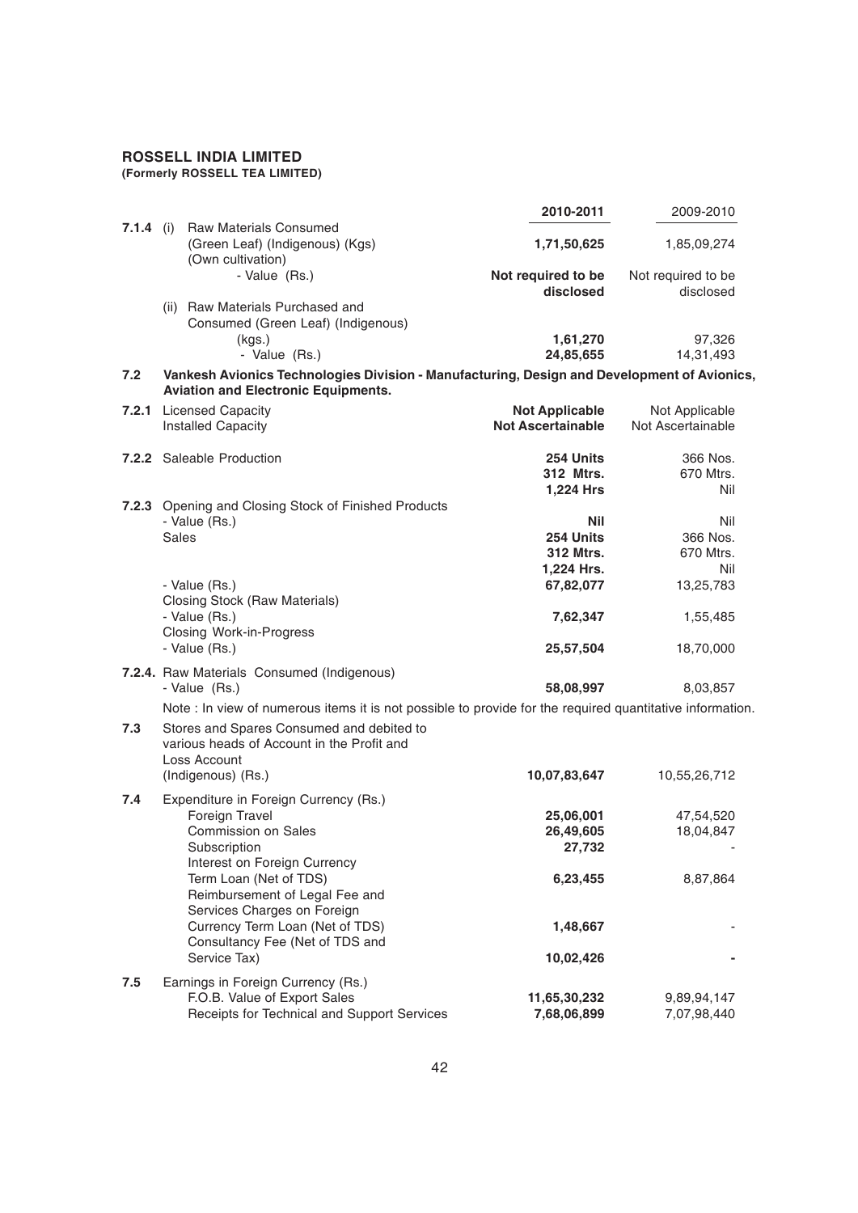**ROSSELL INDIA LIMITED**
**(Formerly ROSSELL TEA LIMITED)**

| | | 2010-2011 | 2009-2010 |
|---|---|---|---|
| **7.1.4** | (i) Raw Materials Consumed (Green Leaf) (Indigenous) (Kgs) (Own cultivation) | **1,71,50,625** | 1,85,09,274 |
| | - Value (Rs.) | **Not required to be disclosed** | Not required to be disclosed |
| | (ii) Raw Materials Purchased and Consumed (Green Leaf) (Indigenous) (kgs.) | **1,61,270** | 97,326 |
| | - Value (Rs.) | **24,85,655** | 14,31,493 |

**7.2 Vankesh Avionics Technologies Division - Manufacturing, Design and Development of Avionics, Aviation and Electronic Equipments.**

| | | 2010-2011 | 2009-2010 |
|---|---|---|---|
| **7.2.1** | Licensed Capacity | **Not Applicable** | Not Applicable |
| | Installed Capacity | **Not Ascertainable** | Not Ascertainable |
| **7.2.2** | Saleable Production | **254 Units** | 366 Nos. |
| | | **312 Mtrs.** | 670 Mtrs. |
| | | **1,224 Hrs** | Nil |
| **7.2.3** | Opening and Closing Stock of Finished Products | | |
| | - Value (Rs.) | **Nil** | Nil |
| | Sales | **254 Units** | 366 Nos. |
| | | **312 Mtrs.** | 670 Mtrs. |
| | | **1,224 Hrs.** | Nil |
| | - Value (Rs.) | **67,82,077** | 13,25,783 |
| | Closing Stock (Raw Materials) | | |
| | - Value (Rs.) | **7,62,347** | 1,55,485 |
| | Closing Work-in-Progress | | |
| | - Value (Rs.) | **25,57,504** | 18,70,000 |
| **7.2.4.** | Raw Materials Consumed (Indigenous) | | |
| | - Value (Rs.) | **58,08,997** | 8,03,857 |

Note : In view of numerous items it is not possible to provide for the required quantitative information.

| | | 2010-2011 | 2009-2010 |
|---|---|---|---|
| **7.3** | Stores and Spares Consumed and debited to various heads of Account in the Profit and Loss Account (Indigenous) (Rs.) | **10,07,83,647** | 10,55,26,712 |
| **7.4** | Expenditure in Foreign Currency (Rs.) | | |
| | Foreign Travel | **25,06,001** | 47,54,520 |
| | Commission on Sales | **26,49,605** | 18,04,847 |
| | Subscription | **27,732** | - |
| | Interest on Foreign Currency Term Loan (Net of TDS) | **6,23,455** | 8,87,864 |
| | Reimbursement of Legal Fee and Services Charges on Foreign Currency Term Loan (Net of TDS) | **1,48,667** | - |
| | Consultancy Fee (Net of TDS and Service Tax) | **10,02,426** | - |
| **7.5** | Earnings in Foreign Currency (Rs.) | | |
| | F.O.B. Value of Export Sales | **11,65,30,232** | 9,89,94,147 |
| | Receipts for Technical and Support Services | **7,68,06,899** | 7,07,98,440 |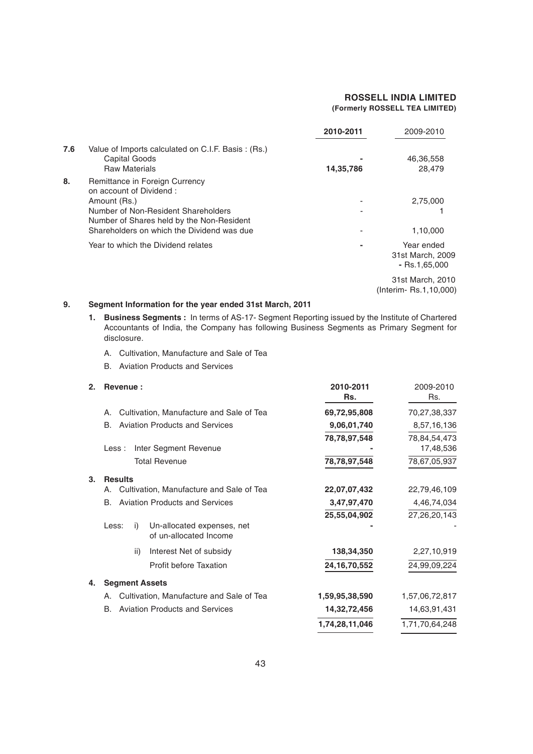| | | 2010-2011 | 2009-2010 |
|---|---|---|---|
| 7.6 | Value of Imports calculated on C.I.F. Basis : (Rs.) | | |
| | Capital Goods | **-** | 46,36,558 |
| | Raw Materials | **14,35,786** | 28,479 |
| 8. | Remittance in Foreign Currency on account of Dividend : | | |
| | Amount (Rs.) | - | 2,75,000 |
| | Number of Non-Resident Shareholders | - | 1 |
| | Number of Shares held by the Non-Resident Shareholders on which the Dividend was due | - | 1,10,000 |
| | Year to which the Dividend relates | **-** | Year ended 31st March, 2009 - Rs.1,65,000 |
| | | | 31st March, 2010 (Interim- Rs.1,10,000) |

## 9. Segment Information for the year ended 31st March, 2011

1. **Business Segments :** In terms of AS-17- Segment Reporting issued by the Institute of Chartered Accountants of India, the Company has following Business Segments as Primary Segment for disclosure.

   A. Cultivation, Manufacture and Sale of Tea

   B. Aviation Products and Services

| | 2010-2011 Rs. | 2009-2010 Rs. |
|---|---|---|
| **2. Revenue :** | | |
| A. Cultivation, Manufacture and Sale of Tea | **69,72,95,808** | 70,27,38,337 |
| B. Aviation Products and Services | **9,06,01,740** | 8,57,16,136 |
| | **78,78,97,548** | 78,84,54,473 |
| Less : Inter Segment Revenue | **-** | 17,48,536 |
| Total Revenue | **78,78,97,548** | 78,67,05,937 |
| **3. Results** | | |
| A. Cultivation, Manufacture and Sale of Tea | **22,07,07,432** | 22,79,46,109 |
| B. Aviation Products and Services | **3,47,97,470** | 4,46,74,034 |
| | **25,55,04,902** | 27,26,20,143 |
| Less: i) Un-allocated expenses, net of un-allocated Income | **-** | - |
| ii) Interest Net of subsidy | **138,34,350** | 2,27,10,919 |
| Profit before Taxation | **24,16,70,552** | 24,99,09,224 |
| **4. Segment Assets** | | |
| A. Cultivation, Manufacture and Sale of Tea | **1,59,95,38,590** | 1,57,06,72,817 |
| B. Aviation Products and Services | **14,32,72,456** | 14,63,91,431 |
| | **1,74,28,11,046** | 1,71,70,64,248 |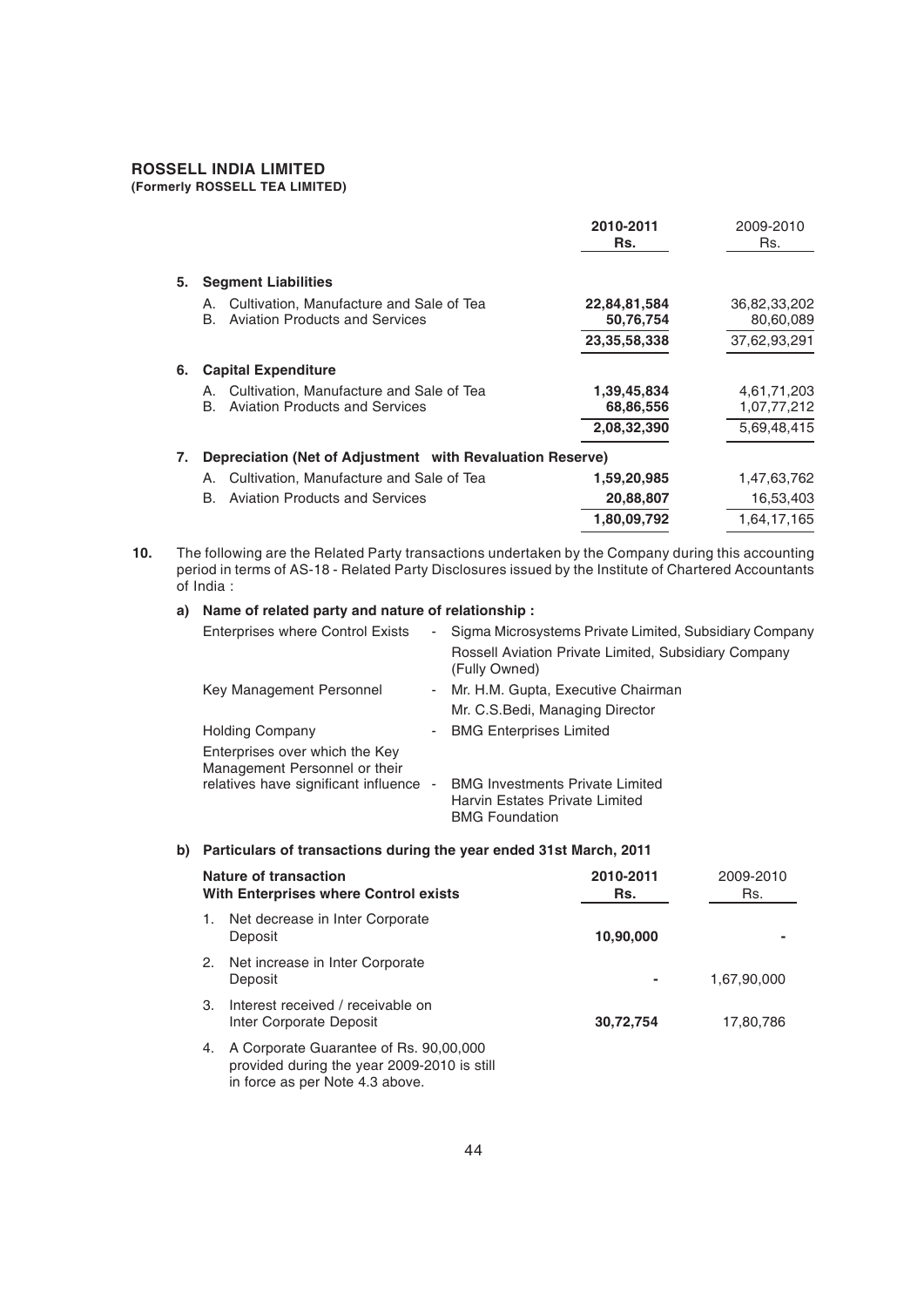**ROSSELL INDIA LIMITED**
**(Formerly ROSSELL TEA LIMITED)**

| | **2010-2011 Rs.** | 2009-2010 Rs. |
|---|---|---|
| **5. Segment Liabilities** | | |
| A. Cultivation, Manufacture and Sale of Tea | **22,84,81,584** | 36,82,33,202 |
| B. Aviation Products and Services | **50,76,754** | 80,60,089 |
| | **23,35,58,338** | 37,62,93,291 |
| **6. Capital Expenditure** | | |
| A. Cultivation, Manufacture and Sale of Tea | **1,39,45,834** | 4,61,71,203 |
| B. Aviation Products and Services | **68,86,556** | 1,07,77,212 |
| | **2,08,32,390** | 5,69,48,415 |
| **7. Depreciation (Net of Adjustment with Revaluation Reserve)** | | |
| A. Cultivation, Manufacture and Sale of Tea | **1,59,20,985** | 1,47,63,762 |
| B. Aviation Products and Services | **20,88,807** | 16,53,403 |
| | **1,80,09,792** | 1,64,17,165 |

**10.** The following are the Related Party transactions undertaken by the Company during this accounting period in terms of AS-18 - Related Party Disclosures issued by the Institute of Chartered Accountants of India :

**a) Name of related party and nature of relationship :**

| | | |
|---|---|---|
| Enterprises where Control Exists | - | Sigma Microsystems Private Limited, Subsidiary Company |
| | | Rossell Aviation Private Limited, Subsidiary Company (Fully Owned) |
| Key Management Personnel | - | Mr. H.M. Gupta, Executive Chairman |
| | | Mr. C.S.Bedi, Managing Director |
| Holding Company | - | BMG Enterprises Limited |
| Enterprises over which the Key Management Personnel or their relatives have significant influence | - | BMG Investments Private Limited |
| | | Harvin Estates Private Limited |
| | | BMG Foundation |

**b) Particulars of transactions during the year ended 31st March, 2011**

| **Nature of transaction With Enterprises where Control exists** | **2010-2011 Rs.** | 2009-2010 Rs. |
|---|---|---|
| 1. Net decrease in Inter Corporate Deposit | **10,90,000** | - |
| 2. Net increase in Inter Corporate Deposit | - | 1,67,90,000 |
| 3. Interest received / receivable on Inter Corporate Deposit | **30,72,754** | 17,80,786 |
| 4. A Corporate Guarantee of Rs. 90,00,000 provided during the year 2009-2010 is still in force as per Note 4.3 above. | | |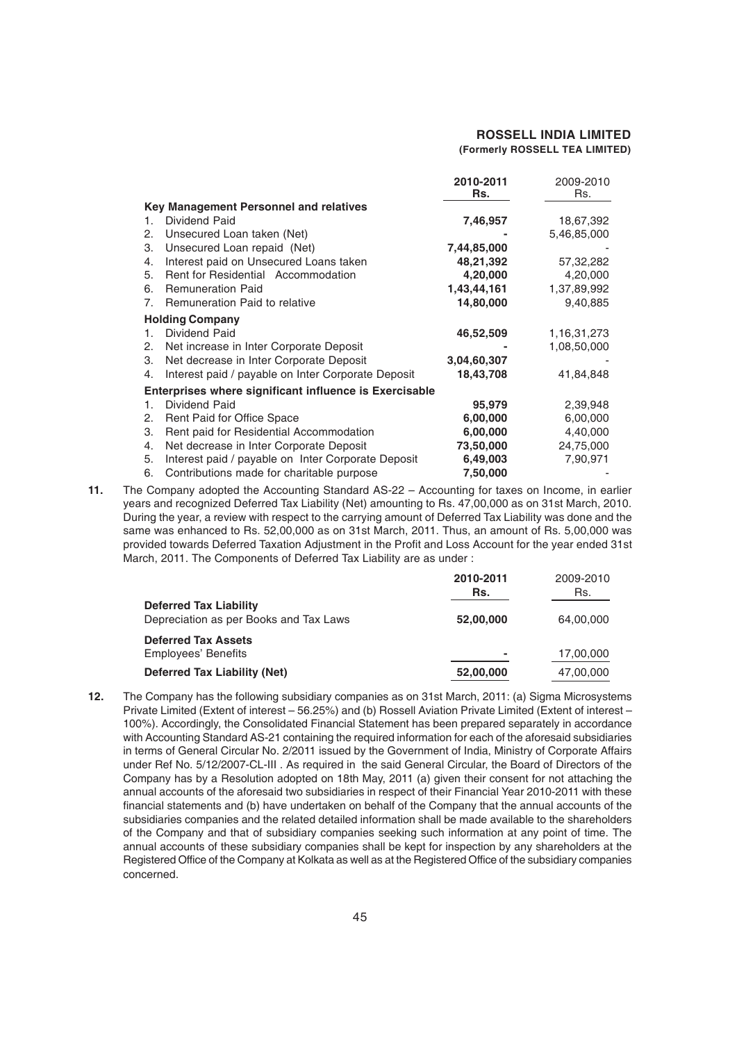| | 2010-2011 Rs. | 2009-2010 Rs. |
|---|---|---|
| **Key Management Personnel and relatives** | | |
| 1. Dividend Paid | **7,46,957** | 18,67,392 |
| 2. Unsecured Loan taken (Net) | **-** | 5,46,85,000 |
| 3. Unsecured Loan repaid (Net) | **7,44,85,000** | - |
| 4. Interest paid on Unsecured Loans taken | **48,21,392** | 57,32,282 |
| 5. Rent for Residential Accommodation | **4,20,000** | 4,20,000 |
| 6. Remuneration Paid | **1,43,44,161** | 1,37,89,992 |
| 7. Remuneration Paid to relative | **14,80,000** | 9,40,885 |
| **Holding Company** | | |
| 1. Dividend Paid | **46,52,509** | 1,16,31,273 |
| 2. Net increase in Inter Corporate Deposit | **-** | 1,08,50,000 |
| 3. Net decrease in Inter Corporate Deposit | **3,04,60,307** | - |
| 4. Interest paid / payable on Inter Corporate Deposit | **18,43,708** | 41,84,848 |
| **Enterprises where significant influence is Exercisable** | | |
| 1. Dividend Paid | **95,979** | 2,39,948 |
| 2. Rent Paid for Office Space | **6,00,000** | 6,00,000 |
| 3. Rent paid for Residential Accommodation | **6,00,000** | 4,40,000 |
| 4. Net decrease in Inter Corporate Deposit | **73,50,000** | 24,75,000 |
| 5. Interest paid / payable on Inter Corporate Deposit | **6,49,003** | 7,90,971 |
| 6. Contributions made for charitable purpose | **7,50,000** | - |

**11.** The Company adopted the Accounting Standard AS-22 – Accounting for taxes on Income, in earlier years and recognized Deferred Tax Liability (Net) amounting to Rs. 47,00,000 as on 31st March, 2010. During the year, a review with respect to the carrying amount of Deferred Tax Liability was done and the same was enhanced to Rs. 52,00,000 as on 31st March, 2011. Thus, an amount of Rs. 5,00,000 was provided towards Deferred Taxation Adjustment in the Profit and Loss Account for the year ended 31st March, 2011. The Components of Deferred Tax Liability are as under :

| | 2010-2011 Rs. | 2009-2010 Rs. |
|---|---|---|
| **Deferred Tax Liability** | | |
| Depreciation as per Books and Tax Laws | **52,00,000** | 64,00,000 |
| **Deferred Tax Assets** | | |
| Employees' Benefits | **-** | 17,00,000 |
| **Deferred Tax Liability (Net)** | **52,00,000** | 47,00,000 |

**12.** The Company has the following subsidiary companies as on 31st March, 2011: (a) Sigma Microsystems Private Limited (Extent of interest – 56.25%) and (b) Rossell Aviation Private Limited (Extent of interest – 100%). Accordingly, the Consolidated Financial Statement has been prepared separately in accordance with Accounting Standard AS-21 containing the required information for each of the aforesaid subsidiaries in terms of General Circular No. 2/2011 issued by the Government of India, Ministry of Corporate Affairs under Ref No. 5/12/2007-CL-III . As required in the said General Circular, the Board of Directors of the Company has by a Resolution adopted on 18th May, 2011 (a) given their consent for not attaching the annual accounts of the aforesaid two subsidiaries in respect of their Financial Year 2010-2011 with these financial statements and (b) have undertaken on behalf of the Company that the annual accounts of the subsidiaries companies and the related detailed information shall be made available to the shareholders of the Company and that of subsidiary companies seeking such information at any point of time. The annual accounts of these subsidiary companies shall be kept for inspection by any shareholders at the Registered Office of the Company at Kolkata as well as at the Registered Office of the subsidiary companies concerned.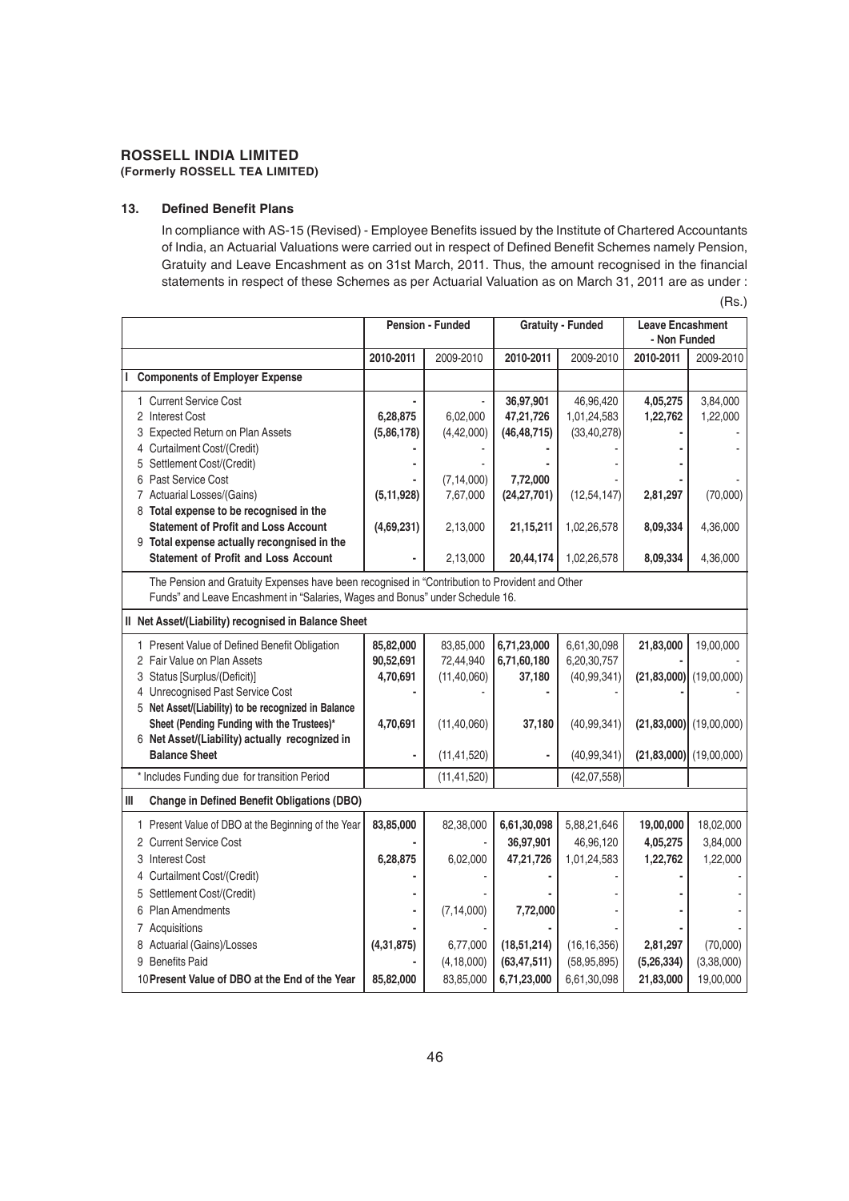**ROSSELL INDIA LIMITED**
**(Formerly ROSSELL TEA LIMITED)**

**13. Defined Benefit Plans**

In compliance with AS-15 (Revised) - Employee Benefits issued by the Institute of Chartered Accountants of India, an Actuarial Valuations were carried out in respect of Defined Benefit Schemes namely Pension, Gratuity and Leave Encashment as on 31st March, 2011. Thus, the amount recognised in the financial statements in respect of these Schemes as per Actuarial Valuation as on March 31, 2011 are as under :

(Rs.)

| | Pension - Funded | | Gratuity - Funded | | Leave Encashment - Non Funded | |
|---|---|---|---|---|---|---|
| | **2010-2011** | 2009-2010 | **2010-2011** | 2009-2010 | **2010-2011** | 2009-2010 |
| **I Components of Employer Expense** | | | | | | |
| 1 Current Service Cost | **-** | - | **36,97,901** | 46,96,420 | **4,05,275** | 3,84,000 |
| 2 Interest Cost | **6,28,875** | 6,02,000 | **47,21,726** | 1,01,24,583 | **1,22,762** | 1,22,000 |
| 3 Expected Return on Plan Assets | **(5,86,178)** | (4,42,000) | **(46,48,715)** | (33,40,278) | **-** | - |
| 4 Curtailment Cost/(Credit) | **-** | - | **-** | - | **-** | - |
| 5 Settlement Cost/(Credit) | **-** | - | **-** | - | **-** | |
| 6 Past Service Cost | **-** | (7,14,000) | **7,72,000** | - | **-** | - |
| 7 Actuarial Losses/(Gains) | **(5,11,928)** | 7,67,000 | **(24,27,701)** | (12,54,147) | **2,81,297** | (70,000) |
| 8 **Total expense to be recognised in the Statement of Profit and Loss Account** | **(4,69,231)** | 2,13,000 | **21,15,211** | 1,02,26,578 | **8,09,334** | 4,36,000 |
| 9 **Total expense actually recongnised in the Statement of Profit and Loss Account** | **-** | 2,13,000 | **20,44,174** | 1,02,26,578 | **8,09,334** | 4,36,000 |
| The Pension and Gratuity Expenses have been recognised in "Contribution to Provident and Other Funds" and Leave Encashment in "Salaries, Wages and Bonus" under Schedule 16. | | | | | | |
| **II Net Asset/(Liability) recognised in Balance Sheet** | | | | | | |
| 1 Present Value of Defined Benefit Obligation | **85,82,000** | 83,85,000 | **6,71,23,000** | 6,61,30,098 | **21,83,000** | 19,00,000 |
| 2 Fair Value on Plan Assets | **90,52,691** | 72,44,940 | **6,71,60,180** | 6,20,30,757 | **-** | - |
| 3 Status [Surplus/(Deficit)] | **4,70,691** | (11,40,060) | **37,180** | (40,99,341) | **(21,83,000)** | (19,00,000) |
| 4 Unrecognised Past Service Cost | **-** | - | **-** | - | **-** | - |
| 5 **Net Asset/(Liability) to be recognized in Balance Sheet (Pending Funding with the Trustees)*** | **4,70,691** | (11,40,060) | **37,180** | (40,99,341) | **(21,83,000)** | (19,00,000) |
| 6 **Net Asset/(Liability) actually recognized in Balance Sheet** | **-** | (11,41,520) | **-** | (40,99,341) | **(21,83,000)** | (19,00,000) |
| * Includes Funding due for transition Period | | (11,41,520) | | (42,07,558) | | |
| **III Change in Defined Benefit Obligations (DBO)** | | | | | | |
| 1 Present Value of DBO at the Beginning of the Year | **83,85,000** | 82,38,000 | **6,61,30,098** | 5,88,21,646 | **19,00,000** | 18,02,000 |
| 2 Current Service Cost | **-** | - | **36,97,901** | 46,96,120 | **4,05,275** | 3,84,000 |
| 3 Interest Cost | **6,28,875** | 6,02,000 | **47,21,726** | 1,01,24,583 | **1,22,762** | 1,22,000 |
| 4 Curtailment Cost/(Credit) | **-** | - | **-** | - | **-** | - |
| 5 Settlement Cost/(Credit) | **-** | - | **-** | - | **-** | - |
| 6 Plan Amendments | **-** | (7,14,000) | **7,72,000** | - | **-** | - |
| 7 Acquisitions | **-** | - | **-** | - | **-** | - |
| 8 Actuarial (Gains)/Losses | **(4,31,875)** | 6,77,000 | **(18,51,214)** | (16,16,356) | **2,81,297** | (70,000) |
| 9 Benefits Paid | **-** | (4,18,000) | **(63,47,511)** | (58,95,895) | **(5,26,334)** | (3,38,000) |
| 10 **Present Value of DBO at the End of the Year** | **85,82,000** | 83,85,000 | **6,71,23,000** | 6,61,30,098 | **21,83,000** | 19,00,000 |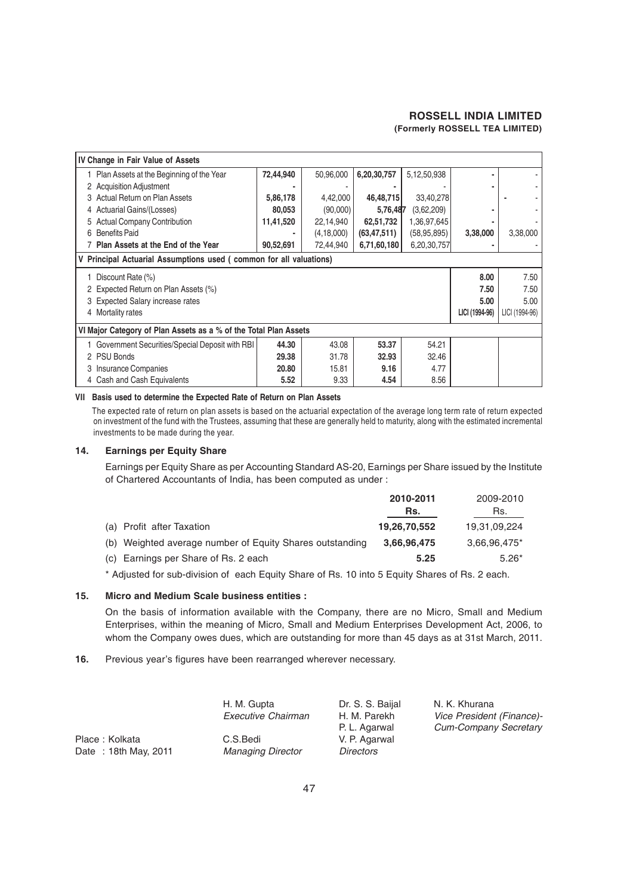| IV Change in Fair Value of Assets | | | | | | |
|---|---|---|---|---|---|---|
| 1 Plan Assets at the Beginning of the Year | **72,44,940** | 50,96,000 | **6,20,30,757** | 5,12,50,938 | **-** | - |
| 2 Acquisition Adjustment | **-** | - | **-** | - | **-** | - |
| 3 Actual Return on Plan Assets | **5,86,178** | 4,42,000 | **46,48,715** | 33,40,278 | | - |
| 4 Actuarial Gains/(Losses) | **80,053** | (90,000) | **5,76,487** | (3,62,209) | **-** | - |
| 5 Actual Company Contribution | **11,41,520** | 22,14,940 | **62,51,732** | 1,36,97,645 | **-** | - |
| 6 Benefits Paid | **-** | (4,18,000) | **(63,47,511)** | (58,95,895) | **3,38,000** | 3,38,000 |
| **7 Plan Assets at the End of the Year** | **90,52,691** | 72,44,940 | **6,71,60,180** | 6,20,30,757 | **-** | - |
| **V Principal Actuarial Assumptions used ( common for all valuations)** | | | | | | |
| 1 Discount Rate (%) | | | | | **8.00** | 7.50 |
| 2 Expected Return on Plan Assets (%) | | | | | **7.50** | 7.50 |
| 3 Expected Salary increase rates | | | | | **5.00** | 5.00 |
| 4 Mortality rates | | | | | **LICI (1994-96)** | LICI (1994-96) |
| **VI Major Category of Plan Assets as a % of the Total Plan Assets** | | | | | | |
| 1 Government Securities/Special Deposit with RBI | **44.30** | 43.08 | **53.37** | 54.21 | | |
| 2 PSU Bonds | **29.38** | 31.78 | **32.93** | 32.46 | | |
| 3 Insurance Companies | **20.80** | 15.81 | **9.16** | 4.77 | | |
| 4 Cash and Cash Equivalents | **5.52** | 9.33 | **4.54** | 8.56 | | |

**VII Basis used to determine the Expected Rate of Return on Plan Assets**

The expected rate of return on plan assets is based on the actuarial expectation of the average long term rate of return expected on investment of the fund with the Trustees, assuming that these are generally held to maturity, along with the estimated incremental investments to be made during the year.

## 14. Earnings per Equity Share

Earnings per Equity Share as per Accounting Standard AS-20, Earnings per Share issued by the Institute of Chartered Accountants of India, has been computed as under :

| | **2010-2011** | 2009-2010 |
|---|---|---|
| | **Rs.** | Rs. |
| (a) Profit after Taxation | **19,26,70,552** | 19,31,09,224 |
| (b) Weighted average number of Equity Shares outstanding | **3,66,96,475** | 3,66,96,475* |
| (c) Earnings per Share of Rs. 2 each | **5.25** | 5.26* |

\* Adjusted for sub-division of each Equity Share of Rs. 10 into 5 Equity Shares of Rs. 2 each.

## 15. Micro and Medium Scale business entities :

On the basis of information available with the Company, there are no Micro, Small and Medium Enterprises, within the meaning of Micro, Small and Medium Enterprises Development Act, 2006, to whom the Company owes dues, which are outstanding for more than 45 days as at 31st March, 2011.

**16.** Previous year's figures have been rearranged wherever necessary.

| | | | |
|---|---|---|---|
| | H. M. Gupta | Dr. S. S. Baijal | N. K. Khurana |
| | *Executive Chairman* | H. M. Parekh | *Vice President (Finance)-* |
| | | P. L. Agarwal | *Cum-Company Secretary* |
| Place : Kolkata | C.S.Bedi | V. P. Agarwal | |
| Date : 18th May, 2011 | *Managing Director* | *Directors* | |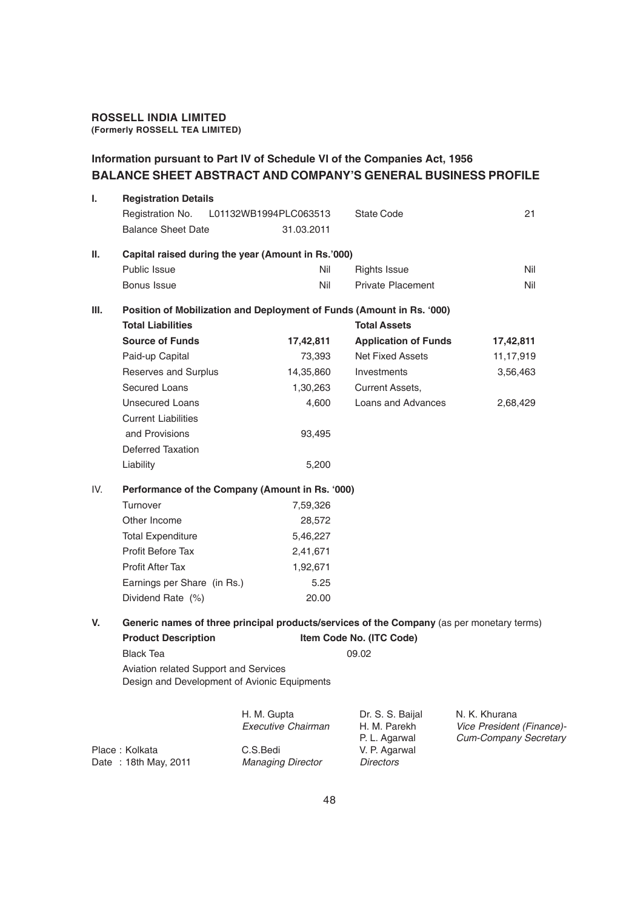**ROSSELL INDIA LIMITED**
**(Formerly ROSSELL TEA LIMITED)**

## Information pursuant to Part IV of Schedule VI of the Companies Act, 1956
## BALANCE SHEET ABSTRACT AND COMPANY'S GENERAL BUSINESS PROFILE

**I. Registration Details**

| | | | |
|---|---|---|---|
| Registration No. | L01132WB1994PLC063513 | State Code | 21 |
| Balance Sheet Date | 31.03.2011 | | |

**II. Capital raised during the year (Amount in Rs.'000)**

| | | | |
|---|---|---|---|
| Public Issue | Nil | Rights Issue | Nil |
| Bonus Issue | Nil | Private Placement | Nil |

**III. Position of Mobilization and Deployment of Funds (Amount in Rs. '000)**

| **Total Liabilities** | | **Total Assets** | |
|---|---|---|---|
| **Source of Funds** | **17,42,811** | **Application of Funds** | **17,42,811** |
| Paid-up Capital | 73,393 | Net Fixed Assets | 11,17,919 |
| Reserves and Surplus | 14,35,860 | Investments | 3,56,463 |
| Secured Loans | 1,30,263 | Current Assets, | |
| Unsecured Loans | 4,600 | Loans and Advances | 2,68,429 |
| Current Liabilities and Provisions | 93,495 | | |
| Deferred Taxation Liability | 5,200 | | |

**IV. Performance of the Company (Amount in Rs. '000)**

| | |
|---|---|
| Turnover | 7,59,326 |
| Other Income | 28,572 |
| Total Expenditure | 5,46,227 |
| Profit Before Tax | 2,41,671 |
| Profit After Tax | 1,92,671 |
| Earnings per Share (in Rs.) | 5.25 |
| Dividend Rate (%) | 20.00 |

**V. Generic names of three principal products/services of the Company** (as per monetary terms)

| **Product Description** | **Item Code No. (ITC Code)** |
|---|---|
| Black Tea | 09.02 |
| Aviation related Support and Services | |
| Design and Development of Avionic Equipments | |

| | | | |
|---|---|---|---|
| | H. M. Gupta<br>*Executive Chairman* | Dr. S. S. Baijal<br>H. M. Parekh<br>P. L. Agarwal | N. K. Khurana<br>*Vice President (Finance)-Cum-Company Secretary* |
| Place : Kolkata<br>Date : 18th May, 2011 | C.S.Bedi<br>*Managing Director* | V. P. Agarwal<br>*Directors* | |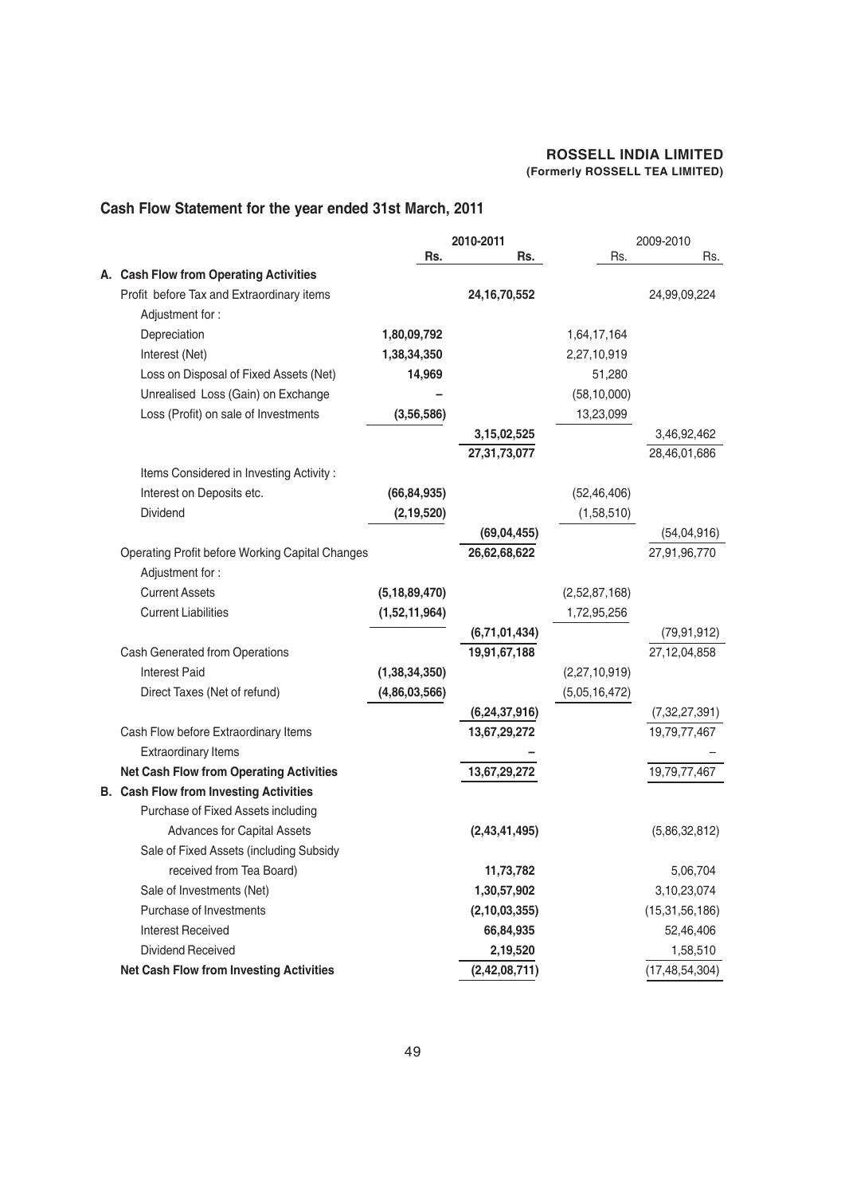**ROSSELL INDIA LIMITED**
**(Formerly ROSSELL TEA LIMITED)**

## Cash Flow Statement for the year ended 31st March, 2011

| | 2010-2011 | | 2009-2010 | |
|---|---|---|---|---|
| | Rs. | Rs. | Rs. | Rs. |
| **A. Cash Flow from Operating Activities** | | | | |
| Profit before Tax and Extraordinary items | | **24,16,70,552** | | 24,99,09,224 |
| Adjustment for : | | | | |
| Depreciation | **1,80,09,792** | | 1,64,17,164 | |
| Interest (Net) | **1,38,34,350** | | 2,27,10,919 | |
| Loss on Disposal of Fixed Assets (Net) | **14,969** | | 51,280 | |
| Unrealised Loss (Gain) on Exchange | **–** | | (58,10,000) | |
| Loss (Profit) on sale of Investments | **(3,56,586)** | | 13,23,099 | |
| | | **3,15,02,525** | | 3,46,92,462 |
| | | **27,31,73,077** | | 28,46,01,686 |
| Items Considered in Investing Activity : | | | | |
| Interest on Deposits etc. | **(66,84,935)** | | (52,46,406) | |
| Dividend | **(2,19,520)** | | (1,58,510) | |
| | | **(69,04,455)** | | (54,04,916) |
| Operating Profit before Working Capital Changes | | **26,62,68,622** | | 27,91,96,770 |
| Adjustment for : | | | | |
| Current Assets | **(5,18,89,470)** | | (2,52,87,168) | |
| Current Liabilities | **(1,52,11,964)** | | 1,72,95,256 | |
| | | **(6,71,01,434)** | | (79,91,912) |
| Cash Generated from Operations | | **19,91,67,188** | | 27,12,04,858 |
| Interest Paid | **(1,38,34,350)** | | (2,27,10,919) | |
| Direct Taxes (Net of refund) | **(4,86,03,566)** | | (5,05,16,472) | |
| | | **(6,24,37,916)** | | (7,32,27,391) |
| Cash Flow before Extraordinary Items | | **13,67,29,272** | | 19,79,77,467 |
| Extraordinary Items | | **–** | | – |
| **Net Cash Flow from Operating Activities** | | **13,67,29,272** | | 19,79,77,467 |
| **B. Cash Flow from Investing Activities** | | | | |
| Purchase of Fixed Assets including Advances for Capital Assets | | **(2,43,41,495)** | | (5,86,32,812) |
| Sale of Fixed Assets (including Subsidy received from Tea Board) | | **11,73,782** | | 5,06,704 |
| Sale of Investments (Net) | | **1,30,57,902** | | 3,10,23,074 |
| Purchase of Investments | | **(2,10,03,355)** | | (15,31,56,186) |
| Interest Received | | **66,84,935** | | 52,46,406 |
| Dividend Received | | **2,19,520** | | 1,58,510 |
| **Net Cash Flow from Investing Activities** | | **(2,42,08,711)** | | (17,48,54,304) |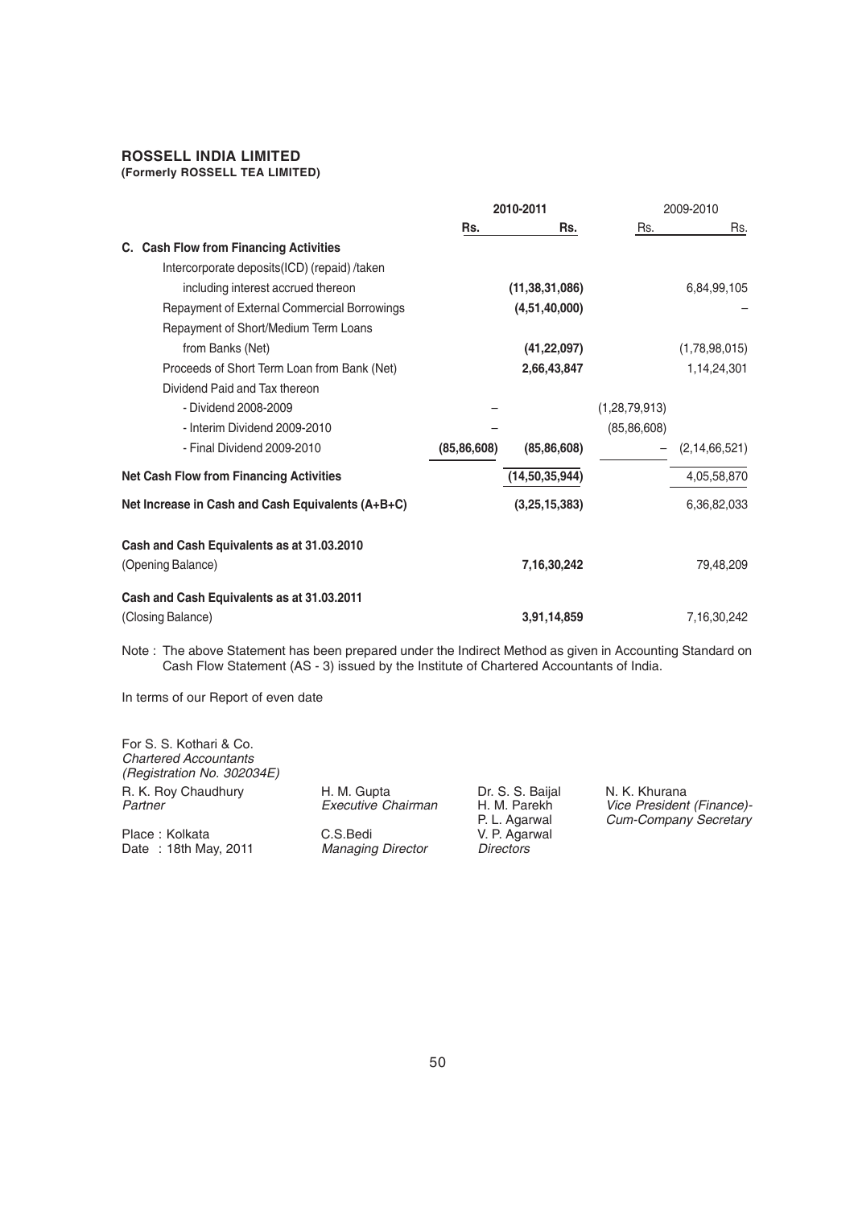**ROSSELL INDIA LIMITED**
**(Formerly ROSSELL TEA LIMITED)**

| | 2010-2011 | | 2009-2010 | |
|---|---|---|---|---|
| | Rs. | Rs. | Rs. | Rs. |
| **C. Cash Flow from Financing Activities** | | | | |
| Intercorporate deposits(ICD) (repaid) /taken including interest accrued thereon | | **(11,38,31,086)** | | 6,84,99,105 |
| Repayment of External Commercial Borrowings | | **(4,51,40,000)** | | – |
| Repayment of Short/Medium Term Loans from Banks (Net) | | **(41,22,097)** | | (1,78,98,015) |
| Proceeds of Short Term Loan from Bank (Net) | | **2,66,43,847** | | 1,14,24,301 |
| Dividend Paid and Tax thereon | | | | |
| - Dividend 2008-2009 | – | | (1,28,79,913) | |
| - Interim Dividend 2009-2010 | – | | (85,86,608) | |
| - Final Dividend 2009-2010 | **(85,86,608)** | **(85,86,608)** | – | (2,14,66,521) |
| **Net Cash Flow from Financing Activities** | | **(14,50,35,944)** | | 4,05,58,870 |
| **Net Increase in Cash and Cash Equivalents (A+B+C)** | | **(3,25,15,383)** | | 6,36,82,033 |
| **Cash and Cash Equivalents as at 31.03.2010** | | | | |
| (Opening Balance) | | **7,16,30,242** | | 79,48,209 |
| **Cash and Cash Equivalents as at 31.03.2011** | | | | |
| (Closing Balance) | | **3,91,14,859** | | 7,16,30,242 |

Note : The above Statement has been prepared under the Indirect Method as given in Accounting Standard on Cash Flow Statement (AS - 3) issued by the Institute of Chartered Accountants of India.

In terms of our Report of even date

For S. S. Kothari & Co.
*Chartered Accountants*
*(Registration No. 302034E)*
R. K. Roy Chaudhury
*Partner*

Place : Kolkata
Date : 18th May, 2011

H. M. Gupta
*Executive Chairman*

C.S.Bedi
*Managing Director*

Dr. S. S. Baijal
H. M. Parekh
P. L. Agarwal
V. P. Agarwal
*Directors*

N. K. Khurana
*Vice President (Finance)-Cum-Company Secretary*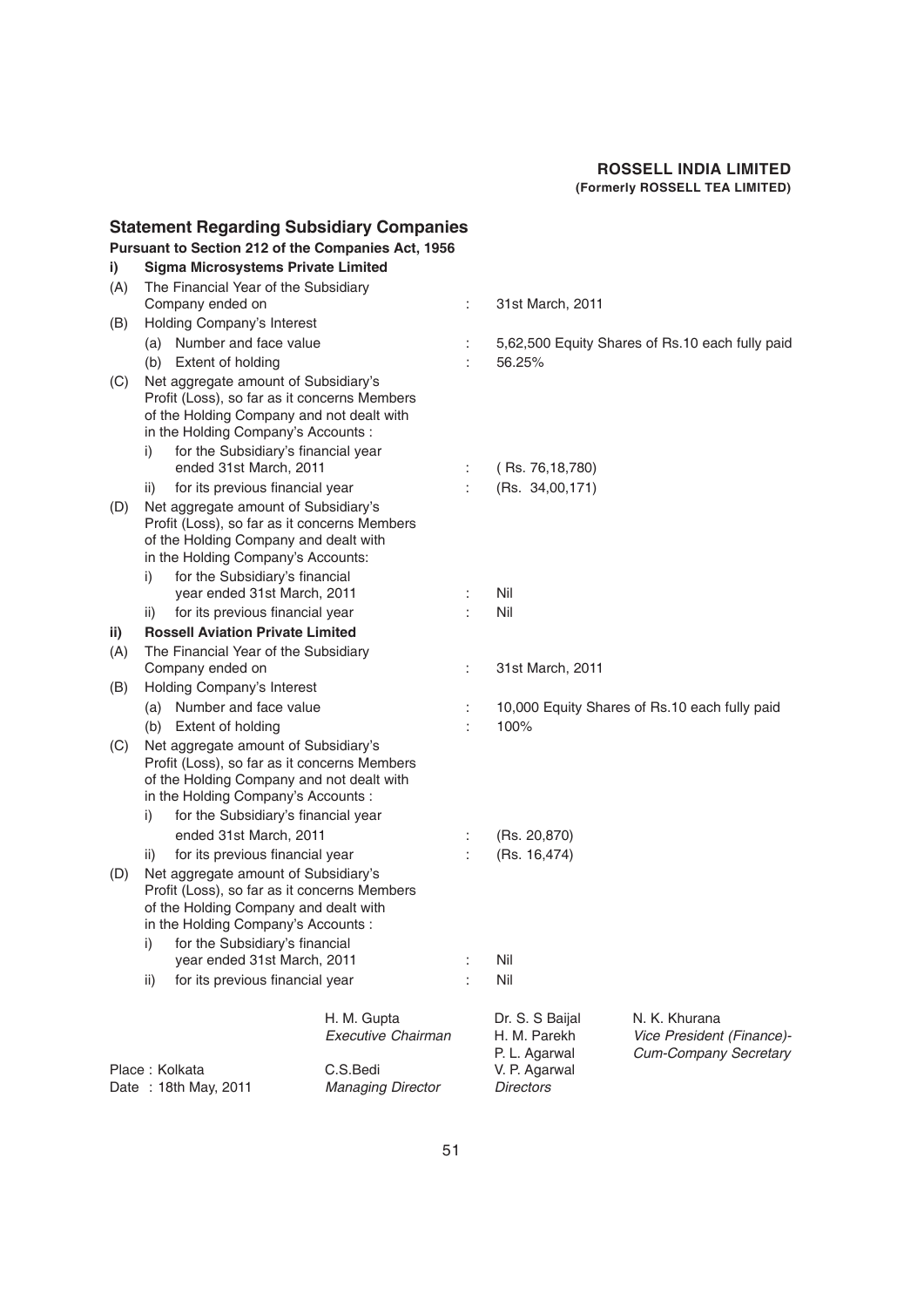## Statement Regarding Subsidiary Companies

### Pursuant to Section 212 of the Companies Act, 1956

**i) Sigma Microsystems Private Limited**

| | | | |
|---|---|---|---|
| (A) | The Financial Year of the Subsidiary Company ended on | : | 31st March, 2011 |
| (B) | Holding Company's Interest | | |
| | (a) Number and face value | : | 5,62,500 Equity Shares of Rs.10 each fully paid |
| | (b) Extent of holding | : | 56.25% |
| (C) | Net aggregate amount of Subsidiary's Profit (Loss), so far as it concerns Members of the Holding Company and not dealt with in the Holding Company's Accounts : | | |
| | i) for the Subsidiary's financial year ended 31st March, 2011 | : | ( Rs. 76,18,780) |
| | ii) for its previous financial year | : | (Rs. 34,00,171) |
| (D) | Net aggregate amount of Subsidiary's Profit (Loss), so far as it concerns Members of the Holding Company and dealt with in the Holding Company's Accounts: | | |
| | i) for the Subsidiary's financial year ended 31st March, 2011 | : | Nil |
| | ii) for its previous financial year | : | Nil |

**ii) Rossell Aviation Private Limited**

| | | | |
|---|---|---|---|
| (A) | The Financial Year of the Subsidiary Company ended on | : | 31st March, 2011 |
| (B) | Holding Company's Interest | | |
| | (a) Number and face value | : | 10,000 Equity Shares of Rs.10 each fully paid |
| | (b) Extent of holding | : | 100% |
| (C) | Net aggregate amount of Subsidiary's Profit (Loss), so far as it concerns Members of the Holding Company and not dealt with in the Holding Company's Accounts : | | |
| | i) for the Subsidiary's financial year ended 31st March, 2011 | : | (Rs. 20,870) |
| | ii) for its previous financial year | : | (Rs. 16,474) |
| (D) | Net aggregate amount of Subsidiary's Profit (Loss), so far as it concerns Members of the Holding Company and dealt with in the Holding Company's Accounts : | | |
| | i) for the Subsidiary's financial year ended 31st March, 2011 | : | Nil |
| | ii) for its previous financial year | : | Nil |

| | | | |
|---|---|---|---|
| | H. M. Gupta<br>*Executive Chairman* | Dr. S. S Baijal<br>H. M. Parekh<br>P. L. Agarwal<br>V. P. Agarwal<br>*Directors* | N. K. Khurana<br>*Vice President (Finance)-Cum-Company Secretary* |
| Place : Kolkata<br>Date : 18th May, 2011 | C.S.Bedi<br>*Managing Director* | | |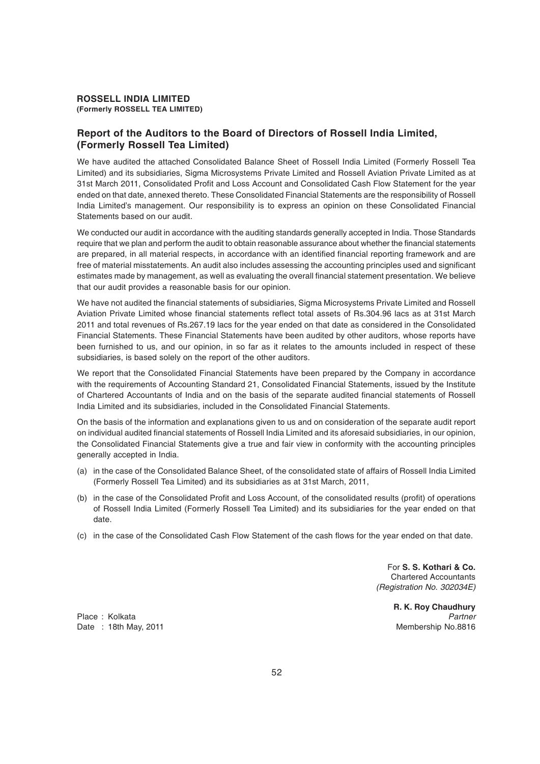**ROSSELL INDIA LIMITED**
**(Formerly ROSSELL TEA LIMITED)**

## Report of the Auditors to the Board of Directors of Rossell India Limited, (Formerly Rossell Tea Limited)

We have audited the attached Consolidated Balance Sheet of Rossell India Limited (Formerly Rossell Tea Limited) and its subsidiaries, Sigma Microsystems Private Limited and Rossell Aviation Private Limited as at 31st March 2011, Consolidated Profit and Loss Account and Consolidated Cash Flow Statement for the year ended on that date, annexed thereto. These Consolidated Financial Statements are the responsibility of Rossell India Limited's management. Our responsibility is to express an opinion on these Consolidated Financial Statements based on our audit.

We conducted our audit in accordance with the auditing standards generally accepted in India. Those Standards require that we plan and perform the audit to obtain reasonable assurance about whether the financial statements are prepared, in all material respects, in accordance with an identified financial reporting framework and are free of material misstatements. An audit also includes assessing the accounting principles used and significant estimates made by management, as well as evaluating the overall financial statement presentation. We believe that our audit provides a reasonable basis for our opinion.

We have not audited the financial statements of subsidiaries, Sigma Microsystems Private Limited and Rossell Aviation Private Limited whose financial statements reflect total assets of Rs.304.96 lacs as at 31st March 2011 and total revenues of Rs.267.19 lacs for the year ended on that date as considered in the Consolidated Financial Statements. These Financial Statements have been audited by other auditors, whose reports have been furnished to us, and our opinion, in so far as it relates to the amounts included in respect of these subsidiaries, is based solely on the report of the other auditors.

We report that the Consolidated Financial Statements have been prepared by the Company in accordance with the requirements of Accounting Standard 21, Consolidated Financial Statements, issued by the Institute of Chartered Accountants of India and on the basis of the separate audited financial statements of Rossell India Limited and its subsidiaries, included in the Consolidated Financial Statements.

On the basis of the information and explanations given to us and on consideration of the separate audit report on individual audited financial statements of Rossell India Limited and its aforesaid subsidiaries, in our opinion, the Consolidated Financial Statements give a true and fair view in conformity with the accounting principles generally accepted in India.

(a) in the case of the Consolidated Balance Sheet, of the consolidated state of affairs of Rossell India Limited (Formerly Rossell Tea Limited) and its subsidiaries as at 31st March, 2011,

(b) in the case of the Consolidated Profit and Loss Account, of the consolidated results (profit) of operations of Rossell India Limited (Formerly Rossell Tea Limited) and its subsidiaries for the year ended on that date.

(c) in the case of the Consolidated Cash Flow Statement of the cash flows for the year ended on that date.

For **S. S. Kothari & Co.**
Chartered Accountants
*(Registration No. 302034E)*

**R. K. Roy Chaudhury**
*Partner*
Membership No.8816

Place : Kolkata
Date : 18th May, 2011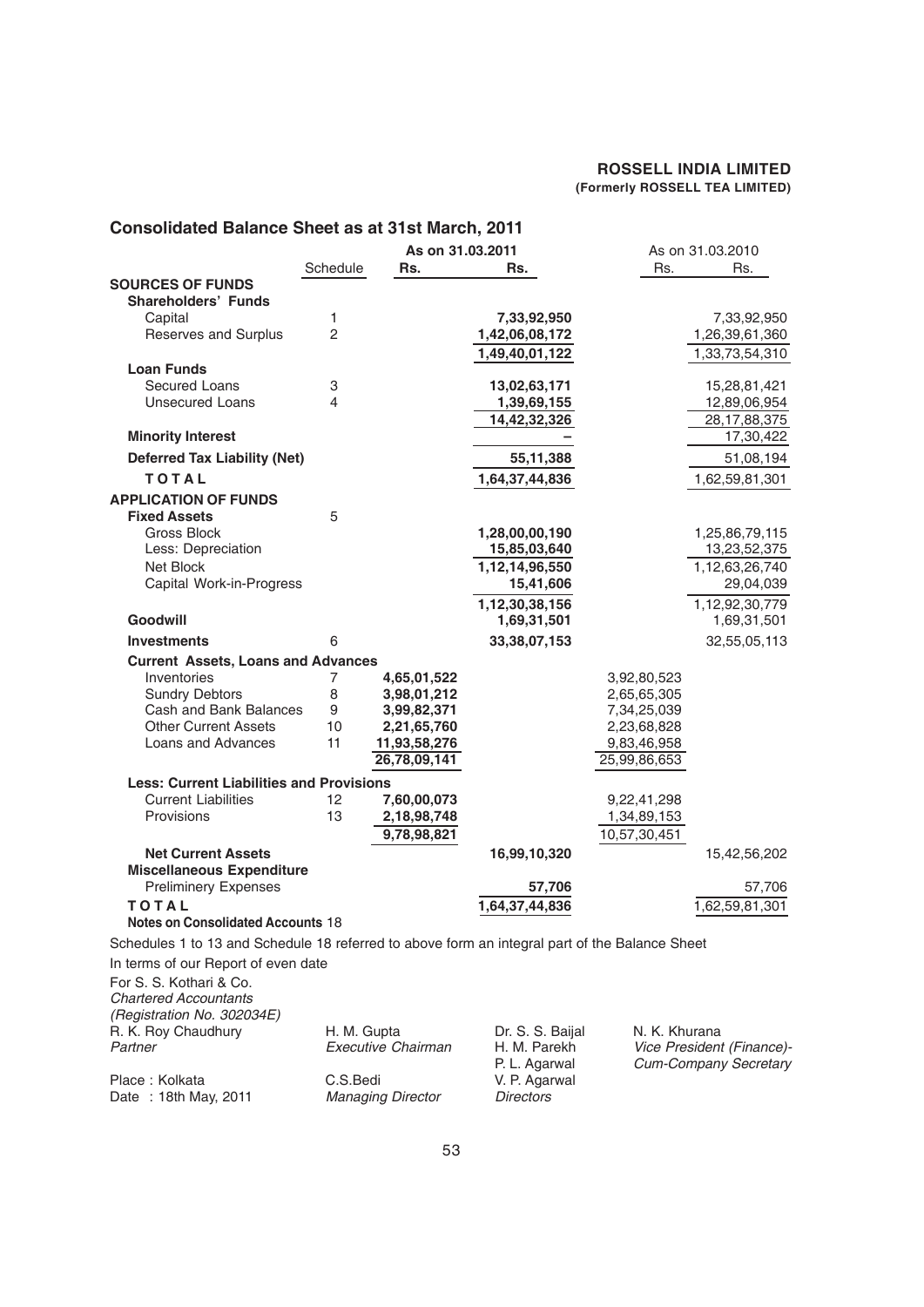**ROSSELL INDIA LIMITED**
**(Formerly ROSSELL TEA LIMITED)**

## Consolidated Balance Sheet as at 31st March, 2011

| | Schedule | As on 31.03.2011 Rs. | As on 31.03.2011 Rs. | As on 31.03.2010 Rs. | As on 31.03.2010 Rs. |
|---|---|---|---|---|---|
| **SOURCES OF FUNDS** | | | | | |
| **Shareholders' Funds** | | | | | |
| Capital | 1 | | 7,33,92,950 | | 7,33,92,950 |
| Reserves and Surplus | 2 | | 1,42,06,08,172 | | 1,26,39,61,360 |
| | | | 1,49,40,01,122 | | 1,33,73,54,310 |
| **Loan Funds** | | | | | |
| Secured Loans | 3 | | 13,02,63,171 | | 15,28,81,421 |
| Unsecured Loans | 4 | | 1,39,69,155 | | 12,89,06,954 |
| | | | 14,42,32,326 | | 28,17,88,375 |
| **Minority Interest** | | | – | | 17,30,422 |
| **Deferred Tax Liability (Net)** | | | 55,11,388 | | 51,08,194 |
| **TOTAL** | | | 1,64,37,44,836 | | 1,62,59,81,301 |
| **APPLICATION OF FUNDS** | | | | | |
| **Fixed Assets** | 5 | | | | |
| Gross Block | | | 1,28,00,00,190 | | 1,25,86,79,115 |
| Less: Depreciation | | | 15,85,03,640 | | 13,23,52,375 |
| Net Block | | | 1,12,14,96,550 | | 1,12,63,26,740 |
| Capital Work-in-Progress | | | 15,41,606 | | 29,04,039 |
| | | | 1,12,30,38,156 | | 1,12,92,30,779 |
| **Goodwill** | | | 1,69,31,501 | | 1,69,31,501 |
| **Investments** | 6 | | 33,38,07,153 | | 32,55,05,113 |
| **Current Assets, Loans and Advances** | | | | | |
| Inventories | 7 | 4,65,01,522 | | 3,92,80,523 | |
| Sundry Debtors | 8 | 3,98,01,212 | | 2,65,65,305 | |
| Cash and Bank Balances | 9 | 3,99,82,371 | | 7,34,25,039 | |
| Other Current Assets | 10 | 2,21,65,760 | | 2,23,68,828 | |
| Loans and Advances | 11 | 11,93,58,276 | | 9,83,46,958 | |
| | | 26,78,09,141 | | 25,99,86,653 | |
| **Less: Current Liabilities and Provisions** | | | | | |
| Current Liabilities | 12 | 7,60,00,073 | | 9,22,41,298 | |
| Provisions | 13 | 2,18,98,748 | | 1,34,89,153 | |
| | | 9,78,98,821 | | 10,57,30,451 | |
| **Net Current Assets** | | | 16,99,10,320 | | 15,42,56,202 |
| **Miscellaneous Expenditure** | | | | | |
| Preliminery Expenses | | | 57,706 | | 57,706 |
| **TOTAL** | | | 1,64,37,44,836 | | 1,62,59,81,301 |
| **Notes on Consolidated Accounts** | 18 | | | | |

Schedules 1 to 13 and Schedule 18 referred to above form an integral part of the Balance Sheet

In terms of our Report of even date

For S. S. Kothari & Co.
*Chartered Accountants*
*(Registration No. 302034E)*
R. K. Roy Chaudhury
*Partner*

Place : Kolkata
Date : 18th May, 2011

H. M. Gupta
*Executive Chairman*

C.S.Bedi
*Managing Director*

Dr. S. S. Baijal
H. M. Parekh
P. L. Agarwal
V. P. Agarwal
*Directors*

N. K. Khurana
*Vice President (Finance)-Cum-Company Secretary*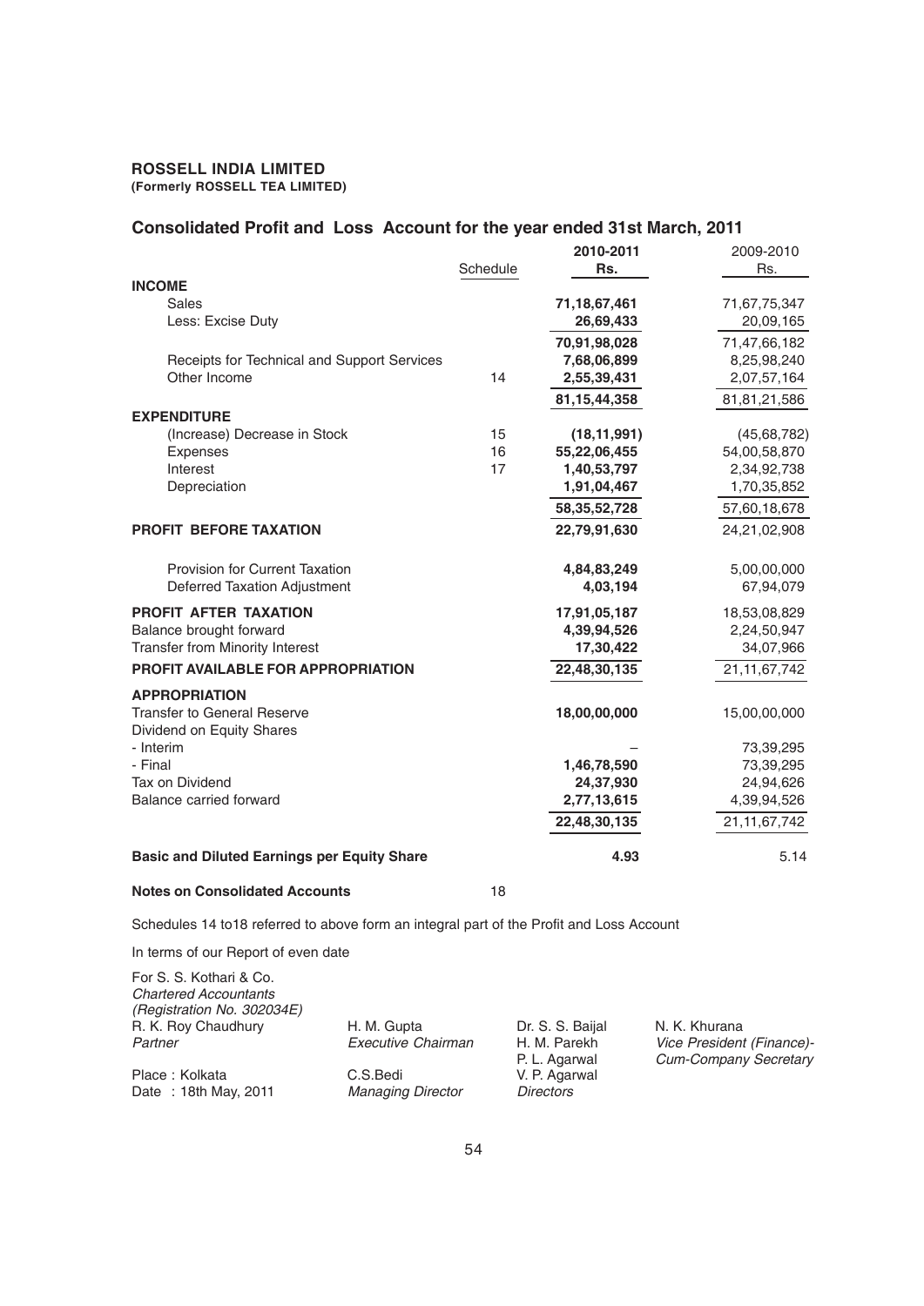**ROSSELL INDIA LIMITED**
**(Formerly ROSSELL TEA LIMITED)**

## Consolidated Profit and Loss Account for the year ended 31st March, 2011

| | Schedule | 2010-2011 Rs. | 2009-2010 Rs. |
|---|---|---|---|
| **INCOME** | | | |
| Sales | | 71,18,67,461 | 71,67,75,347 |
| Less: Excise Duty | | 26,69,433 | 20,09,165 |
| | | 70,91,98,028 | 71,47,66,182 |
| Receipts for Technical and Support Services | | 7,68,06,899 | 8,25,98,240 |
| Other Income | 14 | 2,55,39,431 | 2,07,57,164 |
| | | 81,15,44,358 | 81,81,21,586 |
| **EXPENDITURE** | | | |
| (Increase) Decrease in Stock | 15 | (18,11,991) | (45,68,782) |
| Expenses | 16 | 55,22,06,455 | 54,00,58,870 |
| Interest | 17 | 1,40,53,797 | 2,34,92,738 |
| Depreciation | | 1,91,04,467 | 1,70,35,852 |
| | | 58,35,52,728 | 57,60,18,678 |
| **PROFIT BEFORE TAXATION** | | 22,79,91,630 | 24,21,02,908 |
| Provision for Current Taxation | | 4,84,83,249 | 5,00,00,000 |
| Deferred Taxation Adjustment | | 4,03,194 | 67,94,079 |
| **PROFIT AFTER TAXATION** | | 17,91,05,187 | 18,53,08,829 |
| Balance brought forward | | 4,39,94,526 | 2,24,50,947 |
| Transfer from Minority Interest | | 17,30,422 | 34,07,966 |
| **PROFIT AVAILABLE FOR APPROPRIATION** | | 22,48,30,135 | 21,11,67,742 |
| **APPROPRIATION** | | | |
| Transfer to General Reserve | | 18,00,00,000 | 15,00,00,000 |
| Dividend on Equity Shares | | | |
| - Interim | | – | 73,39,295 |
| - Final | | 1,46,78,590 | 73,39,295 |
| Tax on Dividend | | 24,37,930 | 24,94,626 |
| Balance carried forward | | 2,77,13,615 | 4,39,94,526 |
| | | 22,48,30,135 | 21,11,67,742 |
| **Basic and Diluted Earnings per Equity Share** | | 4.93 | 5.14 |
| **Notes on Consolidated Accounts** | 18 | | |

Schedules 14 to18 referred to above form an integral part of the Profit and Loss Account

In terms of our Report of even date

For S. S. Kothari & Co.
*Chartered Accountants*
*(Registration No. 302034E)*
R. K. Roy Chaudhury
*Partner*

Place : Kolkata
Date : 18th May, 2011

H. M. Gupta
*Executive Chairman*

C.S.Bedi
*Managing Director*

Dr. S. S. Baijal
H. M. Parekh
P. L. Agarwal
V. P. Agarwal
*Directors*

N. K. Khurana
*Vice President (Finance)-Cum-Company Secretary*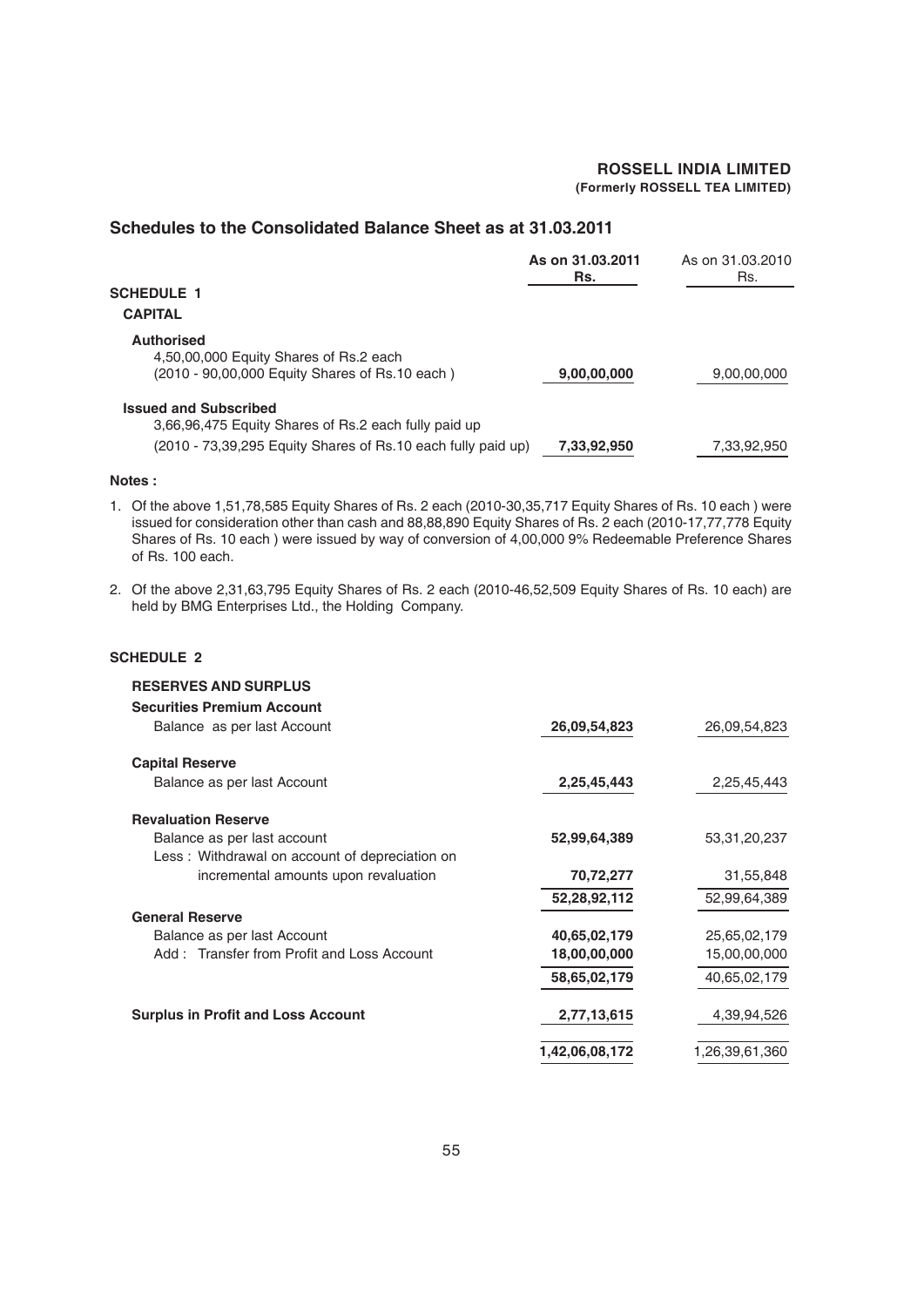**ROSSELL INDIA LIMITED**
**(Formerly ROSSELL TEA LIMITED)**

## Schedules to the Consolidated Balance Sheet as at 31.03.2011

| | As on 31.03.2011 Rs. | As on 31.03.2010 Rs. |
|---|---|---|
| **SCHEDULE 1** | | |
| **CAPITAL** | | |
| **Authorised** | | |
| 4,50,00,000 Equity Shares of Rs.2 each (2010 - 90,00,000 Equity Shares of Rs.10 each ) | **9,00,00,000** | 9,00,00,000 |
| **Issued and Subscribed** | | |
| 3,66,96,475 Equity Shares of Rs.2 each fully paid up (2010 - 73,39,295 Equity Shares of Rs.10 each fully paid up) | **7,33,92,950** | 7,33,92,950 |

**Notes :**

1. Of the above 1,51,78,585 Equity Shares of Rs. 2 each (2010-30,35,717 Equity Shares of Rs. 10 each ) were issued for consideration other than cash and 88,88,890 Equity Shares of Rs. 2 each (2010-17,77,778 Equity Shares of Rs. 10 each ) were issued by way of conversion of 4,00,000 9% Redeemable Preference Shares of Rs. 100 each.

2. Of the above 2,31,63,795 Equity Shares of Rs. 2 each (2010-46,52,509 Equity Shares of Rs. 10 each) are held by BMG Enterprises Ltd., the Holding Company.

**SCHEDULE 2**

| | As on 31.03.2011 Rs. | As on 31.03.2010 Rs. |
|---|---|---|
| **RESERVES AND SURPLUS** | | |
| **Securities Premium Account** | | |
| Balance as per last Account | **26,09,54,823** | 26,09,54,823 |
| **Capital Reserve** | | |
| Balance as per last Account | **2,25,45,443** | 2,25,45,443 |
| **Revaluation Reserve** | | |
| Balance as per last account | **52,99,64,389** | 53,31,20,237 |
| Less : Withdrawal on account of depreciation on incremental amounts upon revaluation | **70,72,277** | 31,55,848 |
| | **52,28,92,112** | 52,99,64,389 |
| **General Reserve** | | |
| Balance as per last Account | **40,65,02,179** | 25,65,02,179 |
| Add : Transfer from Profit and Loss Account | **18,00,00,000** | 15,00,00,000 |
| | **58,65,02,179** | 40,65,02,179 |
| **Surplus in Profit and Loss Account** | **2,77,13,615** | 4,39,94,526 |
| | **1,42,06,08,172** | 1,26,39,61,360 |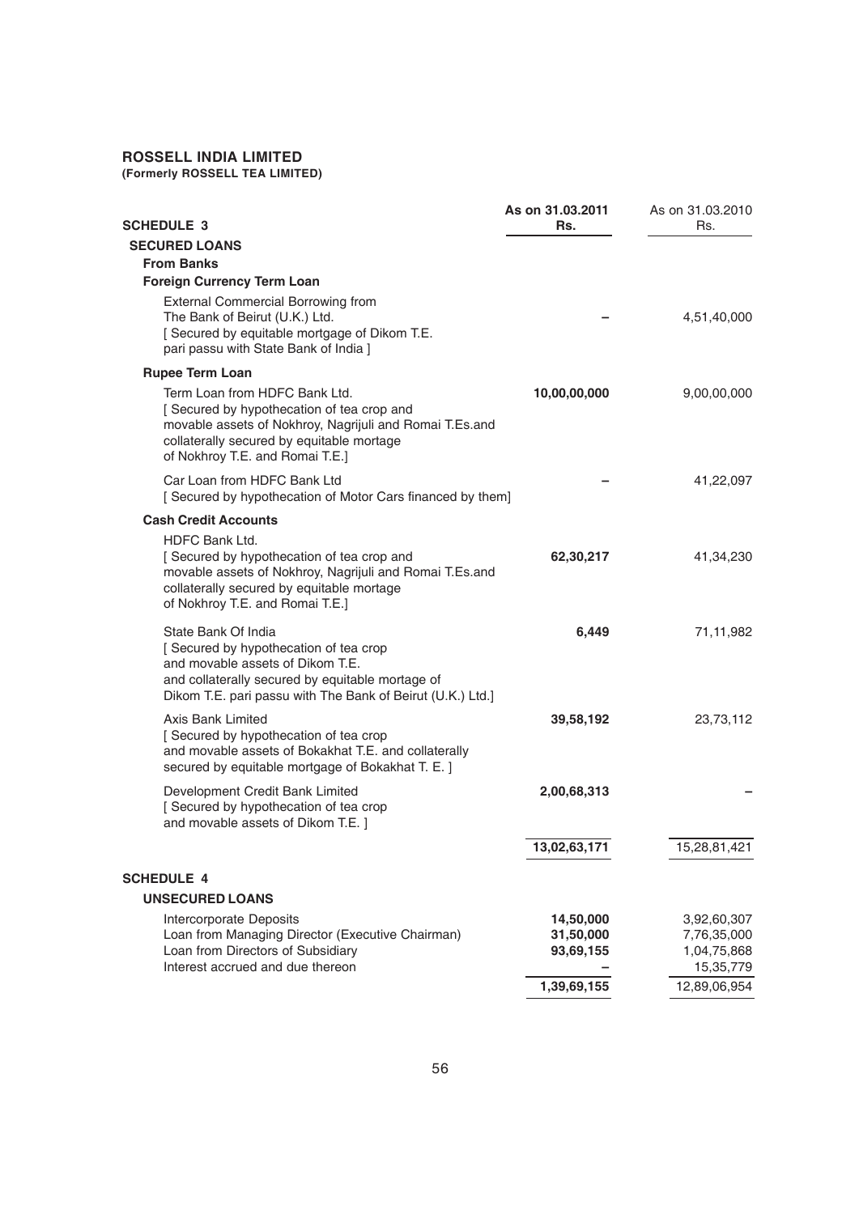**ROSSELL INDIA LIMITED**
**(Formerly ROSSELL TEA LIMITED)**

| SCHEDULE 3 | As on 31.03.2011 Rs. | As on 31.03.2010 Rs. |
|---|---|---|
| **SECURED LOANS** | | |
| **From Banks** | | |
| **Foreign Currency Term Loan** | | |
| External Commercial Borrowing from The Bank of Beirut (U.K.) Ltd. [ Secured by equitable mortgage of Dikom T.E. pari passu with State Bank of India ] | **–** | 4,51,40,000 |
| **Rupee Term Loan** | | |
| Term Loan from HDFC Bank Ltd. [ Secured by hypothecation of tea crop and movable assets of Nokhroy, Nagrijuli and Romai T.Es.and collaterally secured by equitable mortage of Nokhroy T.E. and Romai T.E.] | **10,00,00,000** | 9,00,00,000 |
| Car Loan from HDFC Bank Ltd [ Secured by hypothecation of Motor Cars financed by them] | **–** | 41,22,097 |
| **Cash Credit Accounts** | | |
| HDFC Bank Ltd. [ Secured by hypothecation of tea crop and movable assets of Nokhroy, Nagrijuli and Romai T.Es.and collaterally secured by equitable mortage of Nokhroy T.E. and Romai T.E.] | **62,30,217** | 41,34,230 |
| State Bank Of India [ Secured by hypothecation of tea crop and movable assets of Dikom T.E. and collaterally secured by equitable mortage of Dikom T.E. pari passu with The Bank of Beirut (U.K.) Ltd.] | **6,449** | 71,11,982 |
| Axis Bank Limited [ Secured by hypothecation of tea crop and movable assets of Bokakhat T.E. and collaterally secured by equitable mortgage of Bokakhat T. E. ] | **39,58,192** | 23,73,112 |
| Development Credit Bank Limited [ Secured by hypothecation of tea crop and movable assets of Dikom T.E. ] | **2,00,68,313** | – |
| | **13,02,63,171** | 15,28,81,421 |

| SCHEDULE 4 | | |
|---|---|---|
| **UNSECURED LOANS** | | |
| Intercorporate Deposits | **14,50,000** | 3,92,60,307 |
| Loan from Managing Director (Executive Chairman) | **31,50,000** | 7,76,35,000 |
| Loan from Directors of Subsidiary | **93,69,155** | 1,04,75,868 |
| Interest accrued and due thereon | **–** | 15,35,779 |
| | **1,39,69,155** | 12,89,06,954 |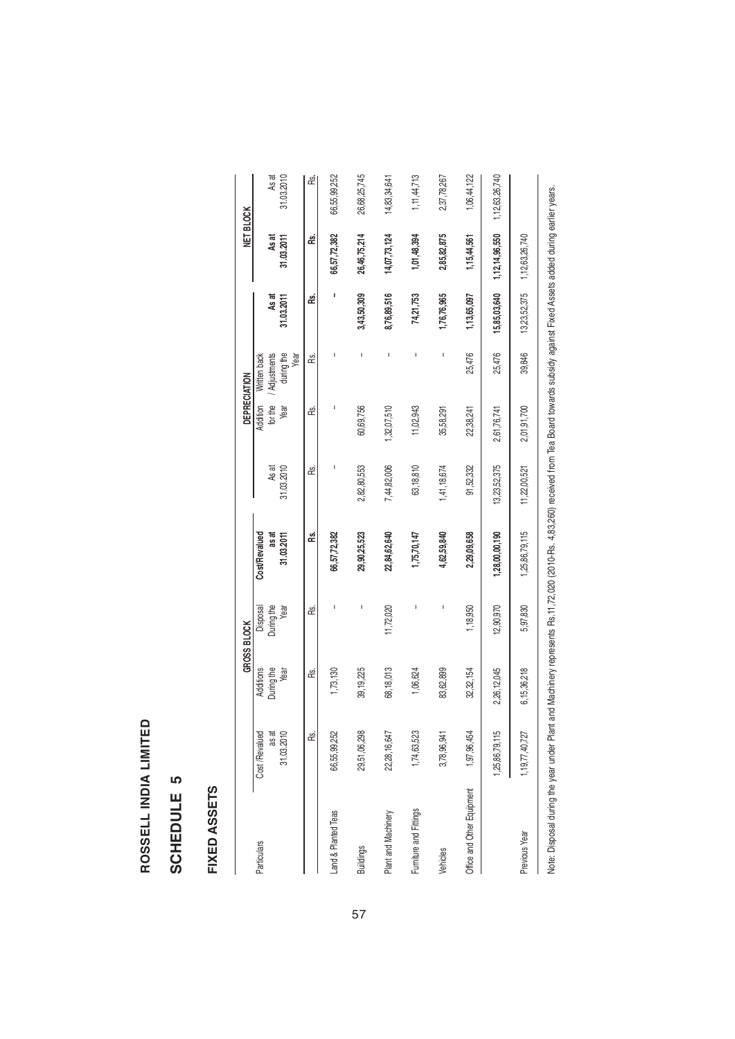# ROSSELL INDIA LIMITED

## SCHEDULE 5

### FIXED ASSETS

| Particulars | GROSS BLOCK | | | | DEPRECIATION | | | | NET BLOCK | |
|---|---|---|---|---|---|---|---|---|---|---|
| | Cost /Revalued as at 31.03.2010 | Additions During the Year | Disposal During the Year | **Cost/Revalued as at 31.03.2011** | As at 31.03.2010 | Addition for the Year | Written back / Adjustments during the Year | **As at 31.03.2011** | **As at 31.03.2011** | As at 31.03.2010 |
| | Rs. | Rs. | Rs. | **Rs.** | Rs. | Rs. | Rs. | **Rs.** | **Rs.** | Rs. |
| Land & Planted Teas | 66,55,99,252 | 1,73,130 | – | **66,57,72,382** | – | – | – | **–** | **66,57,72,382** | 66,55,99,252 |
| Buildings | 29,51,06,298 | 39,19,225 | – | **29,90,25,523** | 2,82,80,553 | 60,69,756 | – | **3,43,50,309** | **26,46,75,214** | 26,68,25,745 |
| Plant and Machinery | 22,28,16,647 | 68,18,013 | 11,72,020 | **22,84,62,640** | 7,44,82,006 | 1,32,07,510 | – | **8,76,89,516** | **14,07,73,124** | 14,83,34,641 |
| Furniture and Fittings | 1,74,63,523 | 1,06,624 | – | **1,75,70,147** | 63,18,810 | 11,02,943 | – | **74,21,753** | **1,01,48,394** | 1,11,44,713 |
| Vehicles | 3,78,96,941 | 83,62,899 | – | **4,62,59,840** | 1,41,18,674 | 35,58,291 | – | **1,76,76,965** | **2,85,82,875** | 2,37,78,267 |
| Office and Other Equipment | 1,97,96,454 | 32,32,154 | 1,18,950 | **2,29,09,658** | 91,52,332 | 22,38,241 | 25,476 | **1,13,65,097** | **1,15,44,561** | 1,06,44,122 |
| | 1,25,86,79,115 | 2,26,12,045 | 12,90,970 | **1,28,00,00,190** | 13,23,52,375 | 2,61,76,741 | 25,476 | **15,85,03,640** | **1,12,14,96,550** | 1,12,63,26,740 |
| Previous Year | 1,19,77,40,727 | 6,15,36,218 | 5,97,830 | 1,25,86,79,115 | 11,22,00,521 | 2,01,91,700 | 39,846 | 13,23,52,375 | 1,12,63,26,740 | |

Note: Disposal during the year under Plant and Machinery represents Rs.11,72,020 (2010-Rs. 4,83,260) received from Tea Board towards subsidy against Fixed Assets added during earlier years.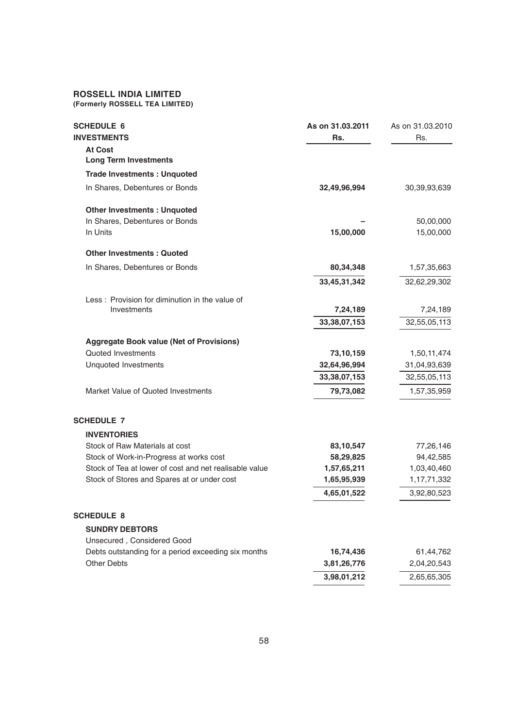**ROSSELL INDIA LIMITED**
**(Formerly ROSSELL TEA LIMITED)**

| **SCHEDULE 6** | **As on 31.03.2011** | As on 31.03.2010 |
|---|---|---|
| **INVESTMENTS** | **Rs.** | Rs. |
| **At Cost** | | |
| **Long Term Investments** | | |
| **Trade Investments : Unquoted** | | |
| In Shares, Debentures or Bonds | **32,49,96,994** | 30,39,93,639 |
| **Other Investments : Unquoted** | | |
| In Shares, Debentures or Bonds | **–** | 50,00,000 |
| In Units | **15,00,000** | 15,00,000 |
| **Other Investments : Quoted** | | |
| In Shares, Debentures or Bonds | **80,34,348** | 1,57,35,663 |
| | **33,45,31,342** | 32,62,29,302 |
| Less : Provision for diminution in the value of Investments | **7,24,189** | 7,24,189 |
| | **33,38,07,153** | 32,55,05,113 |
| **Aggregate Book value (Net of Provisions)** | | |
| Quoted Investments | **73,10,159** | 1,50,11,474 |
| Unquoted Investments | **32,64,96,994** | 31,04,93,639 |
| | **33,38,07,153** | 32,55,05,113 |
| Market Value of Quoted Investments | **79,73,082** | 1,57,35,959 |

| **SCHEDULE 7** | | |
|---|---|---|
| **INVENTORIES** | | |
| Stock of Raw Materials at cost | **83,10,547** | 77,26,146 |
| Stock of Work-in-Progress at works cost | **58,29,825** | 94,42,585 |
| Stock of Tea at lower of cost and net realisable value | **1,57,65,211** | 1,03,40,460 |
| Stock of Stores and Spares at or under cost | **1,65,95,939** | 1,17,71,332 |
| | **4,65,01,522** | 3,92,80,523 |

| **SCHEDULE 8** | | |
|---|---|---|
| **SUNDRY DEBTORS** | | |
| Unsecured , Considered Good | | |
| Debts outstanding for a period exceeding six months | **16,74,436** | 61,44,762 |
| Other Debts | **3,81,26,776** | 2,04,20,543 |
| | **3,98,01,212** | 2,65,65,305 |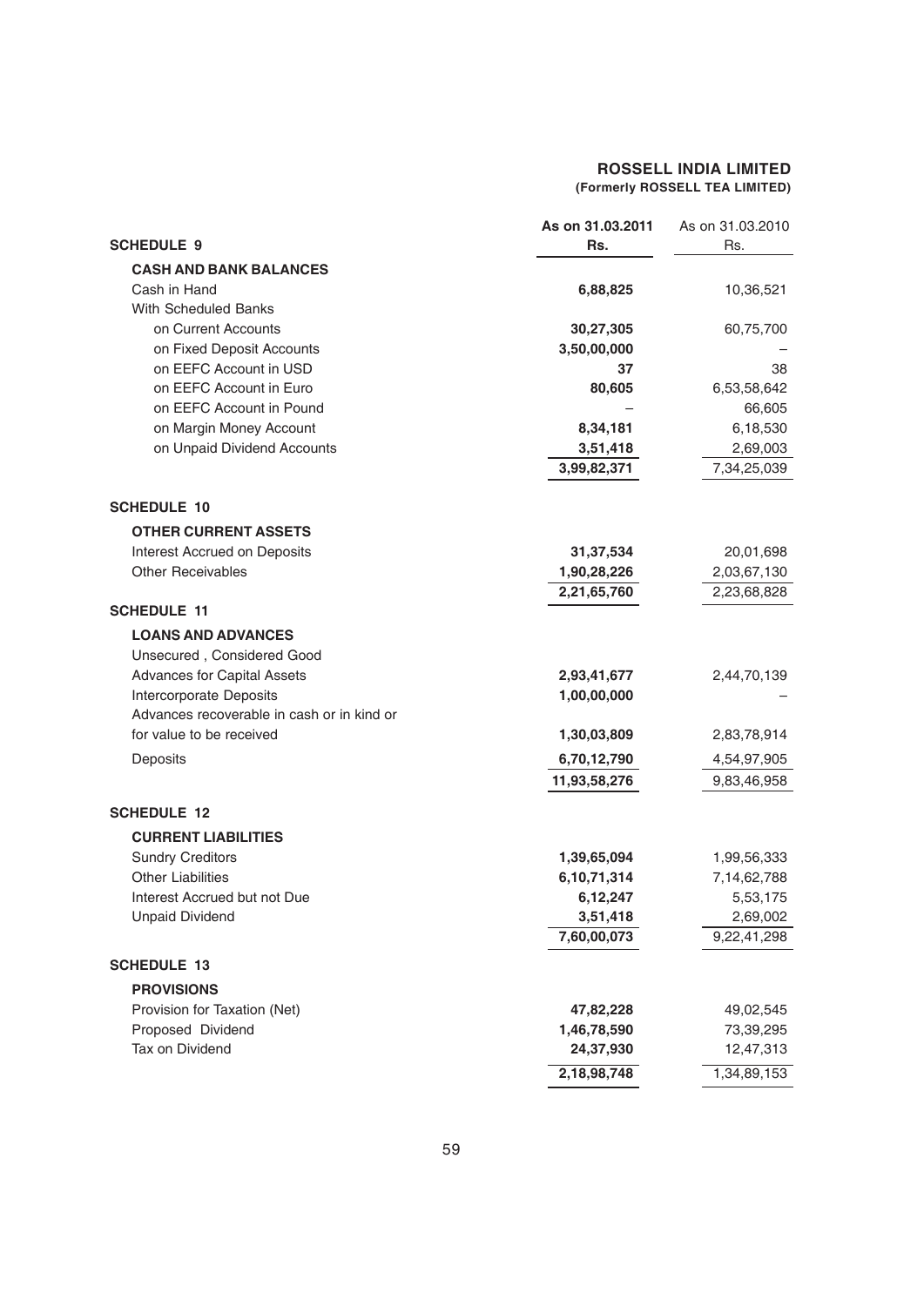**ROSSELL INDIA LIMITED**
**(Formerly ROSSELL TEA LIMITED)**

| | As on 31.03.2011 Rs. | As on 31.03.2010 Rs. |
|---|---|---|
| **SCHEDULE 9** | | |
| **CASH AND BANK BALANCES** | | |
| Cash in Hand | **6,88,825** | 10,36,521 |
| With Scheduled Banks | | |
| on Current Accounts | **30,27,305** | 60,75,700 |
| on Fixed Deposit Accounts | **3,50,00,000** | – |
| on EEFC Account in USD | **37** | 38 |
| on EEFC Account in Euro | **80,605** | 6,53,58,642 |
| on EEFC Account in Pound | – | 66,605 |
| on Margin Money Account | **8,34,181** | 6,18,530 |
| on Unpaid Dividend Accounts | **3,51,418** | 2,69,003 |
| | **3,99,82,371** | 7,34,25,039 |
| **SCHEDULE 10** | | |
| **OTHER CURRENT ASSETS** | | |
| Interest Accrued on Deposits | **31,37,534** | 20,01,698 |
| Other Receivables | **1,90,28,226** | 2,03,67,130 |
| | **2,21,65,760** | 2,23,68,828 |
| **SCHEDULE 11** | | |
| **LOANS AND ADVANCES** | | |
| Unsecured , Considered Good | | |
| Advances for Capital Assets | **2,93,41,677** | 2,44,70,139 |
| Intercorporate Deposits | **1,00,00,000** | – |
| Advances recoverable in cash or in kind or for value to be received | **1,30,03,809** | 2,83,78,914 |
| Deposits | **6,70,12,790** | 4,54,97,905 |
| | **11,93,58,276** | 9,83,46,958 |
| **SCHEDULE 12** | | |
| **CURRENT LIABILITIES** | | |
| Sundry Creditors | **1,39,65,094** | 1,99,56,333 |
| Other Liabilities | **6,10,71,314** | 7,14,62,788 |
| Interest Accrued but not Due | **6,12,247** | 5,53,175 |
| Unpaid Dividend | **3,51,418** | 2,69,002 |
| | **7,60,00,073** | 9,22,41,298 |
| **SCHEDULE 13** | | |
| **PROVISIONS** | | |
| Provision for Taxation (Net) | **47,82,228** | 49,02,545 |
| Proposed Dividend | **1,46,78,590** | 73,39,295 |
| Tax on Dividend | **24,37,930** | 12,47,313 |
| | **2,18,98,748** | 1,34,89,153 |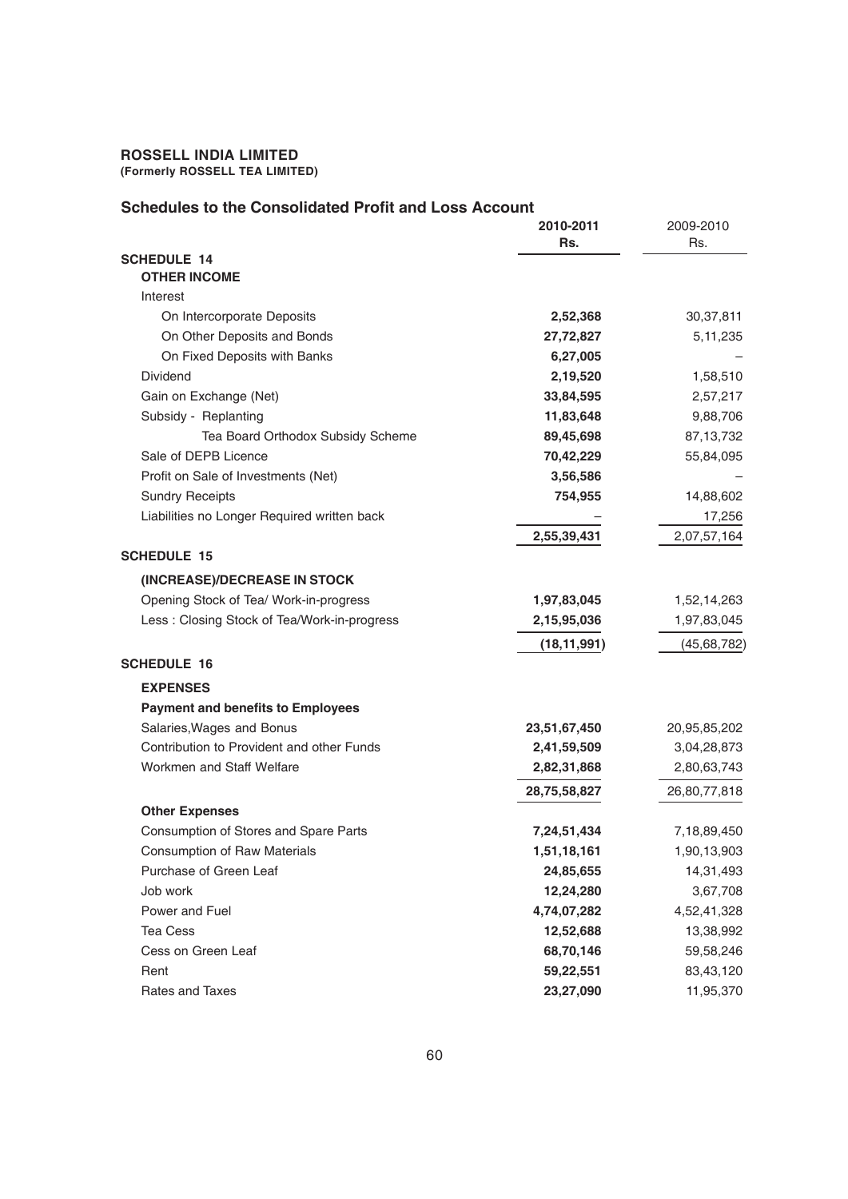**ROSSELL INDIA LIMITED**
**(Formerly ROSSELL TEA LIMITED)**

## Schedules to the Consolidated Profit and Loss Account

| | 2010-2011 Rs. | 2009-2010 Rs. |
|---|---|---|
| **SCHEDULE 14** | | |
| **OTHER INCOME** | | |
| Interest | | |
| On Intercorporate Deposits | **2,52,368** | 30,37,811 |
| On Other Deposits and Bonds | **27,72,827** | 5,11,235 |
| On Fixed Deposits with Banks | **6,27,005** | – |
| Dividend | **2,19,520** | 1,58,510 |
| Gain on Exchange (Net) | **33,84,595** | 2,57,217 |
| Subsidy - Replanting | **11,83,648** | 9,88,706 |
| Tea Board Orthodox Subsidy Scheme | **89,45,698** | 87,13,732 |
| Sale of DEPB Licence | **70,42,229** | 55,84,095 |
| Profit on Sale of Investments (Net) | **3,56,586** | – |
| Sundry Receipts | **754,955** | 14,88,602 |
| Liabilities no Longer Required written back | – | 17,256 |
| | **2,55,39,431** | 2,07,57,164 |
| **SCHEDULE 15** | | |
| **(INCREASE)/DECREASE IN STOCK** | | |
| Opening Stock of Tea/ Work-in-progress | **1,97,83,045** | 1,52,14,263 |
| Less : Closing Stock of Tea/Work-in-progress | **2,15,95,036** | 1,97,83,045 |
| | **(18,11,991)** | (45,68,782) |
| **SCHEDULE 16** | | |
| **EXPENSES** | | |
| **Payment and benefits to Employees** | | |
| Salaries,Wages and Bonus | **23,51,67,450** | 20,95,85,202 |
| Contribution to Provident and other Funds | **2,41,59,509** | 3,04,28,873 |
| Workmen and Staff Welfare | **2,82,31,868** | 2,80,63,743 |
| | **28,75,58,827** | 26,80,77,818 |
| **Other Expenses** | | |
| Consumption of Stores and Spare Parts | **7,24,51,434** | 7,18,89,450 |
| Consumption of Raw Materials | **1,51,18,161** | 1,90,13,903 |
| Purchase of Green Leaf | **24,85,655** | 14,31,493 |
| Job work | **12,24,280** | 3,67,708 |
| Power and Fuel | **4,74,07,282** | 4,52,41,328 |
| Tea Cess | **12,52,688** | 13,38,992 |
| Cess on Green Leaf | **68,70,146** | 59,58,246 |
| Rent | **59,22,551** | 83,43,120 |
| Rates and Taxes | **23,27,090** | 11,95,370 |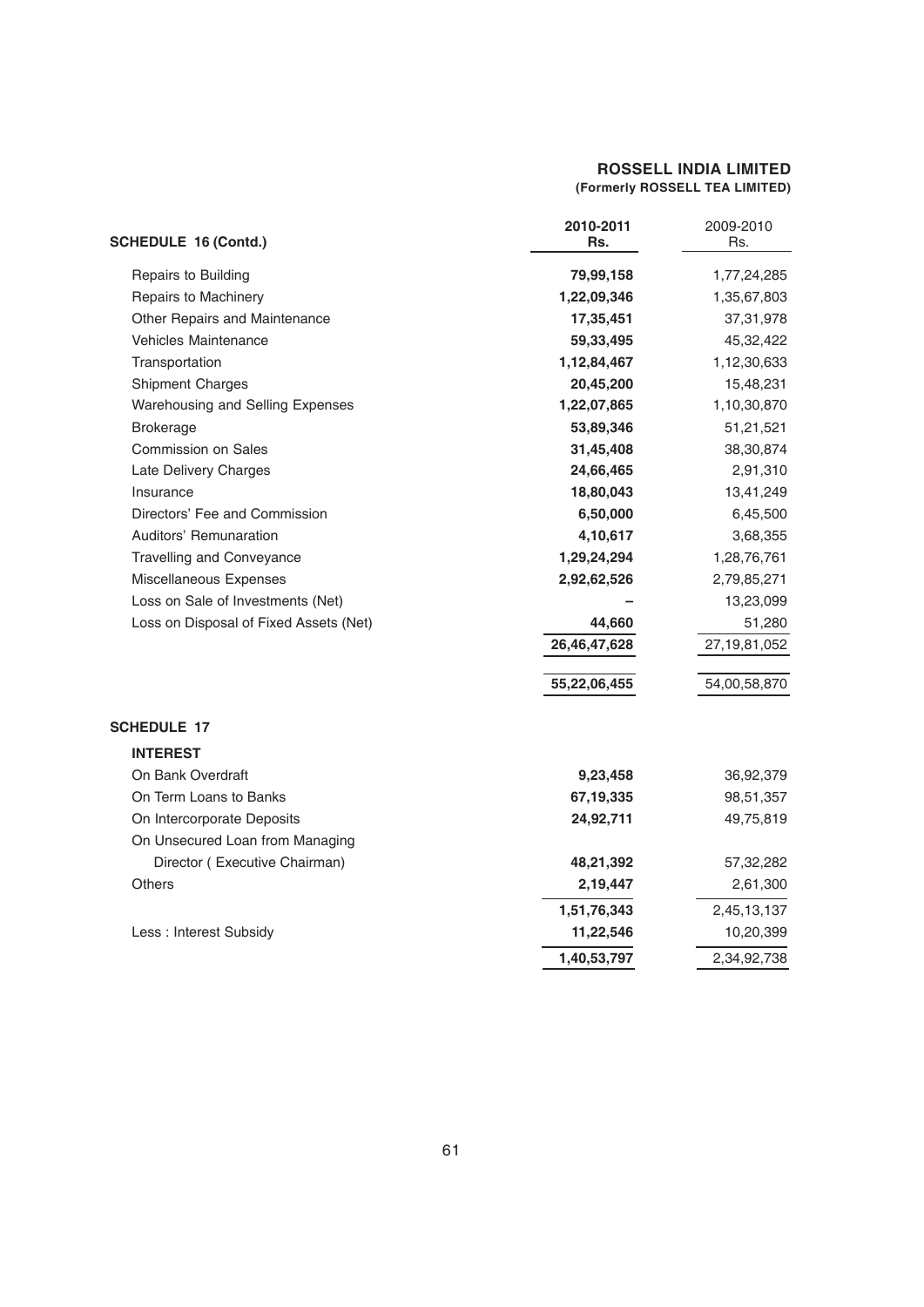**ROSSELL INDIA LIMITED**
**(Formerly ROSSELL TEA LIMITED)**

| SCHEDULE 16 (Contd.) | 2010-2011 Rs. | 2009-2010 Rs. |
|---|---|---|
| Repairs to Building | **79,99,158** | 1,77,24,285 |
| Repairs to Machinery | **1,22,09,346** | 1,35,67,803 |
| Other Repairs and Maintenance | **17,35,451** | 37,31,978 |
| Vehicles Maintenance | **59,33,495** | 45,32,422 |
| Transportation | **1,12,84,467** | 1,12,30,633 |
| Shipment Charges | **20,45,200** | 15,48,231 |
| Warehousing and Selling Expenses | **1,22,07,865** | 1,10,30,870 |
| Brokerage | **53,89,346** | 51,21,521 |
| Commission on Sales | **31,45,408** | 38,30,874 |
| Late Delivery Charges | **24,66,465** | 2,91,310 |
| Insurance | **18,80,043** | 13,41,249 |
| Directors' Fee and Commission | **6,50,000** | 6,45,500 |
| Auditors' Remunaration | **4,10,617** | 3,68,355 |
| Travelling and Conveyance | **1,29,24,294** | 1,28,76,761 |
| Miscellaneous Expenses | **2,92,62,526** | 2,79,85,271 |
| Loss on Sale of Investments (Net) | **–** | 13,23,099 |
| Loss on Disposal of Fixed Assets (Net) | **44,660** | 51,280 |
| | **26,46,47,628** | 27,19,81,052 |
| | **55,22,06,455** | 54,00,58,870 |

**SCHEDULE 17**

| INTEREST | 2010-2011 Rs. | 2009-2010 Rs. |
|---|---|---|
| On Bank Overdraft | **9,23,458** | 36,92,379 |
| On Term Loans to Banks | **67,19,335** | 98,51,357 |
| On Intercorporate Deposits | **24,92,711** | 49,75,819 |
| On Unsecured Loan from Managing Director ( Executive Chairman) | **48,21,392** | 57,32,282 |
| Others | **2,19,447** | 2,61,300 |
| | **1,51,76,343** | 2,45,13,137 |
| Less : Interest Subsidy | **11,22,546** | 10,20,399 |
| | **1,40,53,797** | 2,34,92,738 |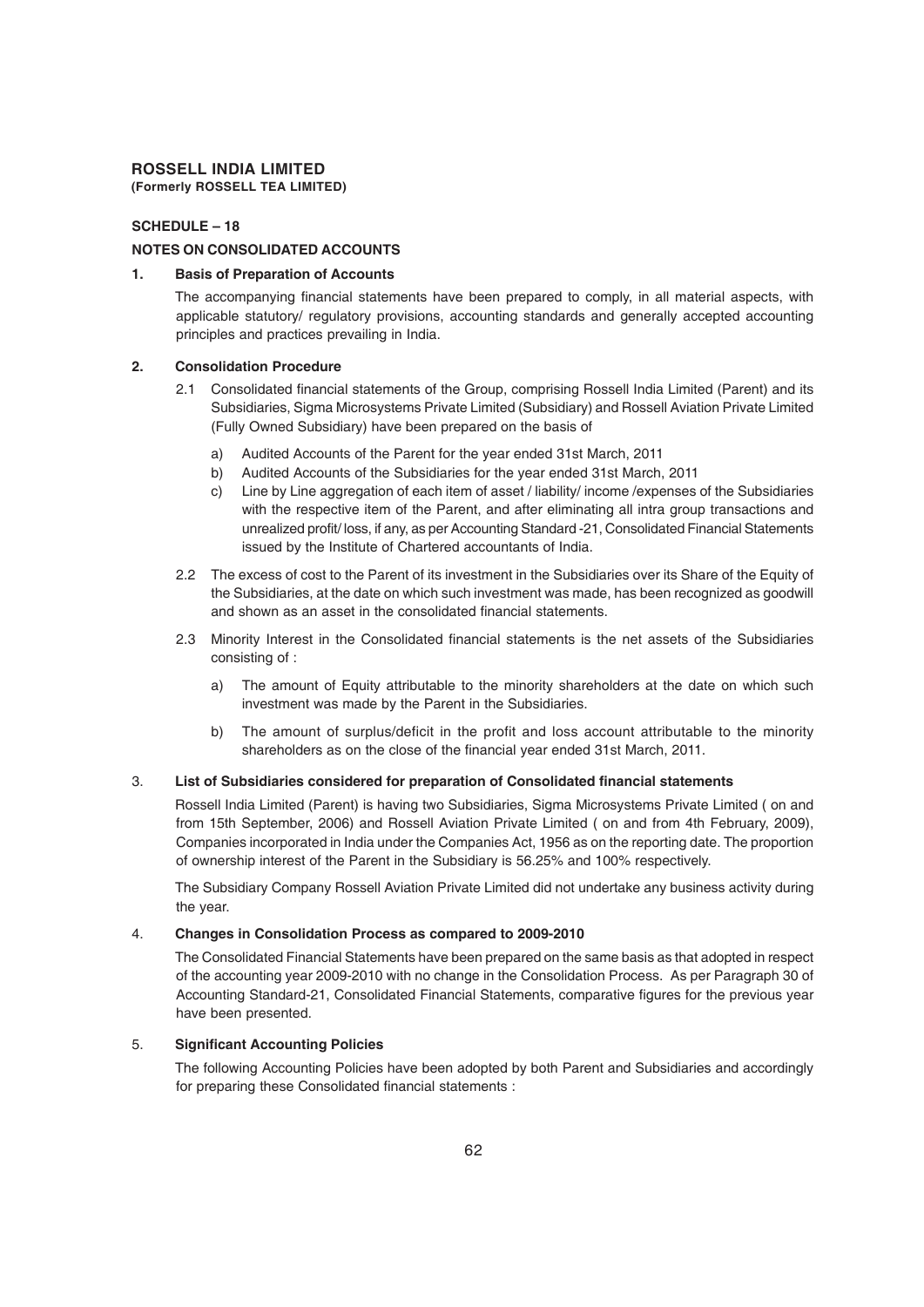**ROSSELL INDIA LIMITED**
**(Formerly ROSSELL TEA LIMITED)**

**SCHEDULE – 18**

**NOTES ON CONSOLIDATED ACCOUNTS**

**1. Basis of Preparation of Accounts**

The accompanying financial statements have been prepared to comply, in all material aspects, with applicable statutory/ regulatory provisions, accounting standards and generally accepted accounting principles and practices prevailing in India.

**2. Consolidation Procedure**

2.1 Consolidated financial statements of the Group, comprising Rossell India Limited (Parent) and its Subsidiaries, Sigma Microsystems Private Limited (Subsidiary) and Rossell Aviation Private Limited (Fully Owned Subsidiary) have been prepared on the basis of

a) Audited Accounts of the Parent for the year ended 31st March, 2011

b) Audited Accounts of the Subsidiaries for the year ended 31st March, 2011

c) Line by Line aggregation of each item of asset / liability/ income /expenses of the Subsidiaries with the respective item of the Parent, and after eliminating all intra group transactions and unrealized profit/ loss, if any, as per Accounting Standard -21, Consolidated Financial Statements issued by the Institute of Chartered accountants of India.

2.2 The excess of cost to the Parent of its investment in the Subsidiaries over its Share of the Equity of the Subsidiaries, at the date on which such investment was made, has been recognized as goodwill and shown as an asset in the consolidated financial statements.

2.3 Minority Interest in the Consolidated financial statements is the net assets of the Subsidiaries consisting of :

a) The amount of Equity attributable to the minority shareholders at the date on which such investment was made by the Parent in the Subsidiaries.

b) The amount of surplus/deficit in the profit and loss account attributable to the minority shareholders as on the close of the financial year ended 31st March, 2011.

**3. List of Subsidiaries considered for preparation of Consolidated financial statements**

Rossell India Limited (Parent) is having two Subsidiaries, Sigma Microsystems Private Limited ( on and from 15th September, 2006) and Rossell Aviation Private Limited ( on and from 4th February, 2009), Companies incorporated in India under the Companies Act, 1956 as on the reporting date. The proportion of ownership interest of the Parent in the Subsidiary is 56.25% and 100% respectively.

The Subsidiary Company Rossell Aviation Private Limited did not undertake any business activity during the year.

**4. Changes in Consolidation Process as compared to 2009-2010**

The Consolidated Financial Statements have been prepared on the same basis as that adopted in respect of the accounting year 2009-2010 with no change in the Consolidation Process. As per Paragraph 30 of Accounting Standard-21, Consolidated Financial Statements, comparative figures for the previous year have been presented.

**5. Significant Accounting Policies**

The following Accounting Policies have been adopted by both Parent and Subsidiaries and accordingly for preparing these Consolidated financial statements :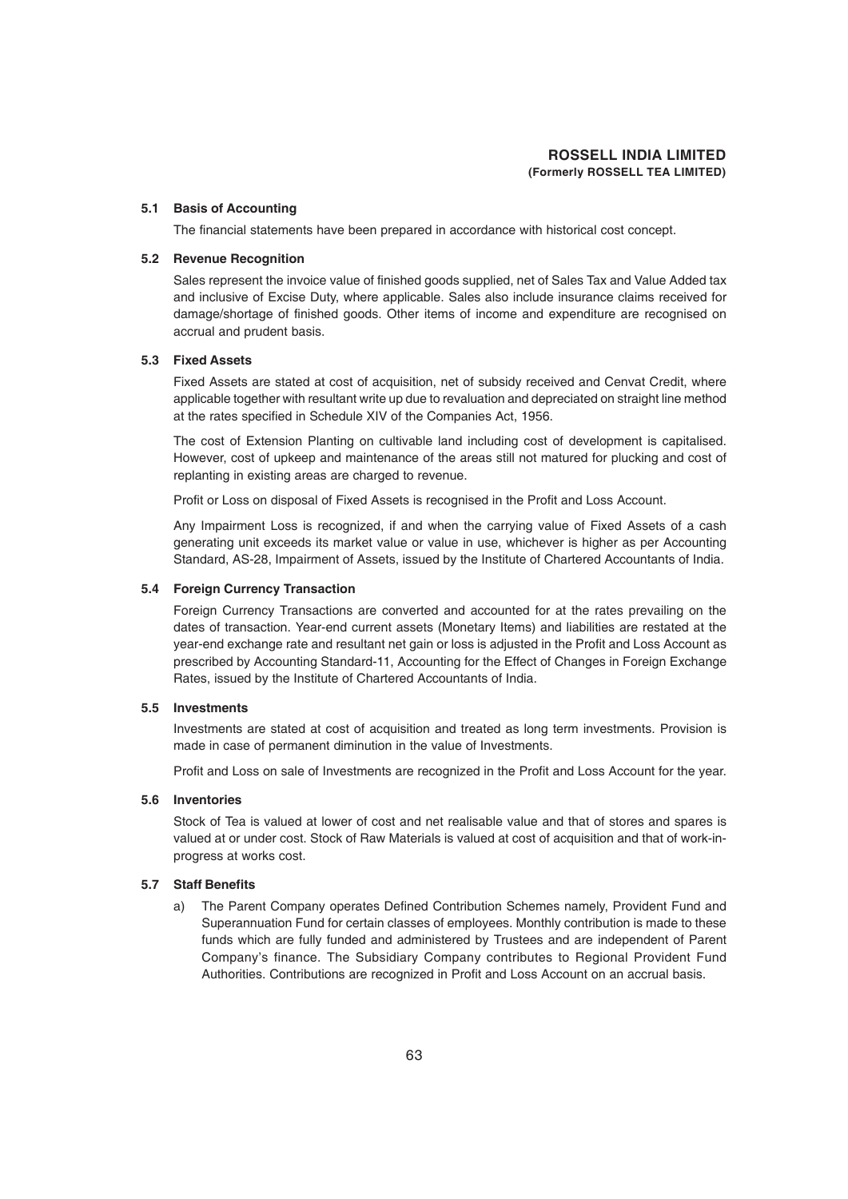### 5.1 Basis of Accounting

The financial statements have been prepared in accordance with historical cost concept.

### 5.2 Revenue Recognition

Sales represent the invoice value of finished goods supplied, net of Sales Tax and Value Added tax and inclusive of Excise Duty, where applicable. Sales also include insurance claims received for damage/shortage of finished goods. Other items of income and expenditure are recognised on accrual and prudent basis.

### 5.3 Fixed Assets

Fixed Assets are stated at cost of acquisition, net of subsidy received and Cenvat Credit, where applicable together with resultant write up due to revaluation and depreciated on straight line method at the rates specified in Schedule XIV of the Companies Act, 1956.

The cost of Extension Planting on cultivable land including cost of development is capitalised. However, cost of upkeep and maintenance of the areas still not matured for plucking and cost of replanting in existing areas are charged to revenue.

Profit or Loss on disposal of Fixed Assets is recognised in the Profit and Loss Account.

Any Impairment Loss is recognized, if and when the carrying value of Fixed Assets of a cash generating unit exceeds its market value or value in use, whichever is higher as per Accounting Standard, AS-28, Impairment of Assets, issued by the Institute of Chartered Accountants of India.

### 5.4 Foreign Currency Transaction

Foreign Currency Transactions are converted and accounted for at the rates prevailing on the dates of transaction. Year-end current assets (Monetary Items) and liabilities are restated at the year-end exchange rate and resultant net gain or loss is adjusted in the Profit and Loss Account as prescribed by Accounting Standard-11, Accounting for the Effect of Changes in Foreign Exchange Rates, issued by the Institute of Chartered Accountants of India.

### 5.5 Investments

Investments are stated at cost of acquisition and treated as long term investments. Provision is made in case of permanent diminution in the value of Investments.

Profit and Loss on sale of Investments are recognized in the Profit and Loss Account for the year.

### 5.6 Inventories

Stock of Tea is valued at lower of cost and net realisable value and that of stores and spares is valued at or under cost. Stock of Raw Materials is valued at cost of acquisition and that of work-in-progress at works cost.

### 5.7 Staff Benefits

a) The Parent Company operates Defined Contribution Schemes namely, Provident Fund and Superannuation Fund for certain classes of employees. Monthly contribution is made to these funds which are fully funded and administered by Trustees and are independent of Parent Company's finance. The Subsidiary Company contributes to Regional Provident Fund Authorities. Contributions are recognized in Profit and Loss Account on an accrual basis.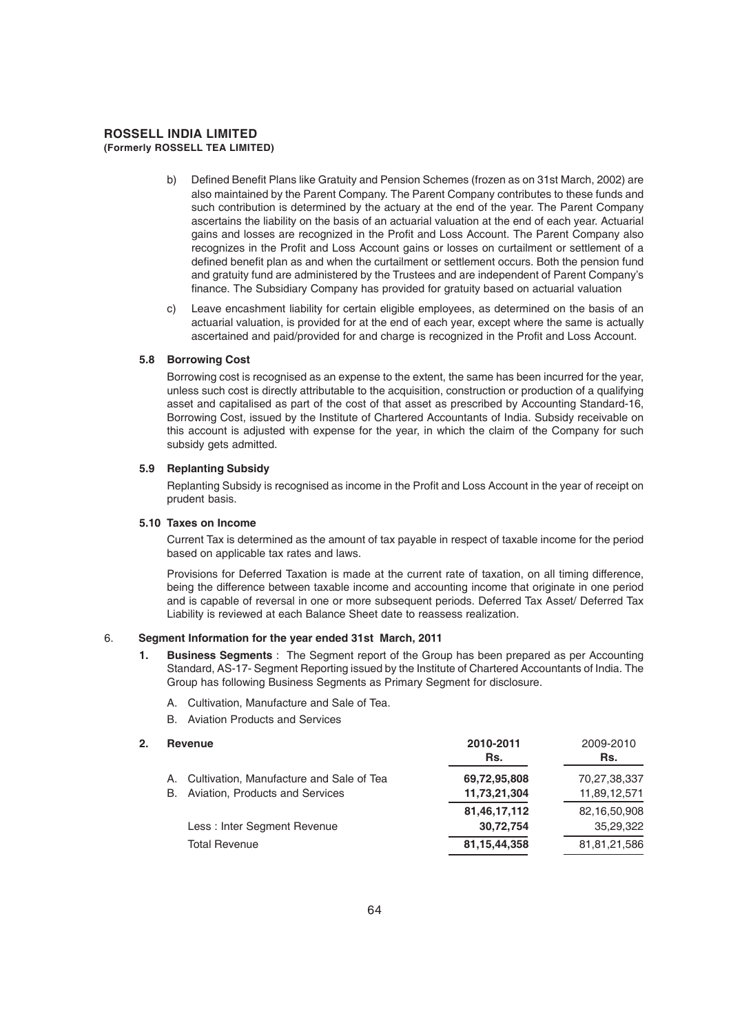b) Defined Benefit Plans like Gratuity and Pension Schemes (frozen as on 31st March, 2002) are also maintained by the Parent Company. The Parent Company contributes to these funds and such contribution is determined by the actuary at the end of the year. The Parent Company ascertains the liability on the basis of an actuarial valuation at the end of each year. Actuarial gains and losses are recognized in the Profit and Loss Account. The Parent Company also recognizes in the Profit and Loss Account gains or losses on curtailment or settlement of a defined benefit plan as and when the curtailment or settlement occurs. Both the pension fund and gratuity fund are administered by the Trustees and are independent of Parent Company's finance. The Subsidiary Company has provided for gratuity based on actuarial valuation

c) Leave encashment liability for certain eligible employees, as determined on the basis of an actuarial valuation, is provided for at the end of each year, except where the same is actually ascertained and paid/provided for and charge is recognized in the Profit and Loss Account.

### 5.8 Borrowing Cost

Borrowing cost is recognised as an expense to the extent, the same has been incurred for the year, unless such cost is directly attributable to the acquisition, construction or production of a qualifying asset and capitalised as part of the cost of that asset as prescribed by Accounting Standard-16, Borrowing Cost, issued by the Institute of Chartered Accountants of India. Subsidy receivable on this account is adjusted with expense for the year, in which the claim of the Company for such subsidy gets admitted.

### 5.9 Replanting Subsidy

Replanting Subsidy is recognised as income in the Profit and Loss Account in the year of receipt on prudent basis.

### 5.10 Taxes on Income

Current Tax is determined as the amount of tax payable in respect of taxable income for the period based on applicable tax rates and laws.

Provisions for Deferred Taxation is made at the current rate of taxation, on all timing difference, being the difference between taxable income and accounting income that originate in one period and is capable of reversal in one or more subsequent periods. Deferred Tax Asset/ Deferred Tax Liability is reviewed at each Balance Sheet date to reassess realization.

## 6. Segment Information for the year ended 31st March, 2011

**1. Business Segments** : The Segment report of the Group has been prepared as per Accounting Standard, AS-17- Segment Reporting issued by the Institute of Chartered Accountants of India. The Group has following Business Segments as Primary Segment for disclosure.

A. Cultivation, Manufacture and Sale of Tea.

B. Aviation Products and Services

**2. Revenue**

| | **2010-2011 Rs.** | 2009-2010 Rs. |
|---|---|---|
| A. Cultivation, Manufacture and Sale of Tea | **69,72,95,808** | 70,27,38,337 |
| B. Aviation, Products and Services | **11,73,21,304** | 11,89,12,571 |
| | **81,46,17,112** | 82,16,50,908 |
| Less : Inter Segment Revenue | **30,72,754** | 35,29,322 |
| Total Revenue | **81,15,44,358** | 81,81,21,586 |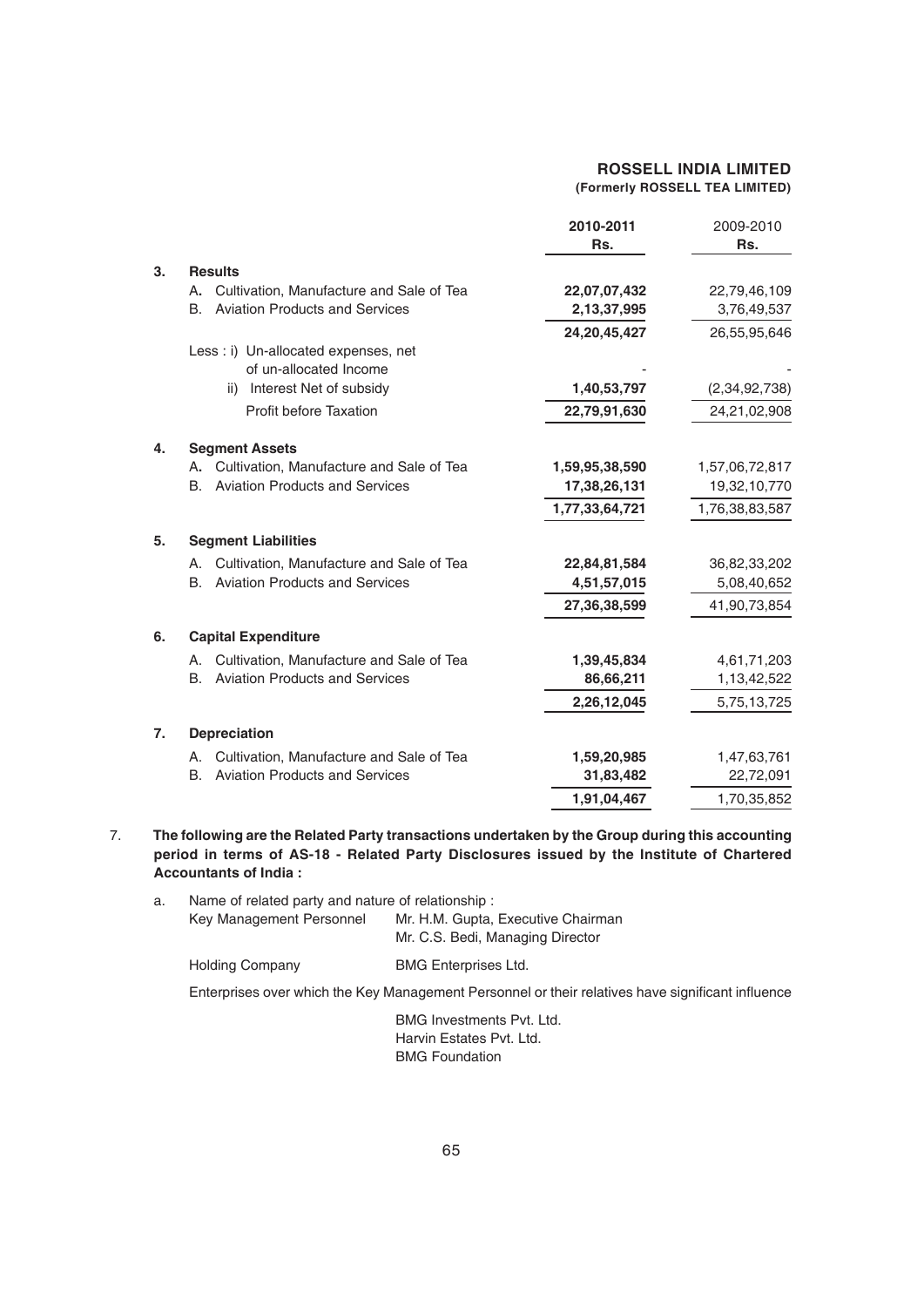|  |  | 2010-2011 Rs. | 2009-2010 Rs. |
|---|---|---|---|
| **3.** | **Results** |  |  |
|  | A. Cultivation, Manufacture and Sale of Tea | **22,07,07,432** | 22,79,46,109 |
|  | B. Aviation Products and Services | **2,13,37,995** | 3,76,49,537 |
|  |  | **24,20,45,427** | 26,55,95,646 |
|  | Less : i) Un-allocated expenses, net of un-allocated Income | - | - |
|  | ii) Interest Net of subsidy | **1,40,53,797** | (2,34,92,738) |
|  | Profit before Taxation | **22,79,91,630** | 24,21,02,908 |
| **4.** | **Segment Assets** |  |  |
|  | A. Cultivation, Manufacture and Sale of Tea | **1,59,95,38,590** | 1,57,06,72,817 |
|  | B. Aviation Products and Services | **17,38,26,131** | 19,32,10,770 |
|  |  | **1,77,33,64,721** | 1,76,38,83,587 |
| **5.** | **Segment Liabilities** |  |  |
|  | A. Cultivation, Manufacture and Sale of Tea | **22,84,81,584** | 36,82,33,202 |
|  | B. Aviation Products and Services | **4,51,57,015** | 5,08,40,652 |
|  |  | **27,36,38,599** | 41,90,73,854 |
| **6.** | **Capital Expenditure** |  |  |
|  | A. Cultivation, Manufacture and Sale of Tea | **1,39,45,834** | 4,61,71,203 |
|  | B. Aviation Products and Services | **86,66,211** | 1,13,42,522 |
|  |  | **2,26,12,045** | 5,75,13,725 |
| **7.** | **Depreciation** |  |  |
|  | A. Cultivation, Manufacture and Sale of Tea | **1,59,20,985** | 1,47,63,761 |
|  | B. Aviation Products and Services | **31,83,482** | 22,72,091 |
|  |  | **1,91,04,467** | 1,70,35,852 |

7. **The following are the Related Party transactions undertaken by the Group during this accounting period in terms of AS-18 - Related Party Disclosures issued by the Institute of Chartered Accountants of India :**

   a. Name of related party and nature of relationship :

   Key Management Personnel — Mr. H.M. Gupta, Executive Chairman
   Mr. C.S. Bedi, Managing Director

   Holding Company — BMG Enterprises Ltd.

   Enterprises over which the Key Management Personnel or their relatives have significant influence

   BMG Investments Pvt. Ltd.
   Harvin Estates Pvt. Ltd.
   BMG Foundation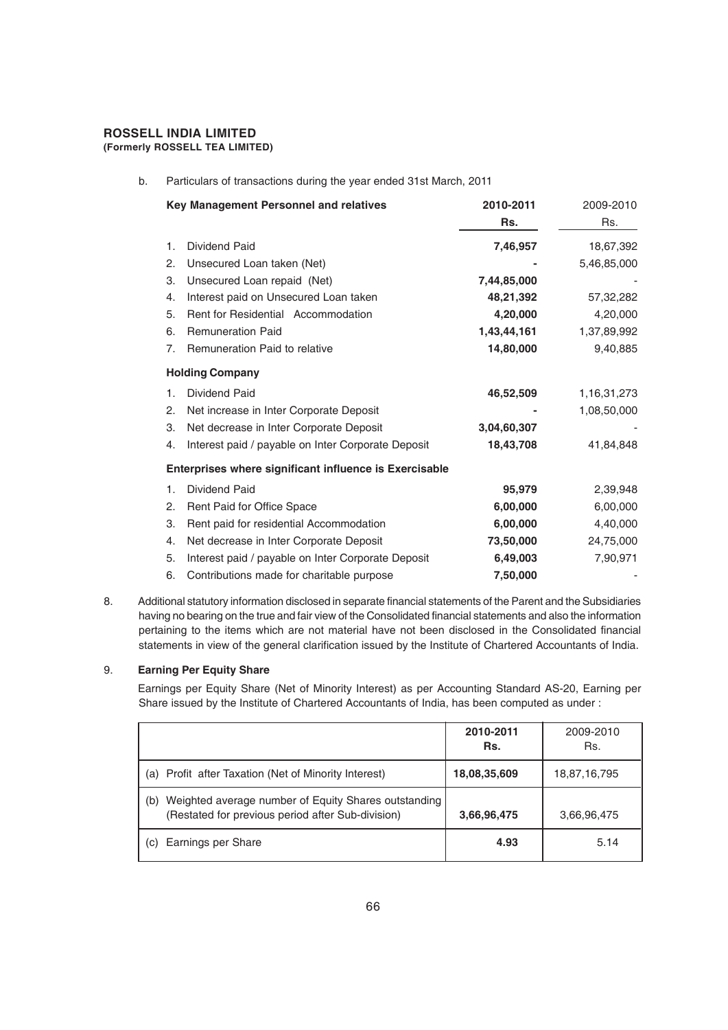**ROSSELL INDIA LIMITED**
**(Formerly ROSSELL TEA LIMITED)**

b. Particulars of transactions during the year ended 31st March, 2011

| Key Management Personnel and relatives | 2010-2011 Rs. | 2009-2010 Rs. |
|---|---|---|
| 1. Dividend Paid | **7,46,957** | 18,67,392 |
| 2. Unsecured Loan taken (Net) | **-** | 5,46,85,000 |
| 3. Unsecured Loan repaid (Net) | **7,44,85,000** | - |
| 4. Interest paid on Unsecured Loan taken | **48,21,392** | 57,32,282 |
| 5. Rent for Residential Accommodation | **4,20,000** | 4,20,000 |
| 6. Remuneration Paid | **1,43,44,161** | 1,37,89,992 |
| 7. Remuneration Paid to relative | **14,80,000** | 9,40,885 |
| **Holding Company** | | |
| 1. Dividend Paid | **46,52,509** | 1,16,31,273 |
| 2. Net increase in Inter Corporate Deposit | **-** | 1,08,50,000 |
| 3. Net decrease in Inter Corporate Deposit | **3,04,60,307** | - |
| 4. Interest paid / payable on Inter Corporate Deposit | **18,43,708** | 41,84,848 |
| **Enterprises where significant influence is Exercisable** | | |
| 1. Dividend Paid | **95,979** | 2,39,948 |
| 2. Rent Paid for Office Space | **6,00,000** | 6,00,000 |
| 3. Rent paid for residential Accommodation | **6,00,000** | 4,40,000 |
| 4. Net decrease in Inter Corporate Deposit | **73,50,000** | 24,75,000 |
| 5. Interest paid / payable on Inter Corporate Deposit | **6,49,003** | 7,90,971 |
| 6. Contributions made for charitable purpose | **7,50,000** | - |

8. Additional statutory information disclosed in separate financial statements of the Parent and the Subsidiaries having no bearing on the true and fair view of the Consolidated financial statements and also the information pertaining to the items which are not material have not been disclosed in the Consolidated financial statements in view of the general clarification issued by the Institute of Chartered Accountants of India.

9. **Earning Per Equity Share**

Earnings per Equity Share (Net of Minority Interest) as per Accounting Standard AS-20, Earning per Share issued by the Institute of Chartered Accountants of India, has been computed as under :

| | 2010-2011 Rs. | 2009-2010 Rs. |
|---|---|---|
| (a) Profit after Taxation (Net of Minority Interest) | **18,08,35,609** | 18,87,16,795 |
| (b) Weighted average number of Equity Shares outstanding (Restated for previous period after Sub-division) | **3,66,96,475** | 3,66,96,475 |
| (c) Earnings per Share | **4.93** | 5.14 |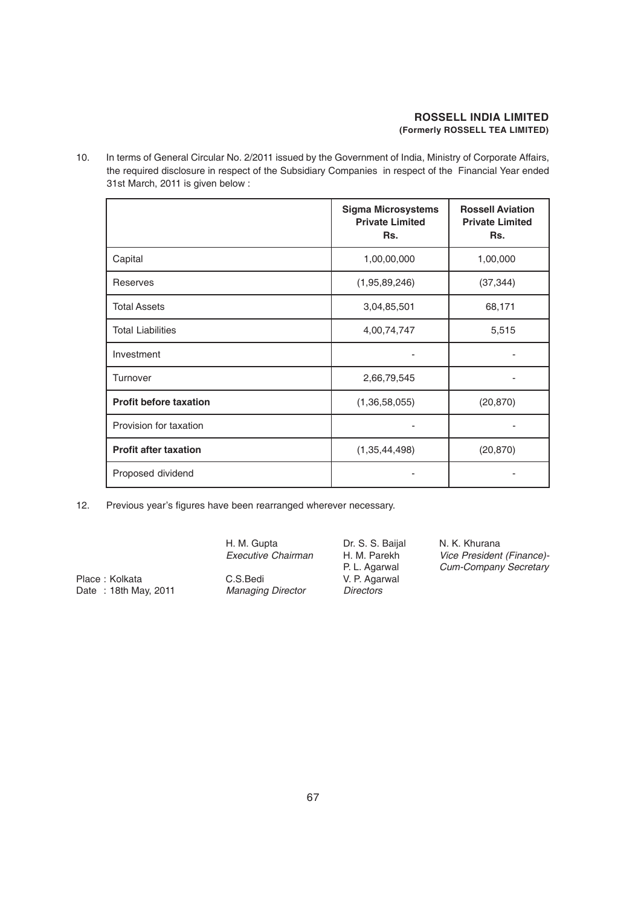10. In terms of General Circular No. 2/2011 issued by the Government of India, Ministry of Corporate Affairs, the required disclosure in respect of the Subsidiary Companies in respect of the Financial Year ended 31st March, 2011 is given below :

| | **Sigma Microsystems Private Limited Rs.** | **Rossell Aviation Private Limited Rs.** |
|---|---|---|
| Capital | 1,00,00,000 | 1,00,000 |
| Reserves | (1,95,89,246) | (37,344) |
| Total Assets | 3,04,85,501 | 68,171 |
| Total Liabilities | 4,00,74,747 | 5,515 |
| Investment | - | - |
| Turnover | 2,66,79,545 | - |
| **Profit before taxation** | (1,36,58,055) | (20,870) |
| Provision for taxation | - | - |
| **Profit after taxation** | (1,35,44,498) | (20,870) |
| Proposed dividend | - | - |

12. Previous year's figures have been rearranged wherever necessary.

H. M. Gupta
*Executive Chairman*

C.S.Bedi
*Managing Director*

Dr. S. S. Baijal
H. M. Parekh
P. L. Agarwal
V. P. Agarwal
*Directors*

N. K. Khurana
*Vice President (Finance)-Cum-Company Secretary*

Place : Kolkata
Date : 18th May, 2011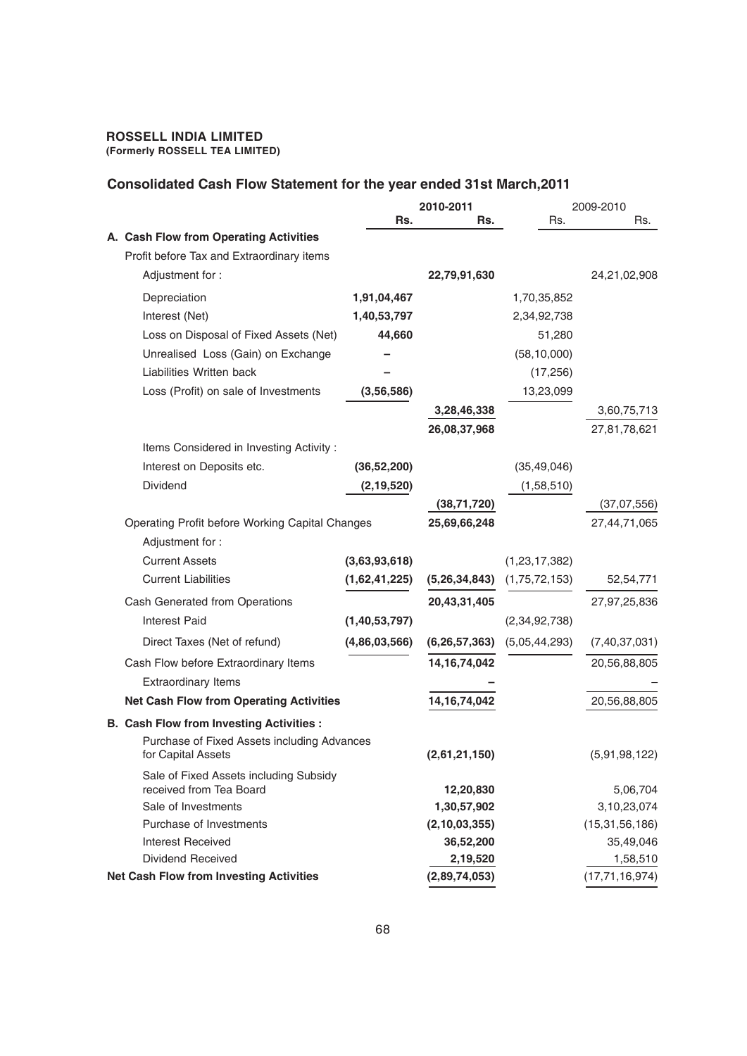**ROSSELL INDIA LIMITED**
**(Formerly ROSSELL TEA LIMITED)**

## Consolidated Cash Flow Statement for the year ended 31st March,2011

| | 2010-2011 | | 2009-2010 | |
|---|---|---|---|---|
| | Rs. | Rs. | Rs. | Rs. |
| **A. Cash Flow from Operating Activities** | | | | |
| Profit before Tax and Extraordinary items | | | | |
| Adjustment for : | | **22,79,91,630** | | 24,21,02,908 |
| Depreciation | **1,91,04,467** | | 1,70,35,852 | |
| Interest (Net) | **1,40,53,797** | | 2,34,92,738 | |
| Loss on Disposal of Fixed Assets (Net) | **44,660** | | 51,280 | |
| Unrealised Loss (Gain) on Exchange | **–** | | (58,10,000) | |
| Liabilities Written back | **–** | | (17,256) | |
| Loss (Profit) on sale of Investments | **(3,56,586)** | | 13,23,099 | |
| | | **3,28,46,338** | | 3,60,75,713 |
| | | **26,08,37,968** | | 27,81,78,621 |
| Items Considered in Investing Activity : | | | | |
| Interest on Deposits etc. | **(36,52,200)** | | (35,49,046) | |
| Dividend | **(2,19,520)** | | (1,58,510) | |
| | | **(38,71,720)** | | (37,07,556) |
| Operating Profit before Working Capital Changes | | **25,69,66,248** | | 27,44,71,065 |
| Adjustment for : | | | | |
| Current Assets | **(3,63,93,618)** | | (1,23,17,382) | |
| Current Liabilities | **(1,62,41,225)** | **(5,26,34,843)** | (1,75,72,153) | 52,54,771 |
| Cash Generated from Operations | | **20,43,31,405** | | 27,97,25,836 |
| Interest Paid | **(1,40,53,797)** | | (2,34,92,738) | |
| Direct Taxes (Net of refund) | **(4,86,03,566)** | **(6,26,57,363)** | (5,05,44,293) | (7,40,37,031) |
| Cash Flow before Extraordinary Items | | **14,16,74,042** | | 20,56,88,805 |
| Extraordinary Items | | **–** | | – |
| **Net Cash Flow from Operating Activities** | | **14,16,74,042** | | 20,56,88,805 |
| **B. Cash Flow from Investing Activities :** | | | | |
| Purchase of Fixed Assets including Advances for Capital Assets | | **(2,61,21,150)** | | (5,91,98,122) |
| Sale of Fixed Assets including Subsidy received from Tea Board | | **12,20,830** | | 5,06,704 |
| Sale of Investments | | **1,30,57,902** | | 3,10,23,074 |
| Purchase of Investments | | **(2,10,03,355)** | | (15,31,56,186) |
| Interest Received | | **36,52,200** | | 35,49,046 |
| Dividend Received | | **2,19,520** | | 1,58,510 |
| **Net Cash Flow from Investing Activities** | | **(2,89,74,053)** | | (17,71,16,974) |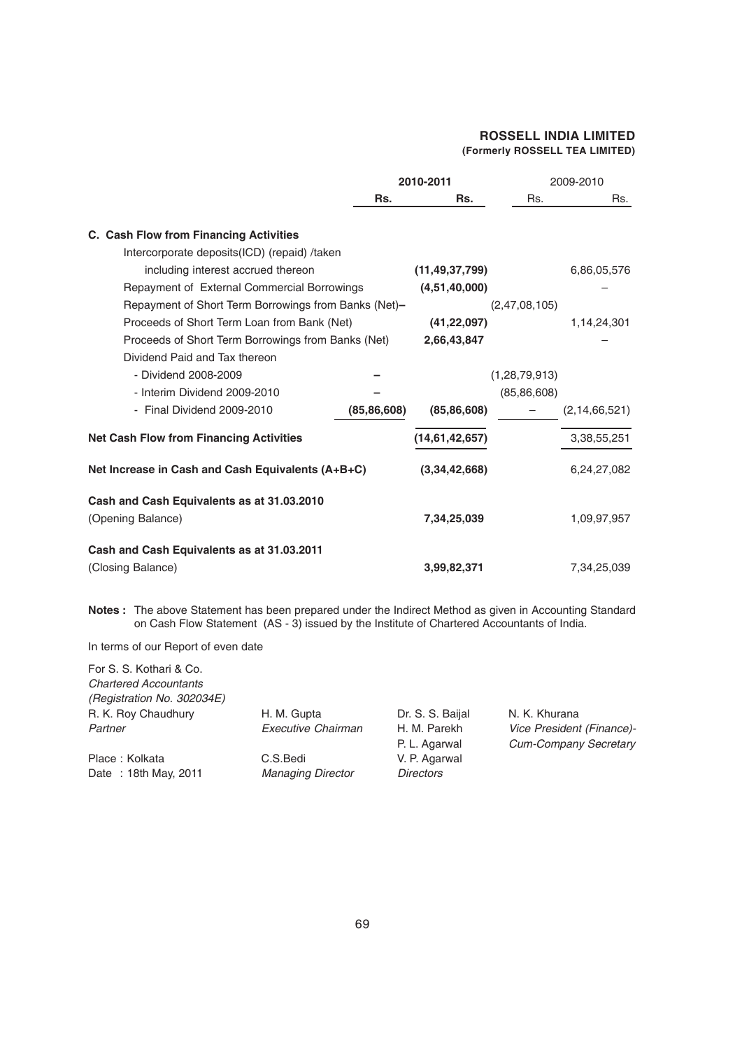**ROSSELL INDIA LIMITED**
**(Formerly ROSSELL TEA LIMITED)**

| | 2010-2011 | | 2009-2010 | |
|---|---|---|---|---|
| | **Rs.** | **Rs.** | Rs. | Rs. |
| **C. Cash Flow from Financing Activities** | | | | |
| Intercorporate deposits(ICD) (repaid) /taken including interest accrued thereon | | **(11,49,37,799)** | | 6,86,05,576 |
| Repayment of External Commercial Borrowings | | **(4,51,40,000)** | | – |
| Repayment of Short Term Borrowings from Banks (Net) | | **–** | (2,47,08,105) | |
| Proceeds of Short Term Loan from Bank (Net) | | **(41,22,097)** | | 1,14,24,301 |
| Proceeds of Short Term Borrowings from Banks (Net) | | **2,66,43,847** | | – |
| Dividend Paid and Tax thereon | | | | |
| - Dividend 2008-2009 | **–** | | (1,28,79,913) | |
| - Interim Dividend 2009-2010 | **–** | | (85,86,608) | |
| - Final Dividend 2009-2010 | **(85,86,608)** | **(85,86,608)** | – | (2,14,66,521) |
| **Net Cash Flow from Financing Activities** | | **(14,61,42,657)** | | 3,38,55,251 |
| **Net Increase in Cash and Cash Equivalents (A+B+C)** | | **(3,34,42,668)** | | 6,24,27,082 |
| **Cash and Cash Equivalents as at 31.03.2010** | | | | |
| (Opening Balance) | | **7,34,25,039** | | 1,09,97,957 |
| **Cash and Cash Equivalents as at 31.03.2011** | | | | |
| (Closing Balance) | | **3,99,82,371** | | 7,34,25,039 |

**Notes :** The above Statement has been prepared under the Indirect Method as given in Accounting Standard on Cash Flow Statement (AS - 3) issued by the Institute of Chartered Accountants of India.

In terms of our Report of even date

For S. S. Kothari & Co.
*Chartered Accountants*
*(Registration No. 302034E)*
R. K. Roy Chaudhury
*Partner*

Place : Kolkata
Date : 18th May, 2011

H. M. Gupta
*Executive Chairman*

C.S.Bedi
*Managing Director*

Dr. S. S. Baijal
H. M. Parekh
P. L. Agarwal
V. P. Agarwal
*Directors*

N. K. Khurana
*Vice President (Finance)-Cum-Company Secretary*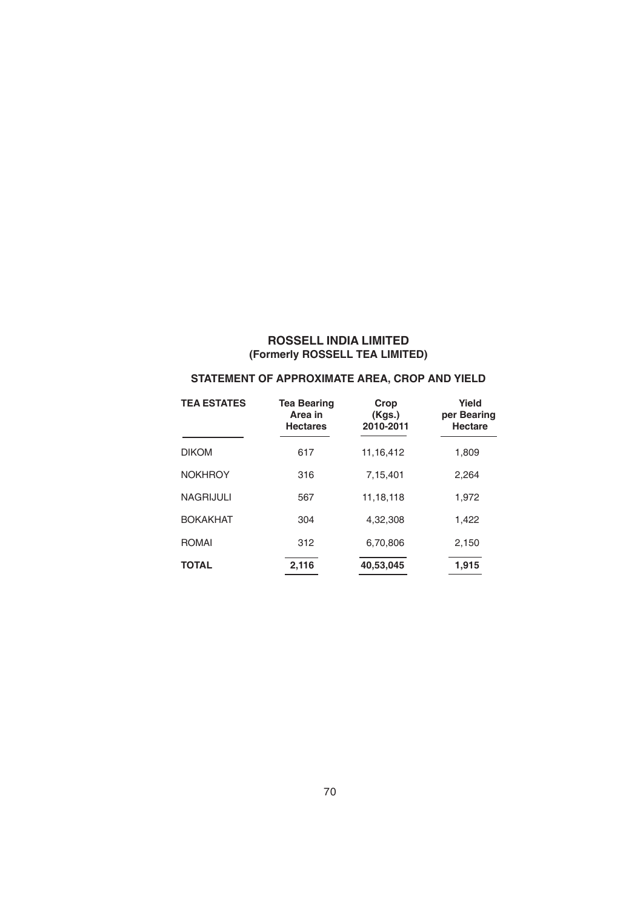# ROSSELL INDIA LIMITED
## (Formerly ROSSELL TEA LIMITED)

### STATEMENT OF APPROXIMATE AREA, CROP AND YIELD

| TEA ESTATES | Tea Bearing Area in Hectares | Crop (Kgs.) 2010-2011 | Yield per Bearing Hectare |
|---|---|---|---|
| DIKOM | 617 | 11,16,412 | 1,809 |
| NOKHROY | 316 | 7,15,401 | 2,264 |
| NAGRIJULI | 567 | 11,18,118 | 1,972 |
| BOKAKHAT | 304 | 4,32,308 | 1,422 |
| ROMAI | 312 | 6,70,806 | 2,150 |
| **TOTAL** | **2,116** | **40,53,045** | **1,915** |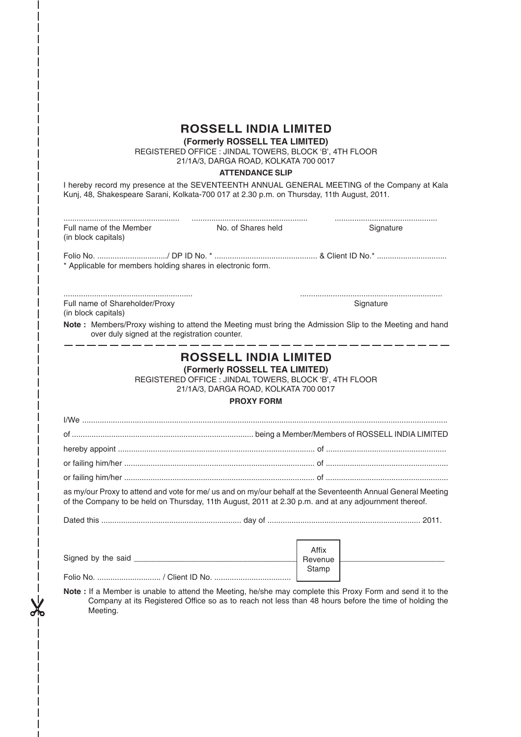# ROSSELL INDIA LIMITED

**(Formerly ROSSELL TEA LIMITED)**

REGISTERED OFFICE : JINDAL TOWERS, BLOCK 'B', 4TH FLOOR
21/1A/3, DARGA ROAD, KOLKATA 700 0017

**ATTENDANCE SLIP**

I hereby record my presence at the SEVENTEENTH ANNUAL GENERAL MEETING of the Company at Kala Kunj, 48, Shakespeare Sarani, Kolkata-700 017 at 2.30 p.m. on Thursday, 11th August, 2011.

..................................................... ..................................................... ...............................................

Full name of the Member (in block capitals) | No. of Shares held | Signature

Folio No. ................................/ DP ID No. * .............................................. & Client ID No.* ...............................

\* Applicable for members holding shares in electronic form.

........................................................... .................................................................

Full name of Shareholder/Proxy (in block capitals) | Signature

**Note :** Members/Proxy wishing to attend the Meeting must bring the Admission Slip to the Meeting and hand over duly signed at the registration counter.

---

# ROSSELL INDIA LIMITED

**(Formerly ROSSELL TEA LIMITED)**

REGISTERED OFFICE : JINDAL TOWERS, BLOCK 'B', 4TH FLOOR
21/1A/3, DARGA ROAD, KOLKATA 700 0017

**PROXY FORM**

I/We ....................................................................................................................................................................

of .................................................................................. being a Member/Members of ROSSELL INDIA LIMITED

hereby appoint .......................................................................................... of ......................................................

or failing him/her ....................................................................................... of .......................................................

or failing him/her ....................................................................................... of .......................................................

as my/our Proxy to attend and vote for me/ us and on my/our behalf at the Seventeenth Annual General Meeting of the Company to be held on Thursday, 11th August, 2011 at 2.30 p.m. and at any adjournment thereof.

Dated this ................................................................ day of ..................................................................... 2011.

Signed by the said ______________________________________ Affix Revenue Stamp ________________________

Folio No. ............................ / Client ID No. ..................................

**Note :** If a Member is unable to attend the Meeting, he/she may complete this Proxy Form and send it to the Company at its Registered Office so as to reach not less than 48 hours before the time of holding the Meeting.